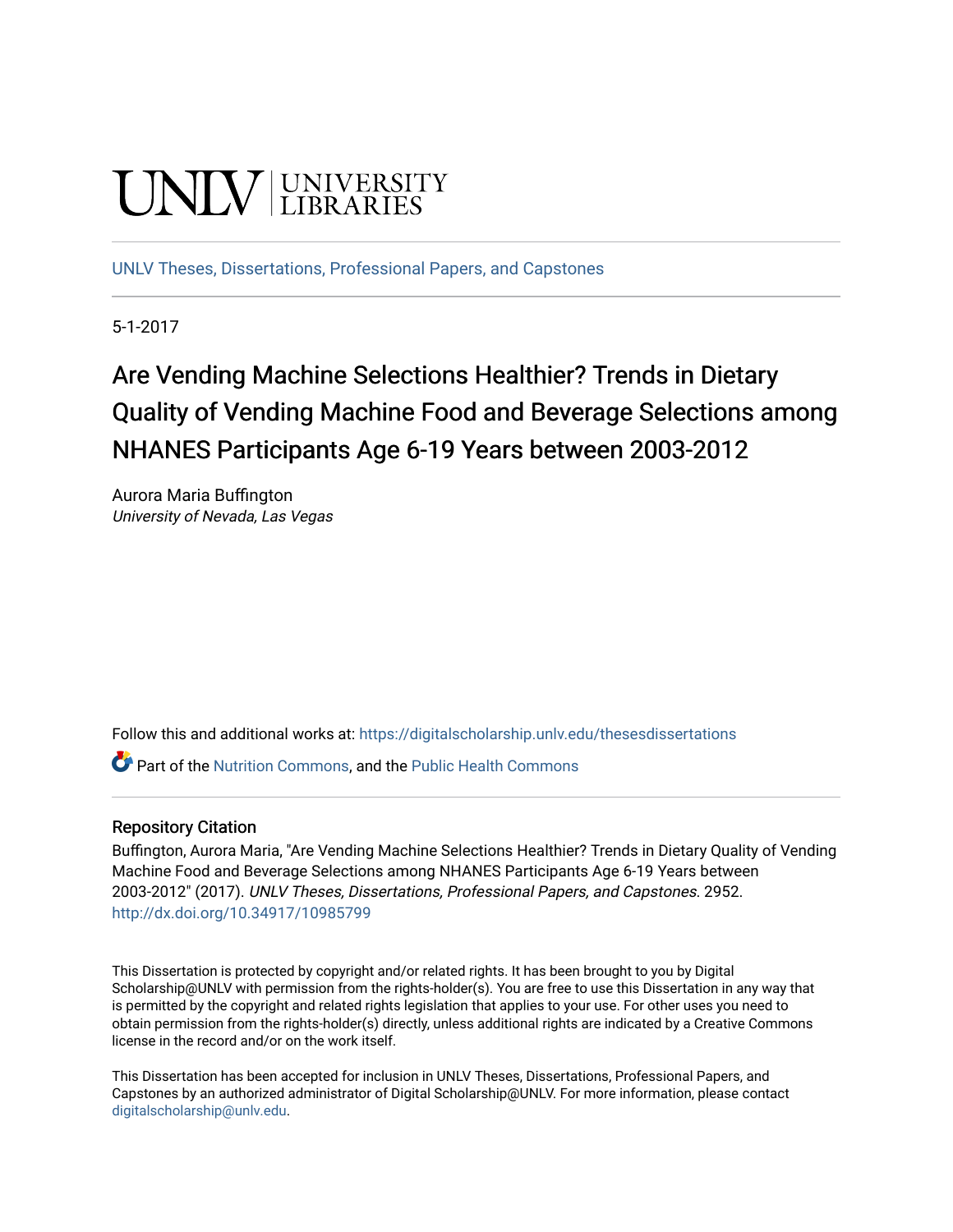UNLV | UNIVERSITY LIBRARIES

UNLV Theses, Dissertations, Professional Papers, and Capstones

5-1-2017

# Are Vending Machine Selections Healthier? Trends in Dietary Quality of Vending Machine Food and Beverage Selections among NHANES Participants Age 6-19 Years between 2003-2012

Aurora Maria Buffington
*University of Nevada, Las Vegas*

Follow this and additional works at: https://digitalscholarship.unlv.edu/thesesdissertations

Part of the Nutrition Commons, and the Public Health Commons

## Repository Citation

Buffington, Aurora Maria, "Are Vending Machine Selections Healthier? Trends in Dietary Quality of Vending Machine Food and Beverage Selections among NHANES Participants Age 6-19 Years between 2003-2012" (2017). *UNLV Theses, Dissertations, Professional Papers, and Capstones*. 2952.
http://dx.doi.org/10.34917/10985799

This Dissertation is protected by copyright and/or related rights. It has been brought to you by Digital Scholarship@UNLV with permission from the rights-holder(s). You are free to use this Dissertation in any way that is permitted by the copyright and related rights legislation that applies to your use. For other uses you need to obtain permission from the rights-holder(s) directly, unless additional rights are indicated by a Creative Commons license in the record and/or on the work itself.

This Dissertation has been accepted for inclusion in UNLV Theses, Dissertations, Professional Papers, and Capstones by an authorized administrator of Digital Scholarship@UNLV. For more information, please contact digitalscholarship@unlv.edu.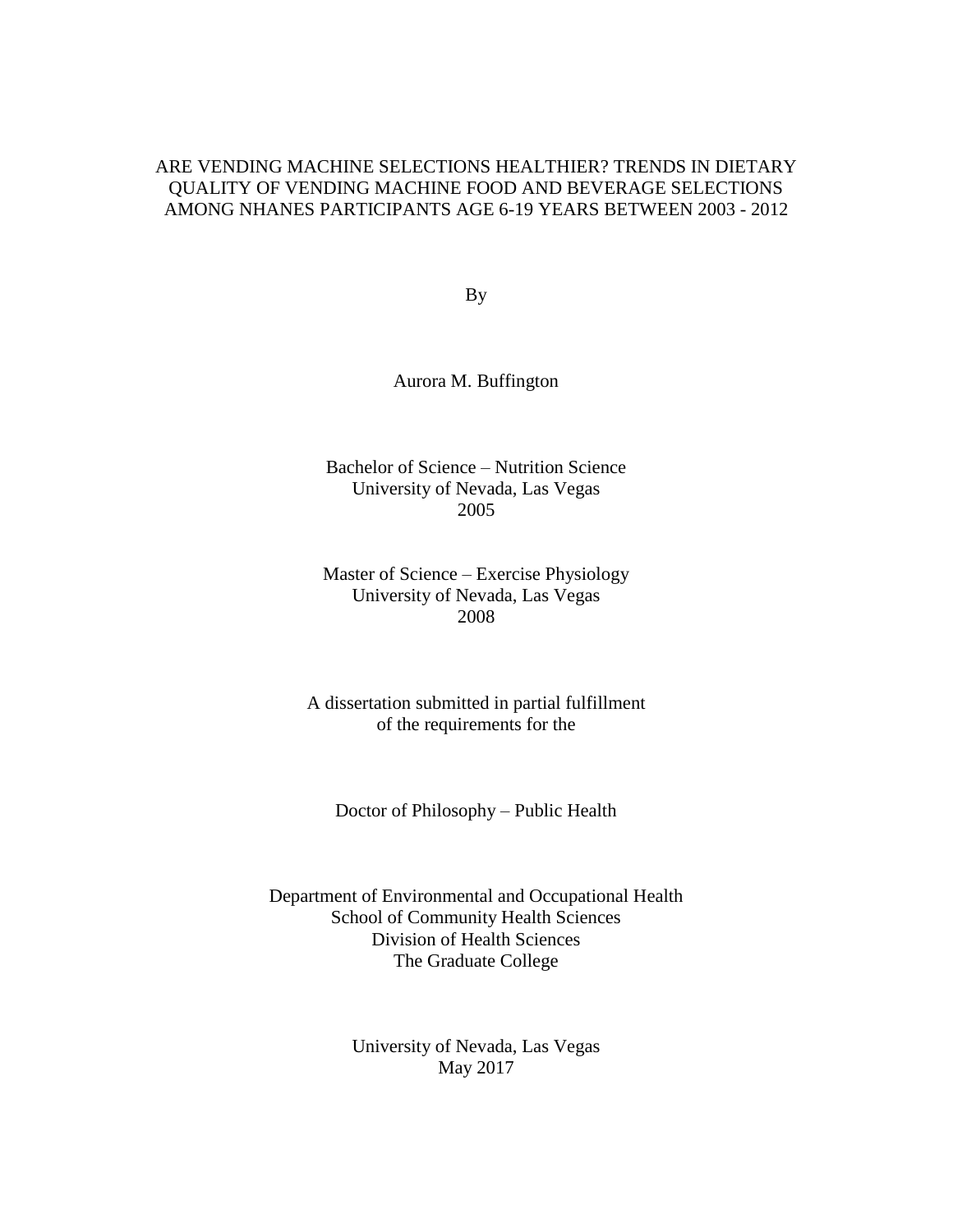# ARE VENDING MACHINE SELECTIONS HEALTHIER? TRENDS IN DIETARY QUALITY OF VENDING MACHINE FOOD AND BEVERAGE SELECTIONS AMONG NHANES PARTICIPANTS AGE 6-19 YEARS BETWEEN 2003 - 2012

By

Aurora M. Buffington

Bachelor of Science – Nutrition Science
University of Nevada, Las Vegas
2005

Master of Science – Exercise Physiology
University of Nevada, Las Vegas
2008

A dissertation submitted in partial fulfillment
of the requirements for the

Doctor of Philosophy – Public Health

Department of Environmental and Occupational Health
School of Community Health Sciences
Division of Health Sciences
The Graduate College

University of Nevada, Las Vegas
May 2017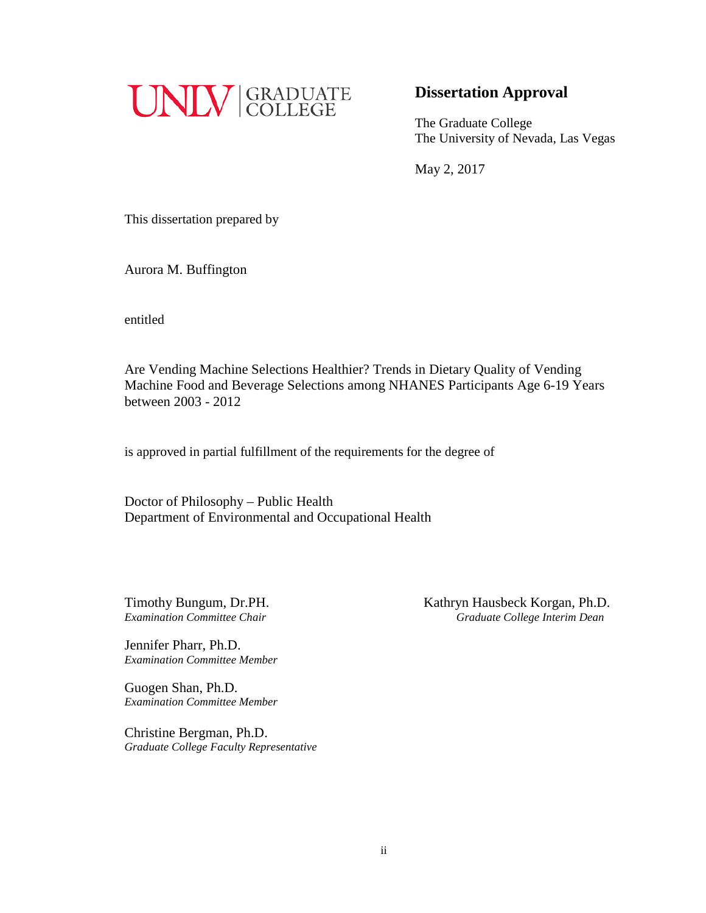UNLV | GRADUATE COLLEGE

## Dissertation Approval

The Graduate College
The University of Nevada, Las Vegas

May 2, 2017

This dissertation prepared by

Aurora M. Buffington

entitled

Are Vending Machine Selections Healthier? Trends in Dietary Quality of Vending Machine Food and Beverage Selections among NHANES Participants Age 6-19 Years between 2003 - 2012

is approved in partial fulfillment of the requirements for the degree of

Doctor of Philosophy – Public Health
Department of Environmental and Occupational Health

Timothy Bungum, Dr.PH.
*Examination Committee Chair*

Jennifer Pharr, Ph.D.
*Examination Committee Member*

Guogen Shan, Ph.D.
*Examination Committee Member*

Christine Bergman, Ph.D.
*Graduate College Faculty Representative*

Kathryn Hausbeck Korgan, Ph.D.
*Graduate College Interim Dean*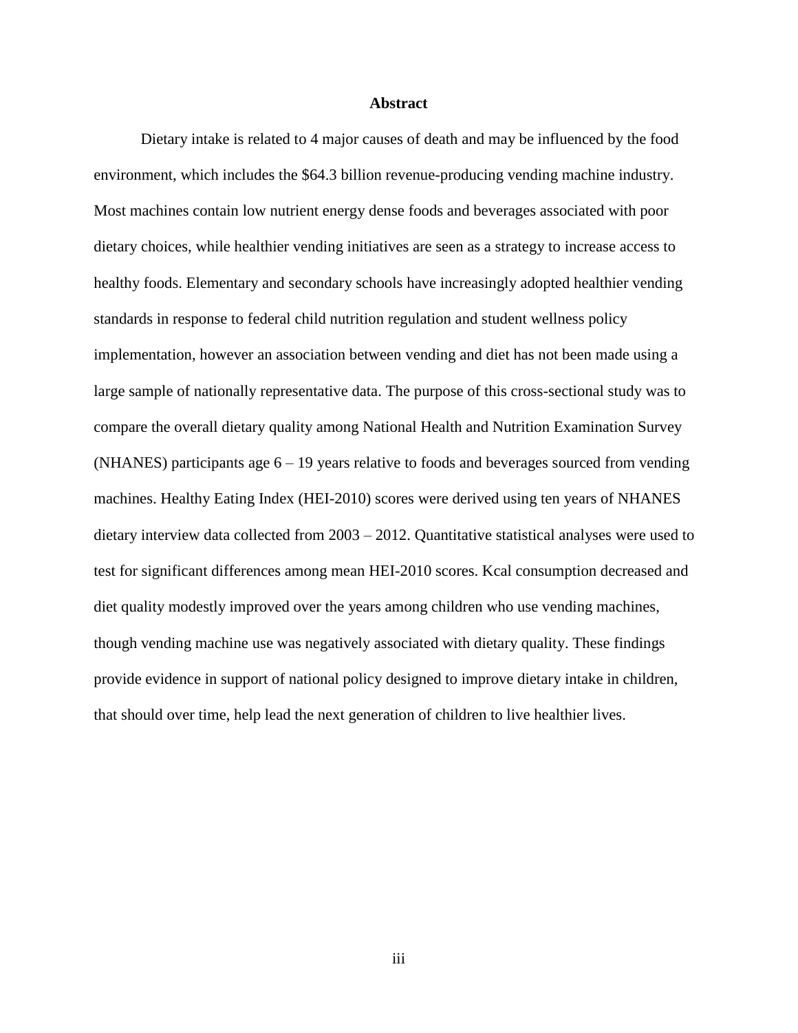# Abstract

Dietary intake is related to 4 major causes of death and may be influenced by the food environment, which includes the $64.3 billion revenue-producing vending machine industry. Most machines contain low nutrient energy dense foods and beverages associated with poor dietary choices, while healthier vending initiatives are seen as a strategy to increase access to healthy foods. Elementary and secondary schools have increasingly adopted healthier vending standards in response to federal child nutrition regulation and student wellness policy implementation, however an association between vending and diet has not been made using a large sample of nationally representative data. The purpose of this cross-sectional study was to compare the overall dietary quality among National Health and Nutrition Examination Survey (NHANES) participants age 6 – 19 years relative to foods and beverages sourced from vending machines. Healthy Eating Index (HEI-2010) scores were derived using ten years of NHANES dietary interview data collected from 2003 – 2012. Quantitative statistical analyses were used to test for significant differences among mean HEI-2010 scores. Kcal consumption decreased and diet quality modestly improved over the years among children who use vending machines, though vending machine use was negatively associated with dietary quality. These findings provide evidence in support of national policy designed to improve dietary intake in children, that should over time, help lead the next generation of children to live healthier lives.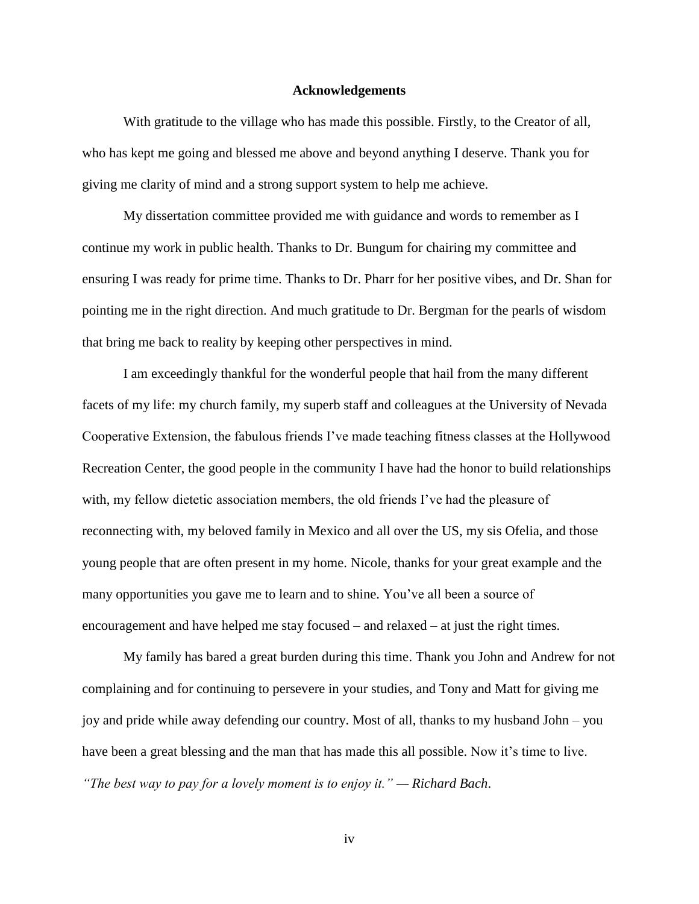# Acknowledgements

With gratitude to the village who has made this possible. Firstly, to the Creator of all, who has kept me going and blessed me above and beyond anything I deserve. Thank you for giving me clarity of mind and a strong support system to help me achieve.

My dissertation committee provided me with guidance and words to remember as I continue my work in public health. Thanks to Dr. Bungum for chairing my committee and ensuring I was ready for prime time. Thanks to Dr. Pharr for her positive vibes, and Dr. Shan for pointing me in the right direction. And much gratitude to Dr. Bergman for the pearls of wisdom that bring me back to reality by keeping other perspectives in mind.

I am exceedingly thankful for the wonderful people that hail from the many different facets of my life: my church family, my superb staff and colleagues at the University of Nevada Cooperative Extension, the fabulous friends I've made teaching fitness classes at the Hollywood Recreation Center, the good people in the community I have had the honor to build relationships with, my fellow dietetic association members, the old friends I've had the pleasure of reconnecting with, my beloved family in Mexico and all over the US, my sis Ofelia, and those young people that are often present in my home. Nicole, thanks for your great example and the many opportunities you gave me to learn and to shine. You've all been a source of encouragement and have helped me stay focused – and relaxed – at just the right times.

My family has bared a great burden during this time. Thank you John and Andrew for not complaining and for continuing to persevere in your studies, and Tony and Matt for giving me joy and pride while away defending our country. Most of all, thanks to my husband John – you have been a great blessing and the man that has made this all possible. Now it's time to live. *"The best way to pay for a lovely moment is to enjoy it." — Richard Bach*.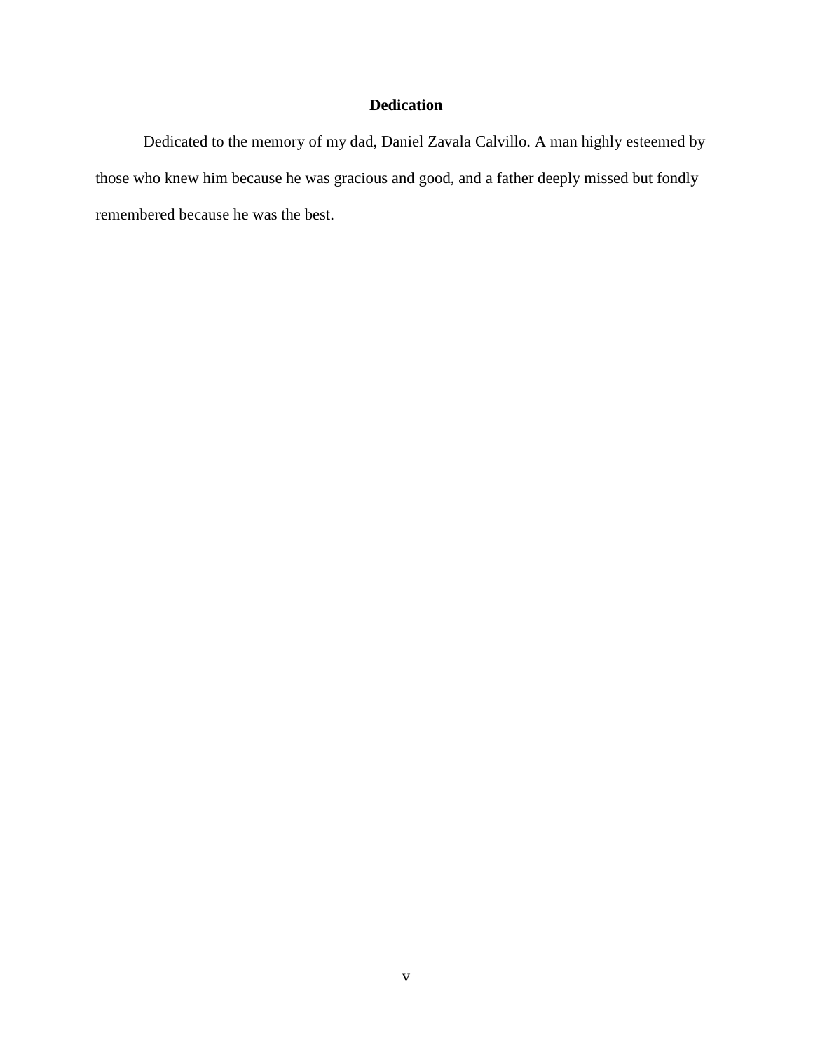# Dedication

Dedicated to the memory of my dad, Daniel Zavala Calvillo. A man highly esteemed by those who knew him because he was gracious and good, and a father deeply missed but fondly remembered because he was the best.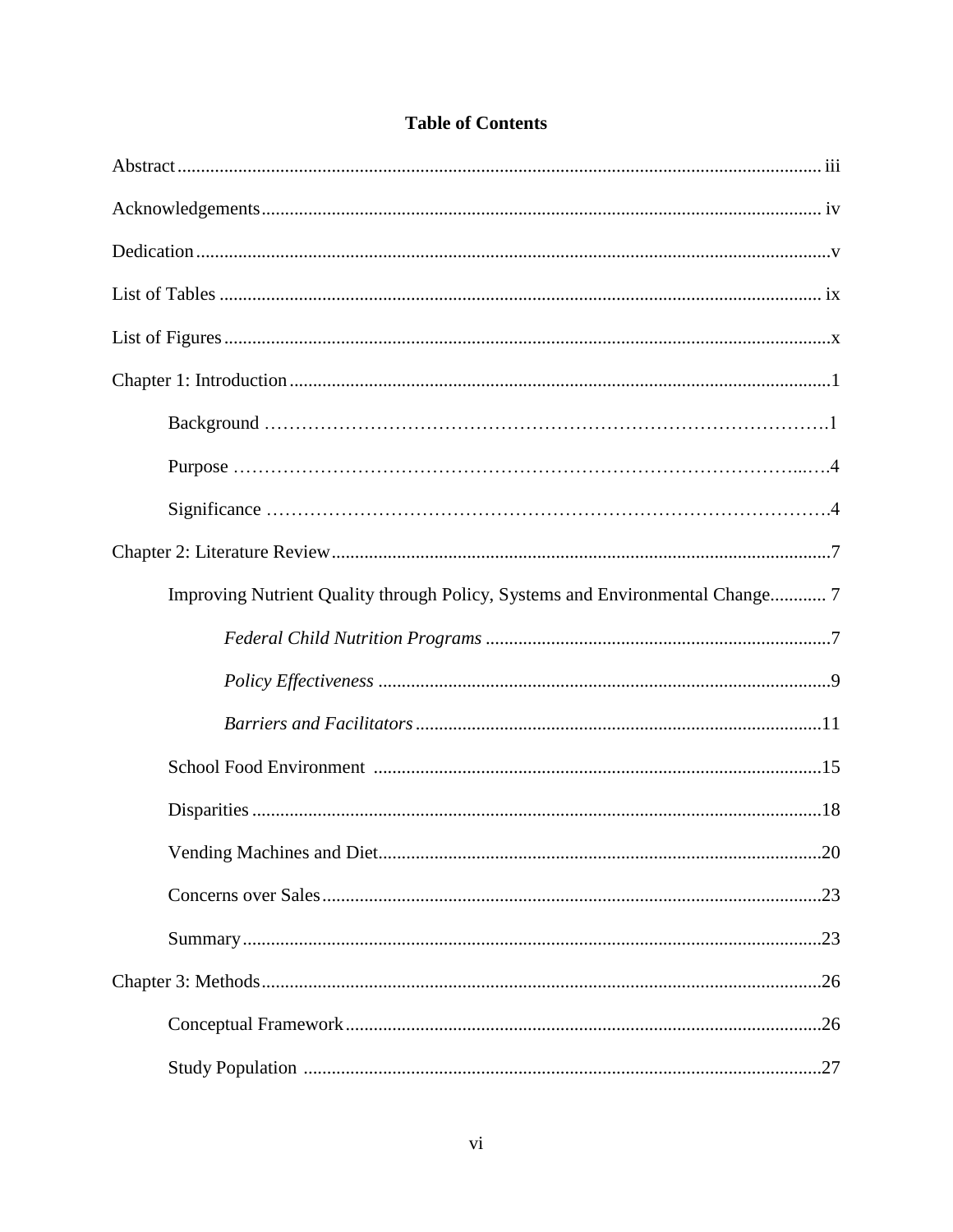# Table of Contents

Abstract ........................................................................................................................ iii

Acknowledgements ...................................................................................................... iv

Dedication ......................................................................................................................v

List of Tables ................................................................................................................ ix

List of Figures ................................................................................................................x

Chapter 1: Introduction ..................................................................................................1

- Background ..................................................................................................1
- Purpose .........................................................................................................4
- Significance ...................................................................................................4

Chapter 2: Literature Review .........................................................................................7

- Improving Nutrient Quality through Policy, Systems and Environmental Change............ 7
  - *Federal Child Nutrition Programs* ..........................................................................7
  - *Policy Effectiveness* ................................................................................................9
  - *Barriers and Facilitators* ......................................................................................11
- School Food Environment ...............................................................................................15
- Disparities .........................................................................................................................18
- Vending Machines and Diet..............................................................................................20
- Concerns over Sales..........................................................................................................23
- Summary ...........................................................................................................................23

Chapter 3: Methods .......................................................................................................26

- Conceptual Framework .....................................................................................................26
- Study Population ..............................................................................................................27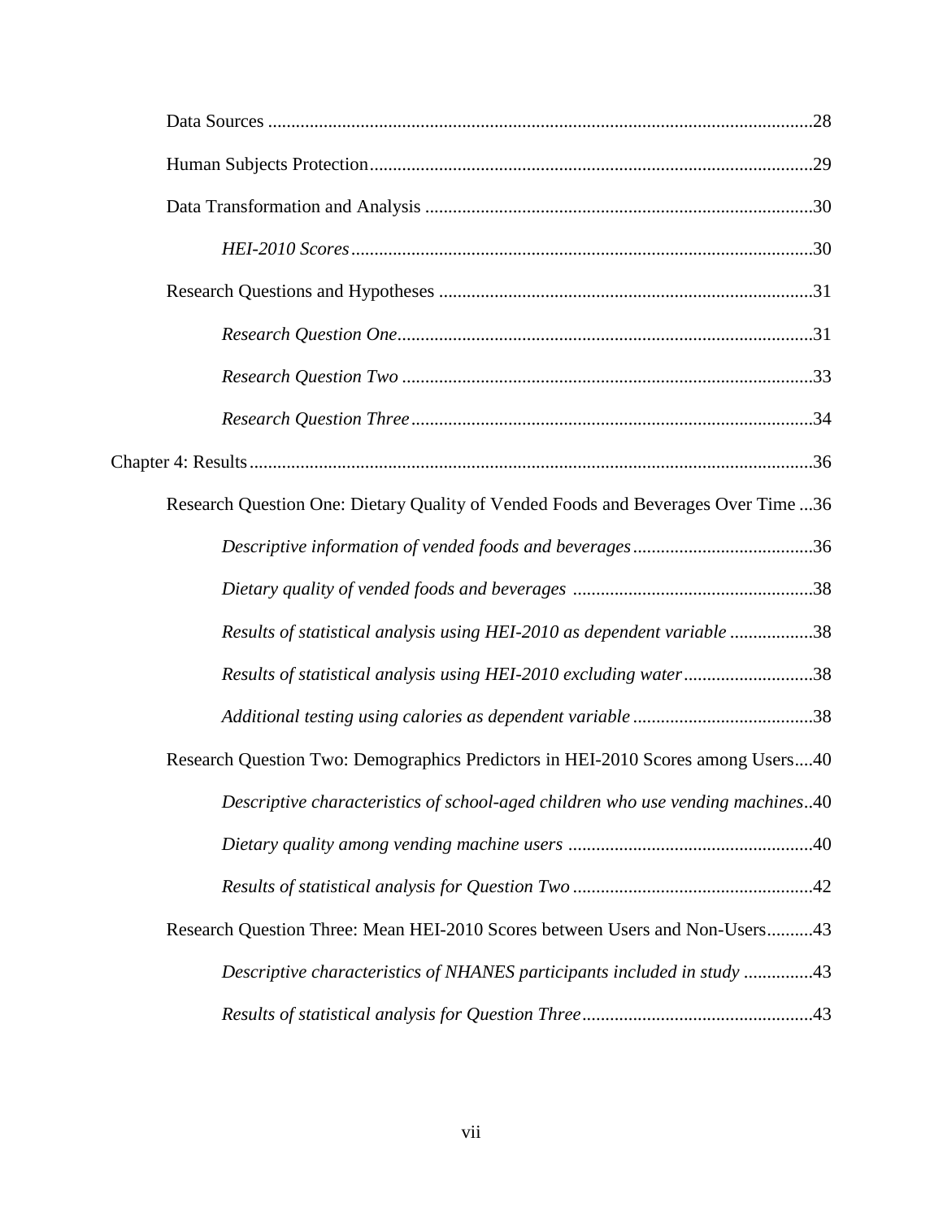Data Sources ....................................................................................................................28

Human Subjects Protection...............................................................................................29

Data Transformation and Analysis ..................................................................................30

*HEI-2010 Scores*...................................................................................................30

Research Questions and Hypotheses ................................................................................31

*Research Question One*.........................................................................................31

*Research Question Two* ........................................................................................33

*Research Question Three*......................................................................................34

Chapter 4: Results.........................................................................................................................36

Research Question One: Dietary Quality of Vended Foods and Beverages Over Time ...36

*Descriptive information of vended foods and beverages*.......................................36

*Dietary quality of vended foods and beverages* ...................................................38

*Results of statistical analysis using HEI-2010 as dependent variable* ..................38

*Results of statistical analysis using HEI-2010 excluding water*............................38

*Additional testing using calories as dependent variable* .......................................38

Research Question Two: Demographics Predictors in HEI-2010 Scores among Users....40

*Descriptive characteristics of school-aged children who use vending machines*..40

*Dietary quality among vending machine users* ....................................................40

*Results of statistical analysis for Question Two* ...................................................42

Research Question Three: Mean HEI-2010 Scores between Users and Non-Users..........43

*Descriptive characteristics of NHANES participants included in study* ...............43

*Results of statistical analysis for Question Three*.................................................43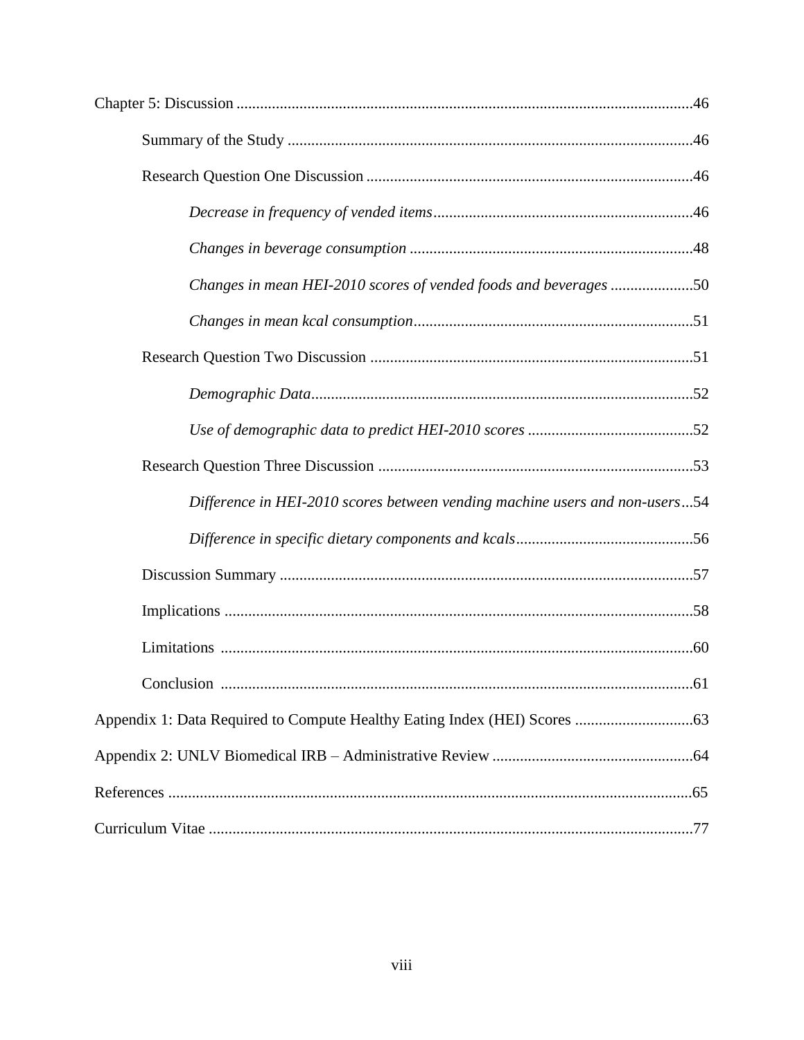Chapter 5: Discussion ....................................................................................................................46

Summary of the Study .......................................................................................................46

Research Question One Discussion ...................................................................................46

*Decrease in frequency of vended items*..................................................................46

*Changes in beverage consumption* ........................................................................48

*Changes in mean HEI-2010 scores of vended foods and beverages* .....................50

*Changes in mean kcal consumption*.......................................................................51

Research Question Two Discussion ..................................................................................51

*Demographic Data*.................................................................................................52

*Use of demographic data to predict HEI-2010 scores* ..........................................52

Research Question Three Discussion ................................................................................53

*Difference in HEI-2010 scores between vending machine users and non-users*...54

*Difference in specific dietary components and kcals*.............................................56

Discussion Summary .........................................................................................................57

Implications .......................................................................................................................58

Limitations ........................................................................................................................60

Conclusion ........................................................................................................................61

Appendix 1: Data Required to Compute Healthy Eating Index (HEI) Scores ..............................63

Appendix 2: UNLV Biomedical IRB – Administrative Review ...................................................64

References .....................................................................................................................................65

Curriculum Vitae ...........................................................................................................................77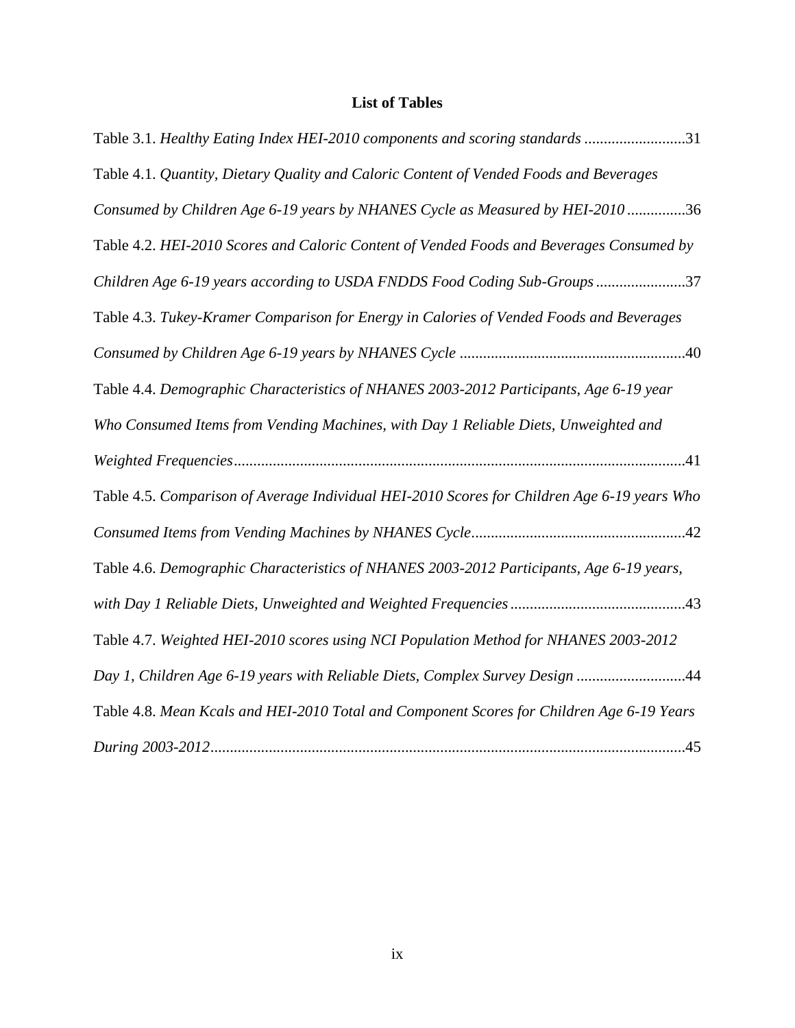# List of Tables

Table 3.1. *Healthy Eating Index HEI-2010 components and scoring standards* ..........................31

Table 4.1. *Quantity, Dietary Quality and Caloric Content of Vended Foods and Beverages Consumed by Children Age 6-19 years by NHANES Cycle as Measured by HEI-2010* ...............36

Table 4.2. *HEI-2010 Scores and Caloric Content of Vended Foods and Beverages Consumed by Children Age 6-19 years according to USDA FNDDS Food Coding Sub-Groups* .......................37

Table 4.3. *Tukey-Kramer Comparison for Energy in Calories of Vended Foods and Beverages Consumed by Children Age 6-19 years by NHANES Cycle* .........................................................40

Table 4.4. *Demographic Characteristics of NHANES 2003-2012 Participants, Age 6-19 year Who Consumed Items from Vending Machines, with Day 1 Reliable Diets, Unweighted and Weighted Frequencies*...................................................................................................................41

Table 4.5. *Comparison of Average Individual HEI-2010 Scores for Children Age 6-19 years Who Consumed Items from Vending Machines by NHANES Cycle*......................................................42

Table 4.6. *Demographic Characteristics of NHANES 2003-2012 Participants, Age 6-19 years, with Day 1 Reliable Diets, Unweighted and Weighted Frequencies*............................................43

Table 4.7. *Weighted HEI-2010 scores using NCI Population Method for NHANES 2003-2012 Day 1, Children Age 6-19 years with Reliable Diets, Complex Survey Design* ...........................44

Table 4.8. *Mean Kcals and HEI-2010 Total and Component Scores for Children Age 6-19 Years During 2003-2012*.........................................................................................................................45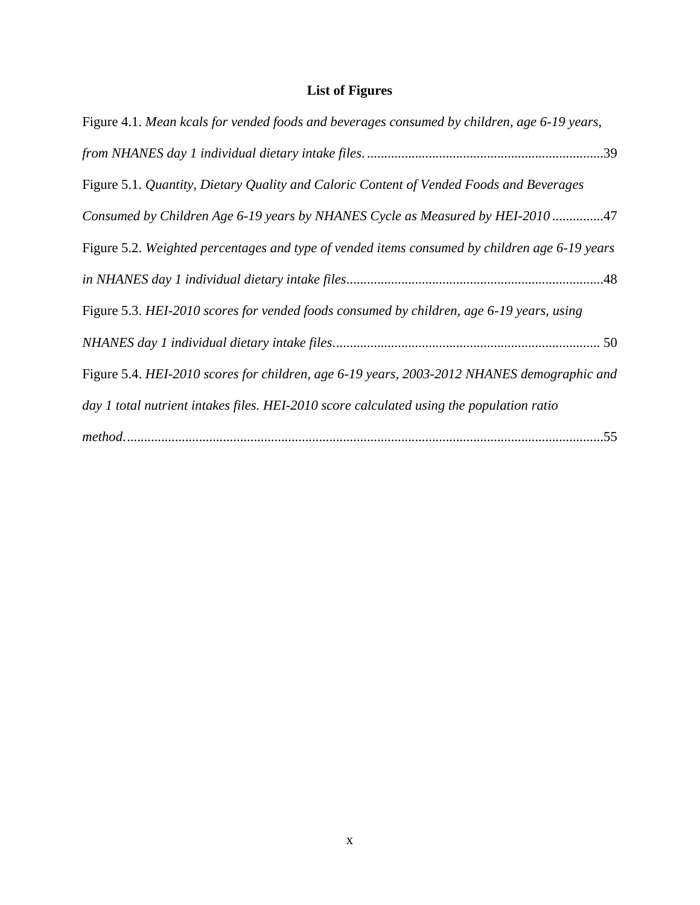# List of Figures

Figure 4.1. *Mean kcals for vended foods and beverages consumed by children, age 6-19 years, from NHANES day 1 individual dietary intake files.* ....................................................................39

Figure 5.1. *Quantity, Dietary Quality and Caloric Content of Vended Foods and Beverages Consumed by Children Age 6-19 years by NHANES Cycle as Measured by HEI-2010* ...............47

Figure 5.2. *Weighted percentages and type of vended items consumed by children age 6-19 years in NHANES day 1 individual dietary intake files*..........................................................................48

Figure 5.3. *HEI-2010 scores for vended foods consumed by children, age 6-19 years, using NHANES day 1 individual dietary intake files*............................................................................. 50

Figure 5.4. *HEI-2010 scores for children, age 6-19 years, 2003-2012 NHANES demographic and day 1 total nutrient intakes files. HEI-2010 score calculated using the population ratio method*.........................................................................................................................................55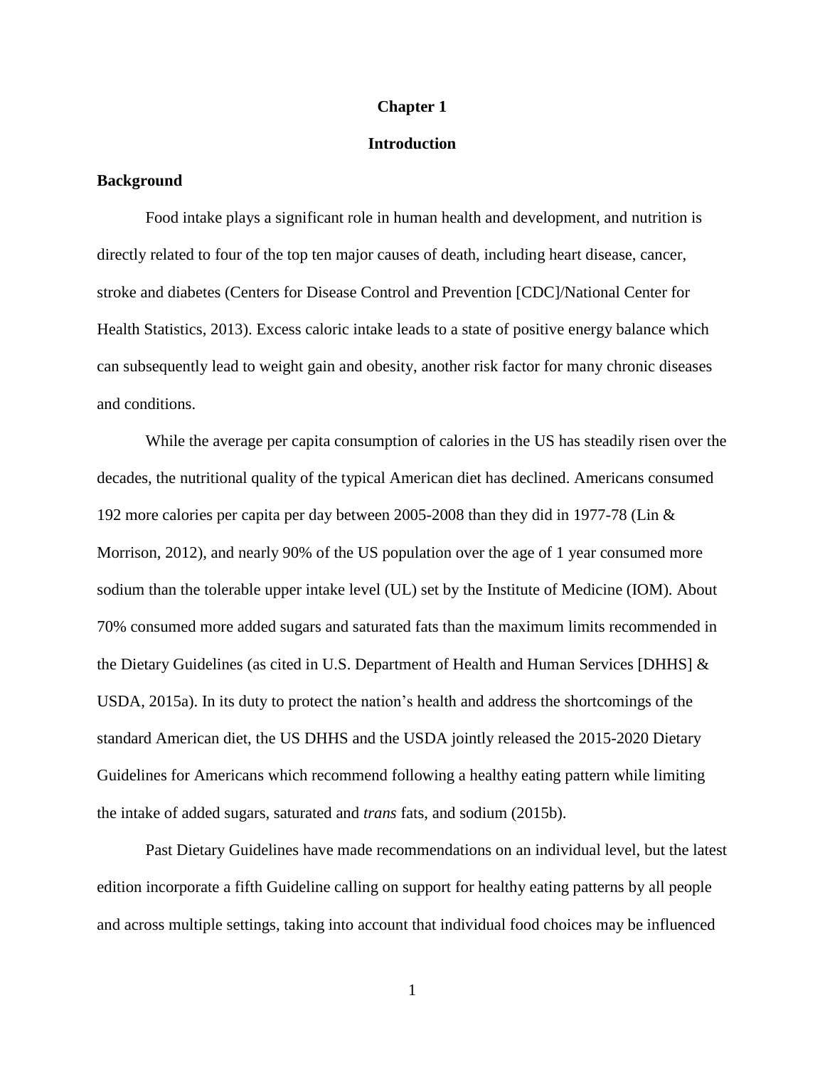# Chapter 1

# Introduction

## Background

Food intake plays a significant role in human health and development, and nutrition is directly related to four of the top ten major causes of death, including heart disease, cancer, stroke and diabetes (Centers for Disease Control and Prevention [CDC]/National Center for Health Statistics, 2013). Excess caloric intake leads to a state of positive energy balance which can subsequently lead to weight gain and obesity, another risk factor for many chronic diseases and conditions.

While the average per capita consumption of calories in the US has steadily risen over the decades, the nutritional quality of the typical American diet has declined. Americans consumed 192 more calories per capita per day between 2005-2008 than they did in 1977-78 (Lin & Morrison, 2012), and nearly 90% of the US population over the age of 1 year consumed more sodium than the tolerable upper intake level (UL) set by the Institute of Medicine (IOM). About 70% consumed more added sugars and saturated fats than the maximum limits recommended in the Dietary Guidelines (as cited in U.S. Department of Health and Human Services [DHHS] & USDA, 2015a). In its duty to protect the nation's health and address the shortcomings of the standard American diet, the US DHHS and the USDA jointly released the 2015-2020 Dietary Guidelines for Americans which recommend following a healthy eating pattern while limiting the intake of added sugars, saturated and *trans* fats, and sodium (2015b).

Past Dietary Guidelines have made recommendations on an individual level, but the latest edition incorporate a fifth Guideline calling on support for healthy eating patterns by all people and across multiple settings, taking into account that individual food choices may be influenced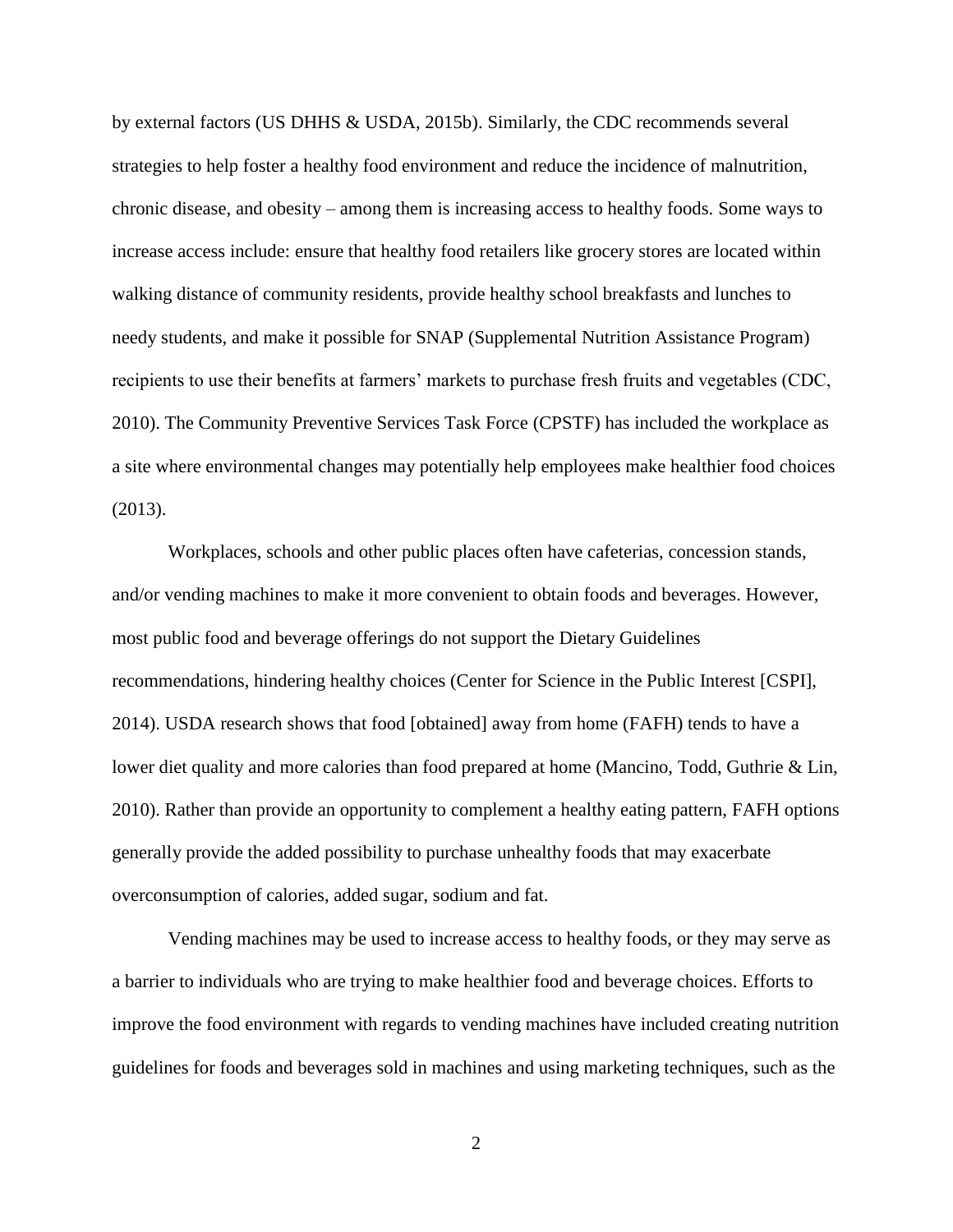by external factors (US DHHS & USDA, 2015b). Similarly, the CDC recommends several strategies to help foster a healthy food environment and reduce the incidence of malnutrition, chronic disease, and obesity – among them is increasing access to healthy foods. Some ways to increase access include: ensure that healthy food retailers like grocery stores are located within walking distance of community residents, provide healthy school breakfasts and lunches to needy students, and make it possible for SNAP (Supplemental Nutrition Assistance Program) recipients to use their benefits at farmers' markets to purchase fresh fruits and vegetables (CDC, 2010). The Community Preventive Services Task Force (CPSTF) has included the workplace as a site where environmental changes may potentially help employees make healthier food choices (2013).

Workplaces, schools and other public places often have cafeterias, concession stands, and/or vending machines to make it more convenient to obtain foods and beverages. However, most public food and beverage offerings do not support the Dietary Guidelines recommendations, hindering healthy choices (Center for Science in the Public Interest [CSPI], 2014). USDA research shows that food [obtained] away from home (FAFH) tends to have a lower diet quality and more calories than food prepared at home (Mancino, Todd, Guthrie & Lin, 2010). Rather than provide an opportunity to complement a healthy eating pattern, FAFH options generally provide the added possibility to purchase unhealthy foods that may exacerbate overconsumption of calories, added sugar, sodium and fat.

Vending machines may be used to increase access to healthy foods, or they may serve as a barrier to individuals who are trying to make healthier food and beverage choices. Efforts to improve the food environment with regards to vending machines have included creating nutrition guidelines for foods and beverages sold in machines and using marketing techniques, such as the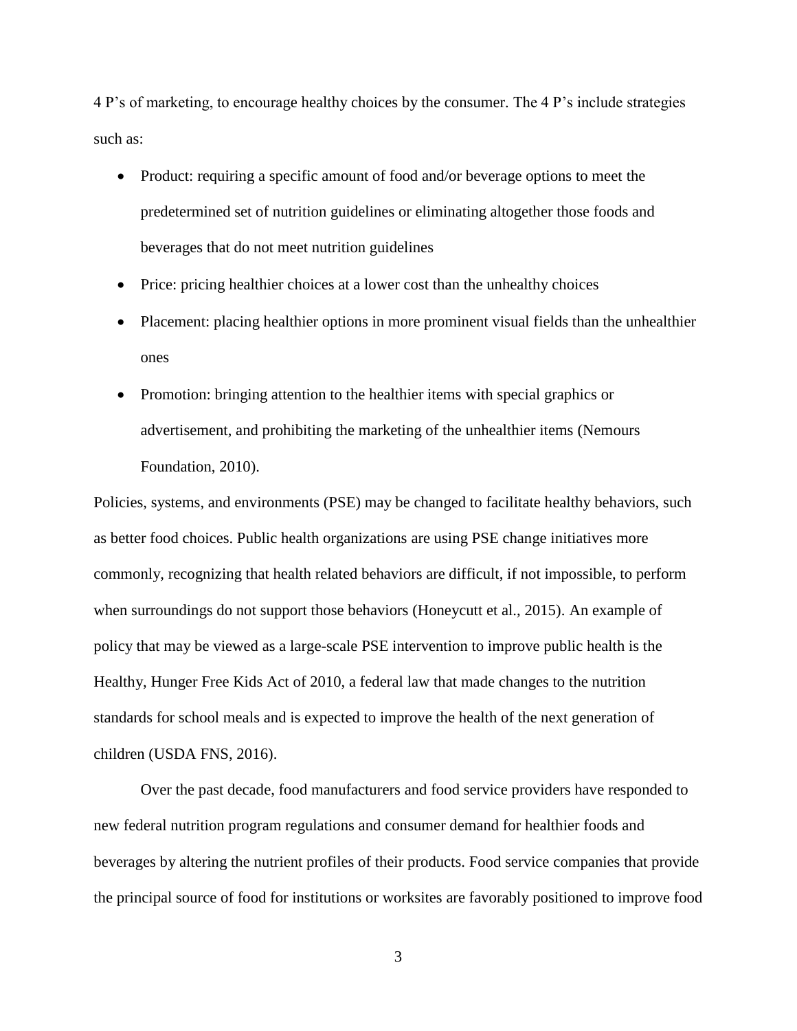4 P's of marketing, to encourage healthy choices by the consumer. The 4 P's include strategies such as:

- Product: requiring a specific amount of food and/or beverage options to meet the predetermined set of nutrition guidelines or eliminating altogether those foods and beverages that do not meet nutrition guidelines
- Price: pricing healthier choices at a lower cost than the unhealthy choices
- Placement: placing healthier options in more prominent visual fields than the unhealthier ones
- Promotion: bringing attention to the healthier items with special graphics or advertisement, and prohibiting the marketing of the unhealthier items (Nemours Foundation, 2010).

Policies, systems, and environments (PSE) may be changed to facilitate healthy behaviors, such as better food choices. Public health organizations are using PSE change initiatives more commonly, recognizing that health related behaviors are difficult, if not impossible, to perform when surroundings do not support those behaviors (Honeycutt et al., 2015). An example of policy that may be viewed as a large-scale PSE intervention to improve public health is the Healthy, Hunger Free Kids Act of 2010, a federal law that made changes to the nutrition standards for school meals and is expected to improve the health of the next generation of children (USDA FNS, 2016).

Over the past decade, food manufacturers and food service providers have responded to new federal nutrition program regulations and consumer demand for healthier foods and beverages by altering the nutrient profiles of their products. Food service companies that provide the principal source of food for institutions or worksites are favorably positioned to improve food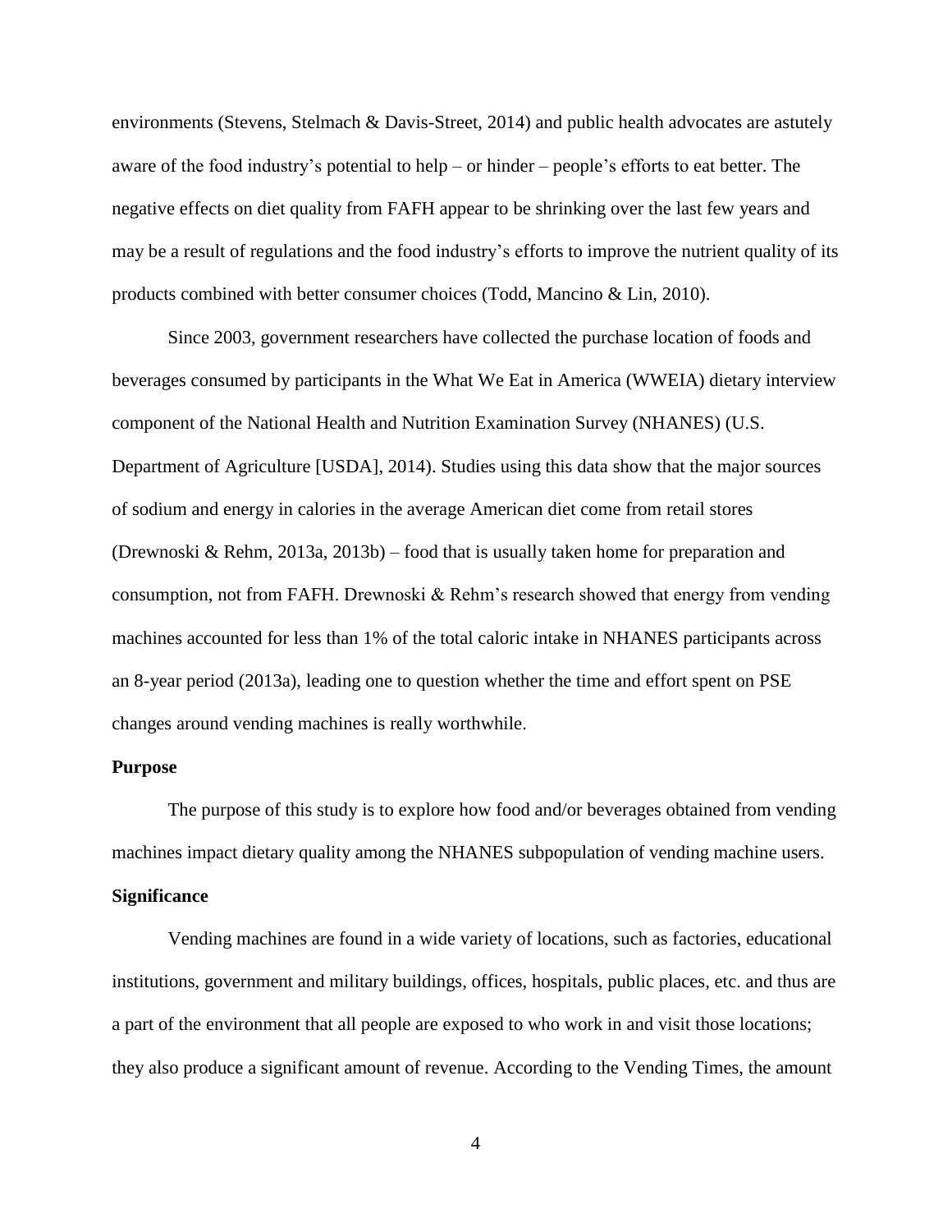environments (Stevens, Stelmach & Davis-Street, 2014) and public health advocates are astutely aware of the food industry's potential to help – or hinder – people's efforts to eat better. The negative effects on diet quality from FAFH appear to be shrinking over the last few years and may be a result of regulations and the food industry's efforts to improve the nutrient quality of its products combined with better consumer choices (Todd, Mancino & Lin, 2010).

Since 2003, government researchers have collected the purchase location of foods and beverages consumed by participants in the What We Eat in America (WWEIA) dietary interview component of the National Health and Nutrition Examination Survey (NHANES) (U.S. Department of Agriculture [USDA], 2014). Studies using this data show that the major sources of sodium and energy in calories in the average American diet come from retail stores (Drewnoski & Rehm, 2013a, 2013b) – food that is usually taken home for preparation and consumption, not from FAFH. Drewnoski & Rehm's research showed that energy from vending machines accounted for less than 1% of the total caloric intake in NHANES participants across an 8-year period (2013a), leading one to question whether the time and effort spent on PSE changes around vending machines is really worthwhile.

## Purpose

The purpose of this study is to explore how food and/or beverages obtained from vending machines impact dietary quality among the NHANES subpopulation of vending machine users.

## Significance

Vending machines are found in a wide variety of locations, such as factories, educational institutions, government and military buildings, offices, hospitals, public places, etc. and thus are a part of the environment that all people are exposed to who work in and visit those locations; they also produce a significant amount of revenue. According to the Vending Times, the amount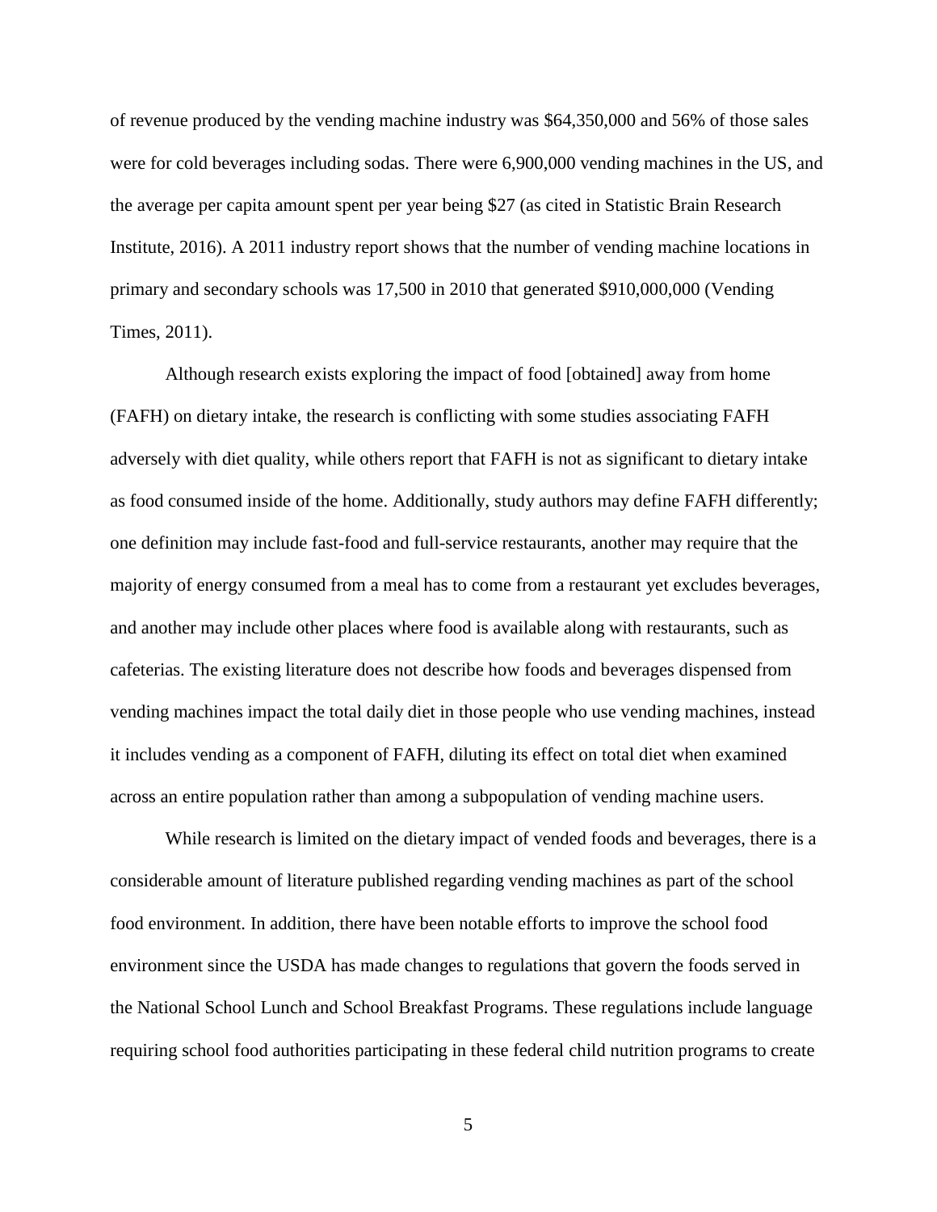of revenue produced by the vending machine industry was $64,350,000 and 56% of those sales were for cold beverages including sodas. There were 6,900,000 vending machines in the US, and the average per capita amount spent per year being $27 (as cited in Statistic Brain Research Institute, 2016). A 2011 industry report shows that the number of vending machine locations in primary and secondary schools was 17,500 in 2010 that generated $910,000,000 (Vending Times, 2011).

Although research exists exploring the impact of food [obtained] away from home (FAFH) on dietary intake, the research is conflicting with some studies associating FAFH adversely with diet quality, while others report that FAFH is not as significant to dietary intake as food consumed inside of the home. Additionally, study authors may define FAFH differently; one definition may include fast-food and full-service restaurants, another may require that the majority of energy consumed from a meal has to come from a restaurant yet excludes beverages, and another may include other places where food is available along with restaurants, such as cafeterias. The existing literature does not describe how foods and beverages dispensed from vending machines impact the total daily diet in those people who use vending machines, instead it includes vending as a component of FAFH, diluting its effect on total diet when examined across an entire population rather than among a subpopulation of vending machine users.

While research is limited on the dietary impact of vended foods and beverages, there is a considerable amount of literature published regarding vending machines as part of the school food environment. In addition, there have been notable efforts to improve the school food environment since the USDA has made changes to regulations that govern the foods served in the National School Lunch and School Breakfast Programs. These regulations include language requiring school food authorities participating in these federal child nutrition programs to create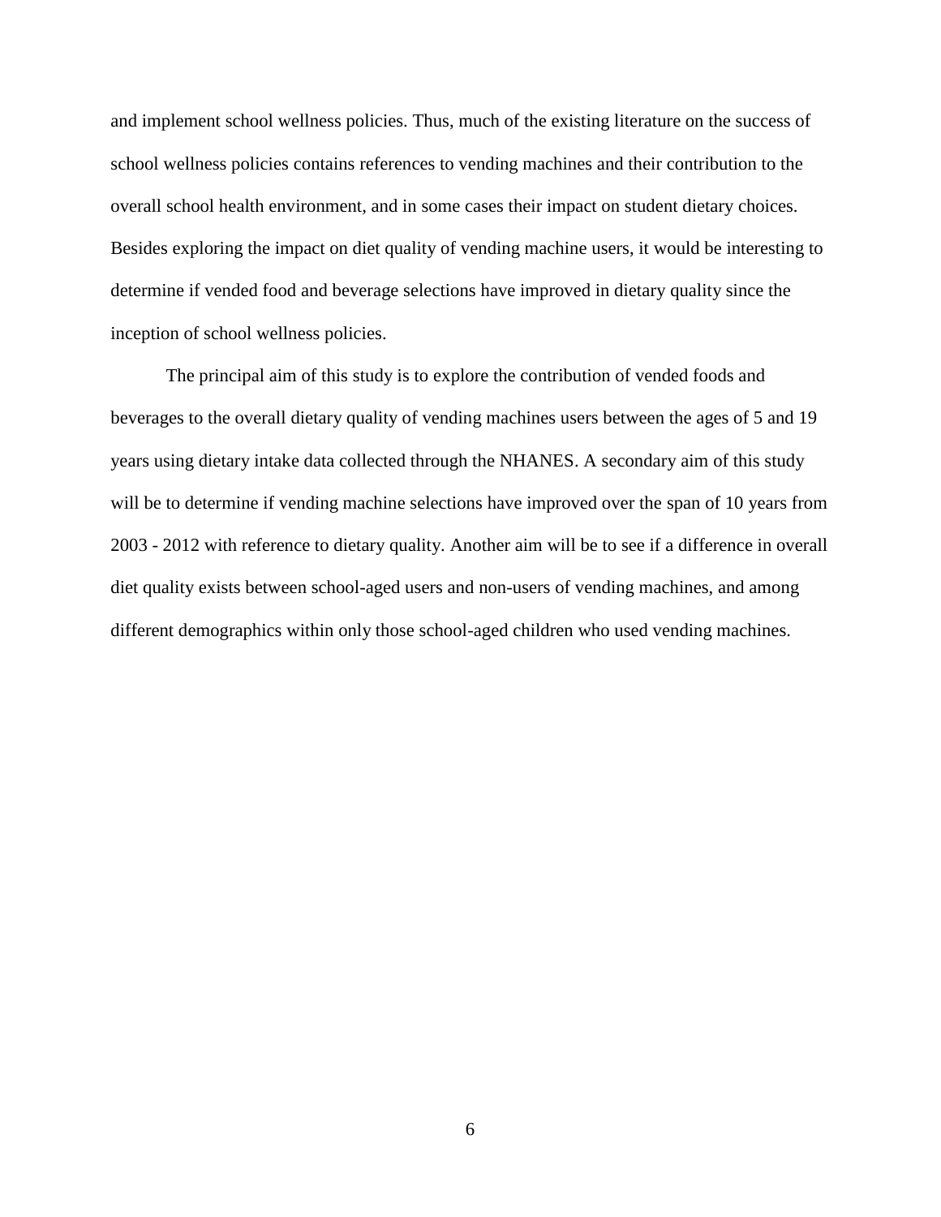and implement school wellness policies. Thus, much of the existing literature on the success of school wellness policies contains references to vending machines and their contribution to the overall school health environment, and in some cases their impact on student dietary choices. Besides exploring the impact on diet quality of vending machine users, it would be interesting to determine if vended food and beverage selections have improved in dietary quality since the inception of school wellness policies.

The principal aim of this study is to explore the contribution of vended foods and beverages to the overall dietary quality of vending machines users between the ages of 5 and 19 years using dietary intake data collected through the NHANES. A secondary aim of this study will be to determine if vending machine selections have improved over the span of 10 years from 2003 - 2012 with reference to dietary quality. Another aim will be to see if a difference in overall diet quality exists between school-aged users and non-users of vending machines, and among different demographics within only those school-aged children who used vending machines.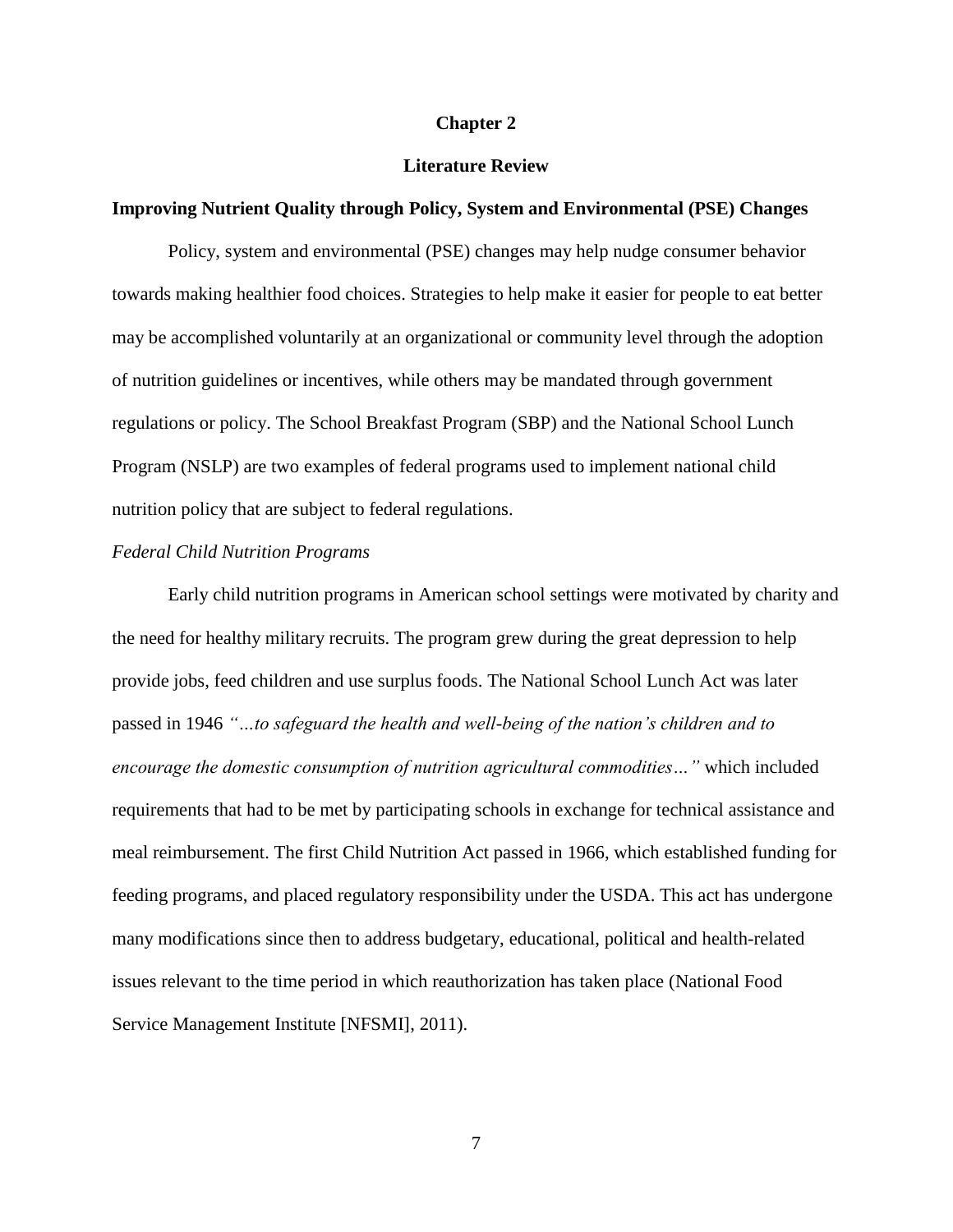# Chapter 2

# Literature Review

## Improving Nutrient Quality through Policy, System and Environmental (PSE) Changes

Policy, system and environmental (PSE) changes may help nudge consumer behavior towards making healthier food choices. Strategies to help make it easier for people to eat better may be accomplished voluntarily at an organizational or community level through the adoption of nutrition guidelines or incentives, while others may be mandated through government regulations or policy. The School Breakfast Program (SBP) and the National School Lunch Program (NSLP) are two examples of federal programs used to implement national child nutrition policy that are subject to federal regulations.

### *Federal Child Nutrition Programs*

Early child nutrition programs in American school settings were motivated by charity and the need for healthy military recruits. The program grew during the great depression to help provide jobs, feed children and use surplus foods. The National School Lunch Act was later passed in 1946 *"…to safeguard the health and well-being of the nation's children and to encourage the domestic consumption of nutrition agricultural commodities…"* which included requirements that had to be met by participating schools in exchange for technical assistance and meal reimbursement. The first Child Nutrition Act passed in 1966, which established funding for feeding programs, and placed regulatory responsibility under the USDA. This act has undergone many modifications since then to address budgetary, educational, political and health-related issues relevant to the time period in which reauthorization has taken place (National Food Service Management Institute [NFSMI], 2011).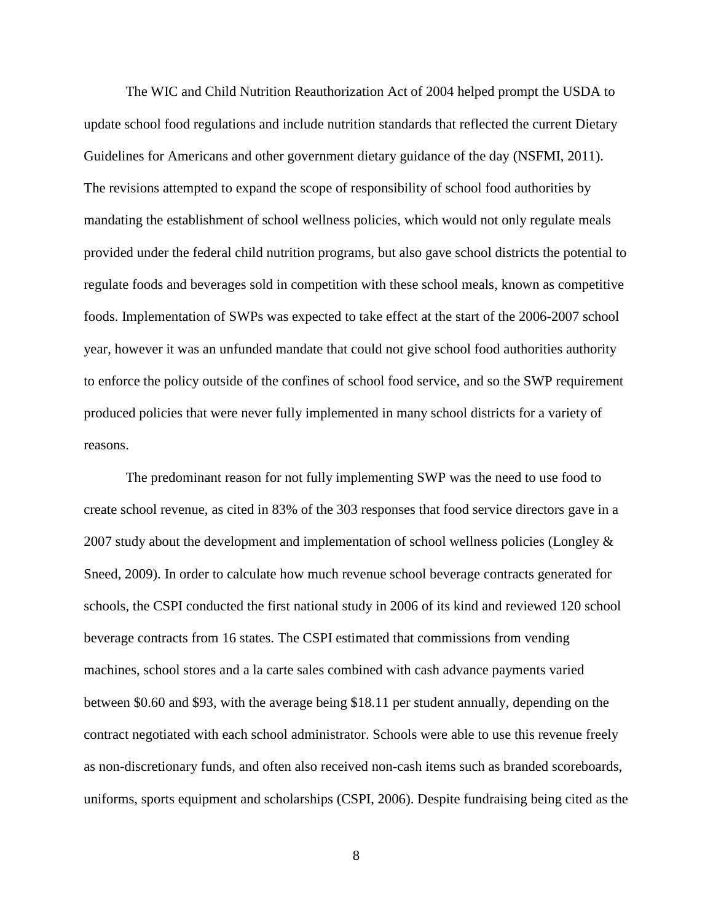The WIC and Child Nutrition Reauthorization Act of 2004 helped prompt the USDA to update school food regulations and include nutrition standards that reflected the current Dietary Guidelines for Americans and other government dietary guidance of the day (NSFMI, 2011). The revisions attempted to expand the scope of responsibility of school food authorities by mandating the establishment of school wellness policies, which would not only regulate meals provided under the federal child nutrition programs, but also gave school districts the potential to regulate foods and beverages sold in competition with these school meals, known as competitive foods. Implementation of SWPs was expected to take effect at the start of the 2006-2007 school year, however it was an unfunded mandate that could not give school food authorities authority to enforce the policy outside of the confines of school food service, and so the SWP requirement produced policies that were never fully implemented in many school districts for a variety of reasons.

The predominant reason for not fully implementing SWP was the need to use food to create school revenue, as cited in 83% of the 303 responses that food service directors gave in a 2007 study about the development and implementation of school wellness policies (Longley & Sneed, 2009). In order to calculate how much revenue school beverage contracts generated for schools, the CSPI conducted the first national study in 2006 of its kind and reviewed 120 school beverage contracts from 16 states. The CSPI estimated that commissions from vending machines, school stores and a la carte sales combined with cash advance payments varied between $0.60 and $93, with the average being $18.11 per student annually, depending on the contract negotiated with each school administrator. Schools were able to use this revenue freely as non-discretionary funds, and often also received non-cash items such as branded scoreboards, uniforms, sports equipment and scholarships (CSPI, 2006). Despite fundraising being cited as the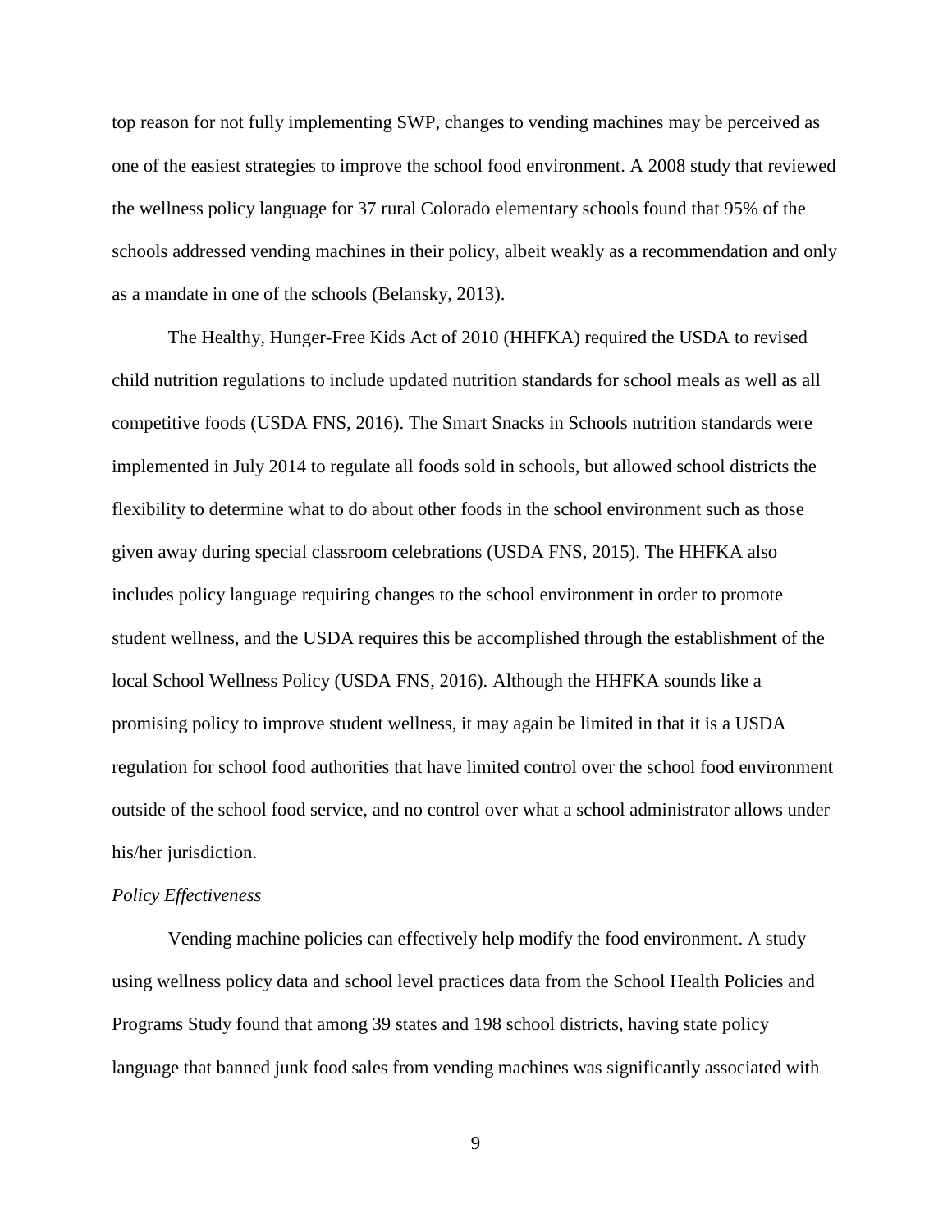top reason for not fully implementing SWP, changes to vending machines may be perceived as one of the easiest strategies to improve the school food environment. A 2008 study that reviewed the wellness policy language for 37 rural Colorado elementary schools found that 95% of the schools addressed vending machines in their policy, albeit weakly as a recommendation and only as a mandate in one of the schools (Belansky, 2013).

The Healthy, Hunger-Free Kids Act of 2010 (HHFKA) required the USDA to revised child nutrition regulations to include updated nutrition standards for school meals as well as all competitive foods (USDA FNS, 2016). The Smart Snacks in Schools nutrition standards were implemented in July 2014 to regulate all foods sold in schools, but allowed school districts the flexibility to determine what to do about other foods in the school environment such as those given away during special classroom celebrations (USDA FNS, 2015). The HHFKA also includes policy language requiring changes to the school environment in order to promote student wellness, and the USDA requires this be accomplished through the establishment of the local School Wellness Policy (USDA FNS, 2016). Although the HHFKA sounds like a promising policy to improve student wellness, it may again be limited in that it is a USDA regulation for school food authorities that have limited control over the school food environment outside of the school food service, and no control over what a school administrator allows under his/her jurisdiction.

*Policy Effectiveness*

Vending machine policies can effectively help modify the food environment. A study using wellness policy data and school level practices data from the School Health Policies and Programs Study found that among 39 states and 198 school districts, having state policy language that banned junk food sales from vending machines was significantly associated with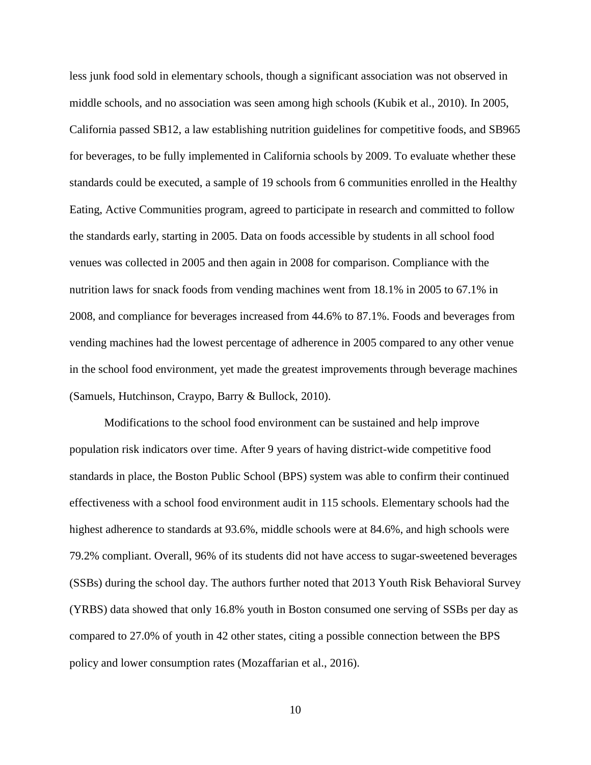less junk food sold in elementary schools, though a significant association was not observed in middle schools, and no association was seen among high schools (Kubik et al., 2010). In 2005, California passed SB12, a law establishing nutrition guidelines for competitive foods, and SB965 for beverages, to be fully implemented in California schools by 2009. To evaluate whether these standards could be executed, a sample of 19 schools from 6 communities enrolled in the Healthy Eating, Active Communities program, agreed to participate in research and committed to follow the standards early, starting in 2005. Data on foods accessible by students in all school food venues was collected in 2005 and then again in 2008 for comparison. Compliance with the nutrition laws for snack foods from vending machines went from 18.1% in 2005 to 67.1% in 2008, and compliance for beverages increased from 44.6% to 87.1%. Foods and beverages from vending machines had the lowest percentage of adherence in 2005 compared to any other venue in the school food environment, yet made the greatest improvements through beverage machines (Samuels, Hutchinson, Craypo, Barry & Bullock, 2010).

Modifications to the school food environment can be sustained and help improve population risk indicators over time. After 9 years of having district-wide competitive food standards in place, the Boston Public School (BPS) system was able to confirm their continued effectiveness with a school food environment audit in 115 schools. Elementary schools had the highest adherence to standards at 93.6%, middle schools were at 84.6%, and high schools were 79.2% compliant. Overall, 96% of its students did not have access to sugar-sweetened beverages (SSBs) during the school day. The authors further noted that 2013 Youth Risk Behavioral Survey (YRBS) data showed that only 16.8% youth in Boston consumed one serving of SSBs per day as compared to 27.0% of youth in 42 other states, citing a possible connection between the BPS policy and lower consumption rates (Mozaffarian et al., 2016).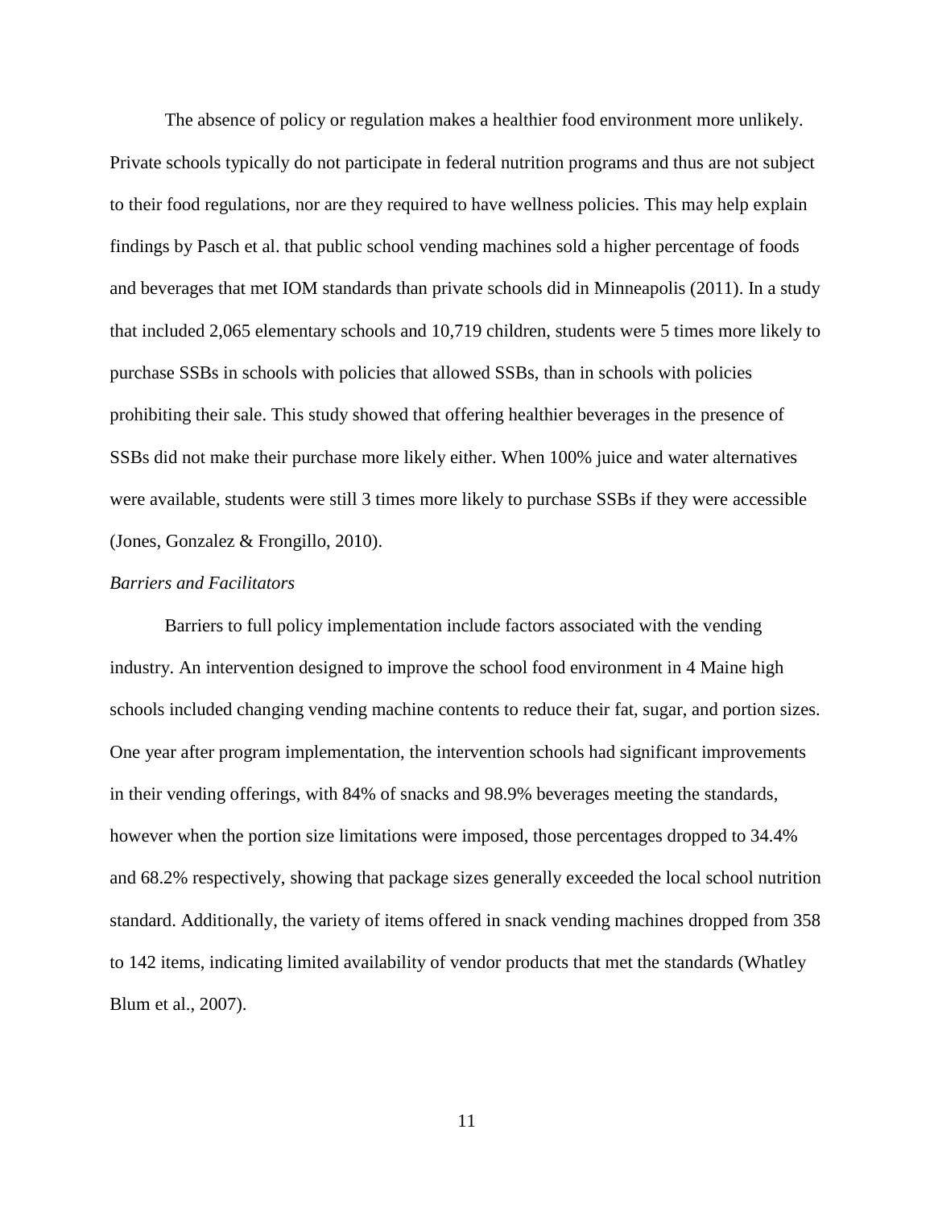The absence of policy or regulation makes a healthier food environment more unlikely. Private schools typically do not participate in federal nutrition programs and thus are not subject to their food regulations, nor are they required to have wellness policies. This may help explain findings by Pasch et al. that public school vending machines sold a higher percentage of foods and beverages that met IOM standards than private schools did in Minneapolis (2011). In a study that included 2,065 elementary schools and 10,719 children, students were 5 times more likely to purchase SSBs in schools with policies that allowed SSBs, than in schools with policies prohibiting their sale. This study showed that offering healthier beverages in the presence of SSBs did not make their purchase more likely either. When 100% juice and water alternatives were available, students were still 3 times more likely to purchase SSBs if they were accessible (Jones, Gonzalez & Frongillo, 2010).

*Barriers and Facilitators*

Barriers to full policy implementation include factors associated with the vending industry. An intervention designed to improve the school food environment in 4 Maine high schools included changing vending machine contents to reduce their fat, sugar, and portion sizes. One year after program implementation, the intervention schools had significant improvements in their vending offerings, with 84% of snacks and 98.9% beverages meeting the standards, however when the portion size limitations were imposed, those percentages dropped to 34.4% and 68.2% respectively, showing that package sizes generally exceeded the local school nutrition standard. Additionally, the variety of items offered in snack vending machines dropped from 358 to 142 items, indicating limited availability of vendor products that met the standards (Whatley Blum et al., 2007).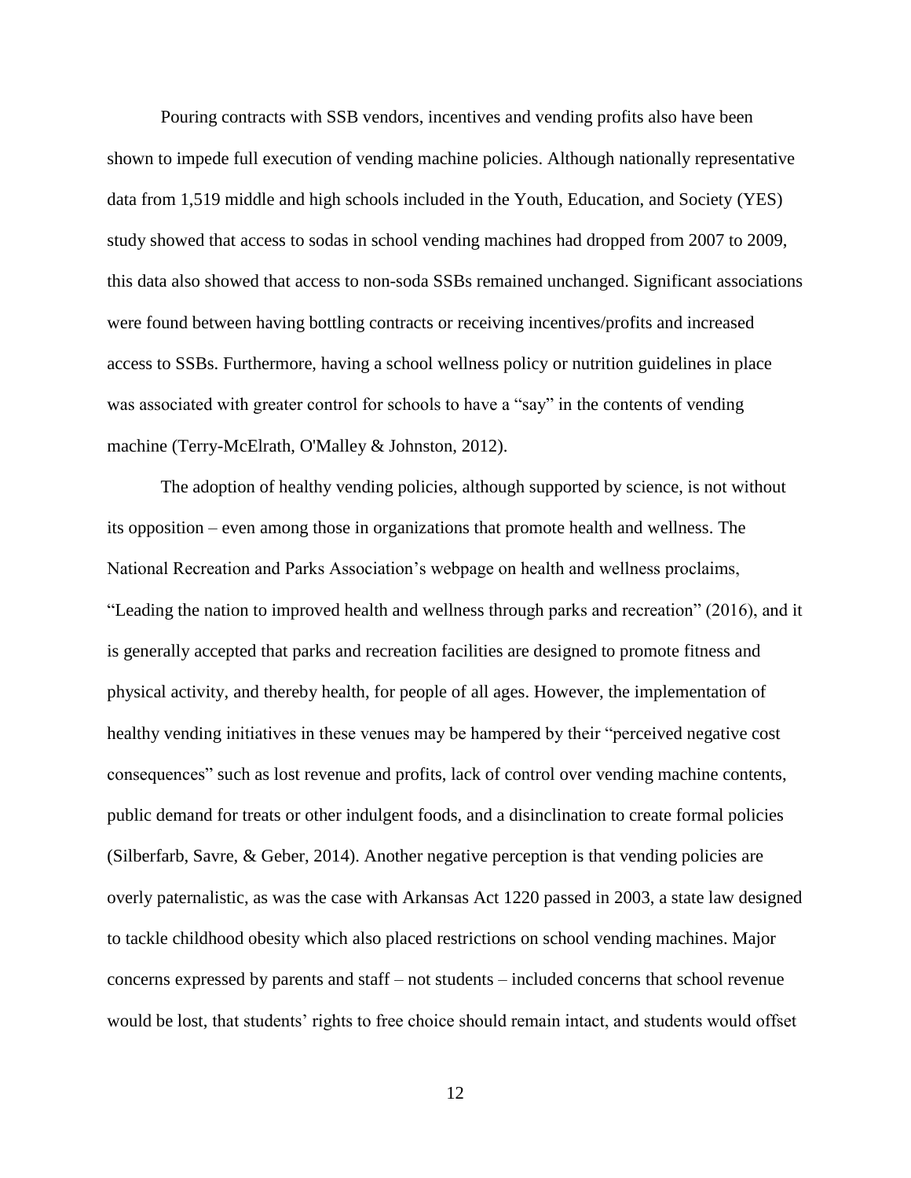Pouring contracts with SSB vendors, incentives and vending profits also have been shown to impede full execution of vending machine policies. Although nationally representative data from 1,519 middle and high schools included in the Youth, Education, and Society (YES) study showed that access to sodas in school vending machines had dropped from 2007 to 2009, this data also showed that access to non-soda SSBs remained unchanged. Significant associations were found between having bottling contracts or receiving incentives/profits and increased access to SSBs. Furthermore, having a school wellness policy or nutrition guidelines in place was associated with greater control for schools to have a "say" in the contents of vending machine (Terry-McElrath, O'Malley & Johnston, 2012).

The adoption of healthy vending policies, although supported by science, is not without its opposition – even among those in organizations that promote health and wellness. The National Recreation and Parks Association's webpage on health and wellness proclaims, "Leading the nation to improved health and wellness through parks and recreation" (2016), and it is generally accepted that parks and recreation facilities are designed to promote fitness and physical activity, and thereby health, for people of all ages. However, the implementation of healthy vending initiatives in these venues may be hampered by their "perceived negative cost consequences" such as lost revenue and profits, lack of control over vending machine contents, public demand for treats or other indulgent foods, and a disinclination to create formal policies (Silberfarb, Savre, & Geber, 2014). Another negative perception is that vending policies are overly paternalistic, as was the case with Arkansas Act 1220 passed in 2003, a state law designed to tackle childhood obesity which also placed restrictions on school vending machines. Major concerns expressed by parents and staff – not students – included concerns that school revenue would be lost, that students' rights to free choice should remain intact, and students would offset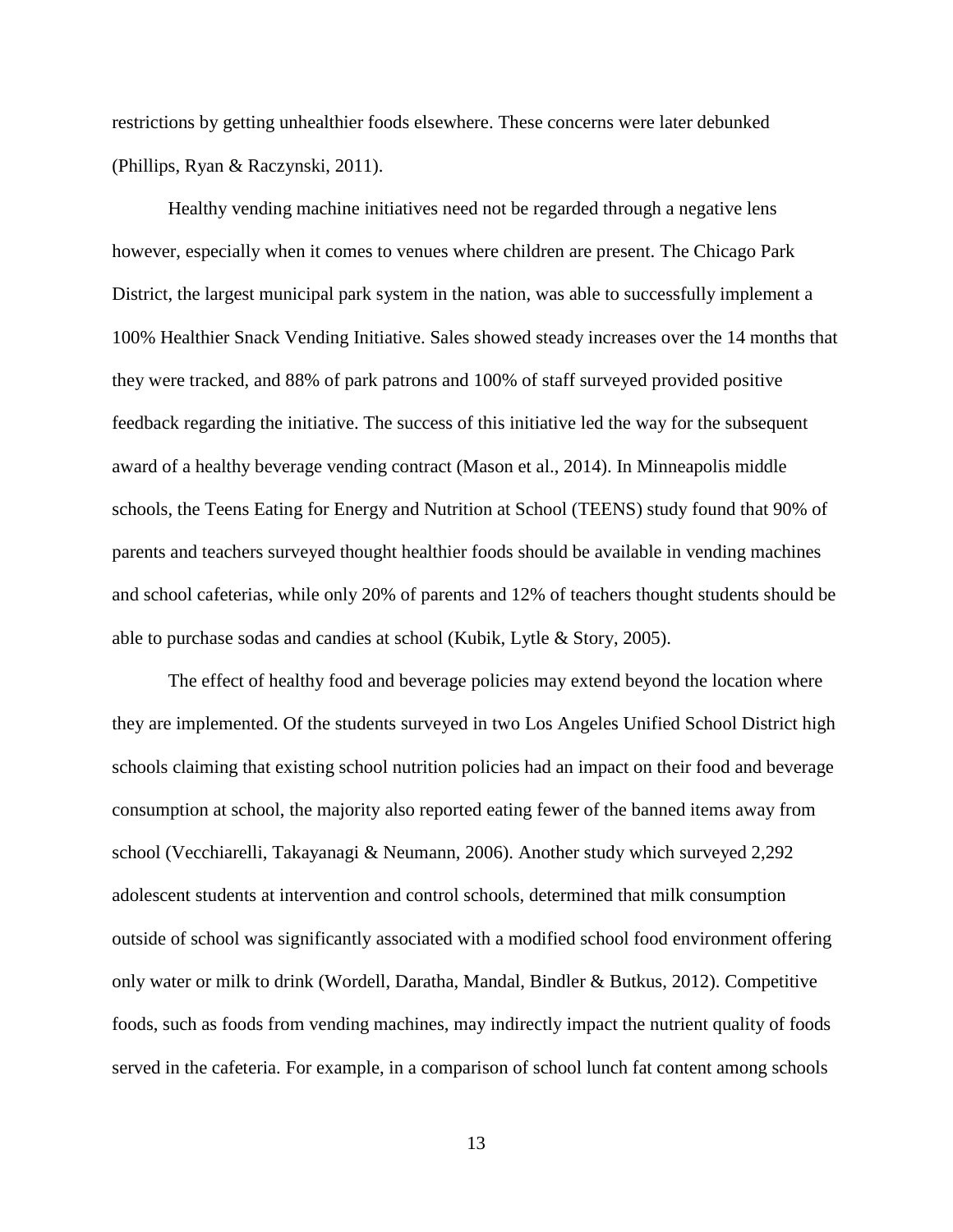restrictions by getting unhealthier foods elsewhere. These concerns were later debunked (Phillips, Ryan & Raczynski, 2011).

Healthy vending machine initiatives need not be regarded through a negative lens however, especially when it comes to venues where children are present. The Chicago Park District, the largest municipal park system in the nation, was able to successfully implement a 100% Healthier Snack Vending Initiative. Sales showed steady increases over the 14 months that they were tracked, and 88% of park patrons and 100% of staff surveyed provided positive feedback regarding the initiative. The success of this initiative led the way for the subsequent award of a healthy beverage vending contract (Mason et al., 2014). In Minneapolis middle schools, the Teens Eating for Energy and Nutrition at School (TEENS) study found that 90% of parents and teachers surveyed thought healthier foods should be available in vending machines and school cafeterias, while only 20% of parents and 12% of teachers thought students should be able to purchase sodas and candies at school (Kubik, Lytle & Story, 2005).

The effect of healthy food and beverage policies may extend beyond the location where they are implemented. Of the students surveyed in two Los Angeles Unified School District high schools claiming that existing school nutrition policies had an impact on their food and beverage consumption at school, the majority also reported eating fewer of the banned items away from school (Vecchiarelli, Takayanagi & Neumann, 2006). Another study which surveyed 2,292 adolescent students at intervention and control schools, determined that milk consumption outside of school was significantly associated with a modified school food environment offering only water or milk to drink (Wordell, Daratha, Mandal, Bindler & Butkus, 2012). Competitive foods, such as foods from vending machines, may indirectly impact the nutrient quality of foods served in the cafeteria. For example, in a comparison of school lunch fat content among schools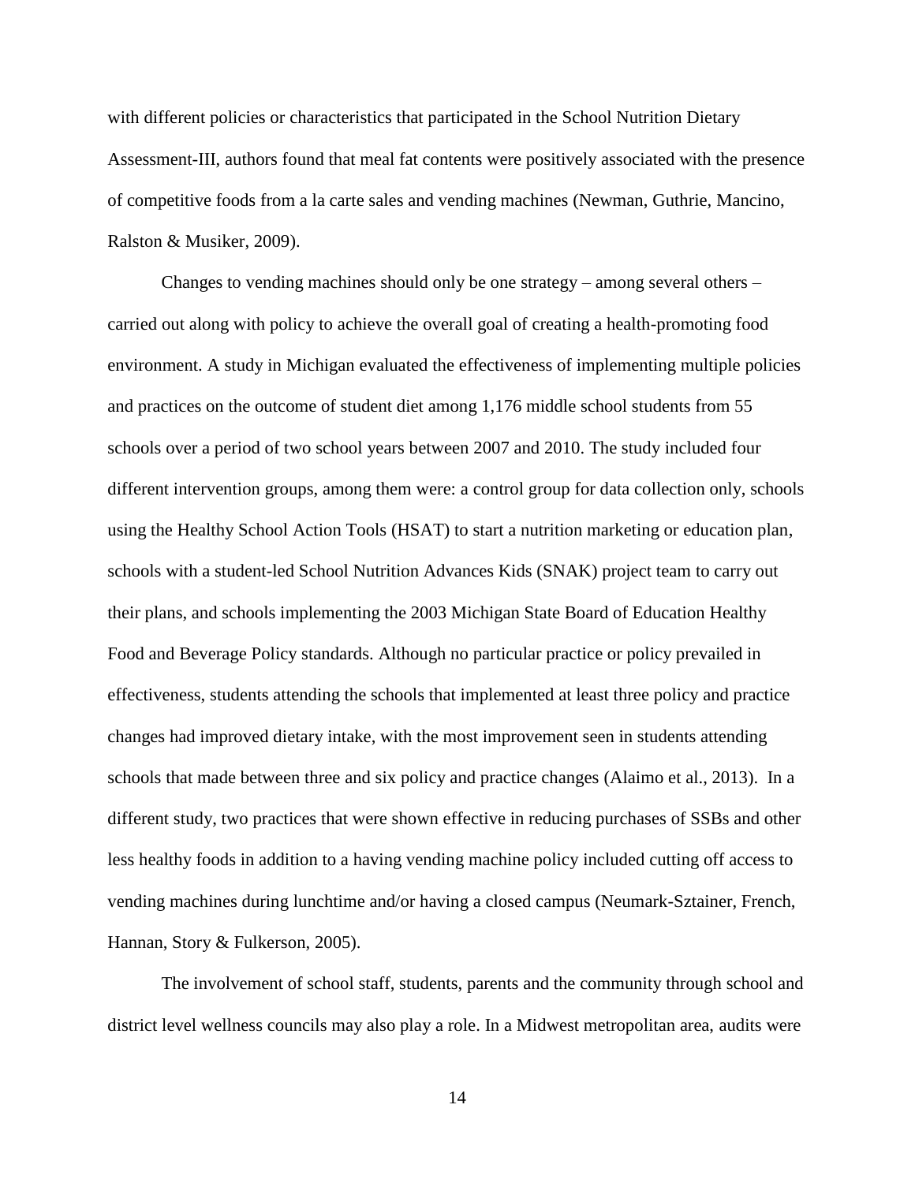with different policies or characteristics that participated in the School Nutrition Dietary Assessment-III, authors found that meal fat contents were positively associated with the presence of competitive foods from a la carte sales and vending machines (Newman, Guthrie, Mancino, Ralston & Musiker, 2009).

Changes to vending machines should only be one strategy – among several others – carried out along with policy to achieve the overall goal of creating a health-promoting food environment. A study in Michigan evaluated the effectiveness of implementing multiple policies and practices on the outcome of student diet among 1,176 middle school students from 55 schools over a period of two school years between 2007 and 2010. The study included four different intervention groups, among them were: a control group for data collection only, schools using the Healthy School Action Tools (HSAT) to start a nutrition marketing or education plan, schools with a student-led School Nutrition Advances Kids (SNAK) project team to carry out their plans, and schools implementing the 2003 Michigan State Board of Education Healthy Food and Beverage Policy standards. Although no particular practice or policy prevailed in effectiveness, students attending the schools that implemented at least three policy and practice changes had improved dietary intake, with the most improvement seen in students attending schools that made between three and six policy and practice changes (Alaimo et al., 2013). In a different study, two practices that were shown effective in reducing purchases of SSBs and other less healthy foods in addition to a having vending machine policy included cutting off access to vending machines during lunchtime and/or having a closed campus (Neumark-Sztainer, French, Hannan, Story & Fulkerson, 2005).

The involvement of school staff, students, parents and the community through school and district level wellness councils may also play a role. In a Midwest metropolitan area, audits were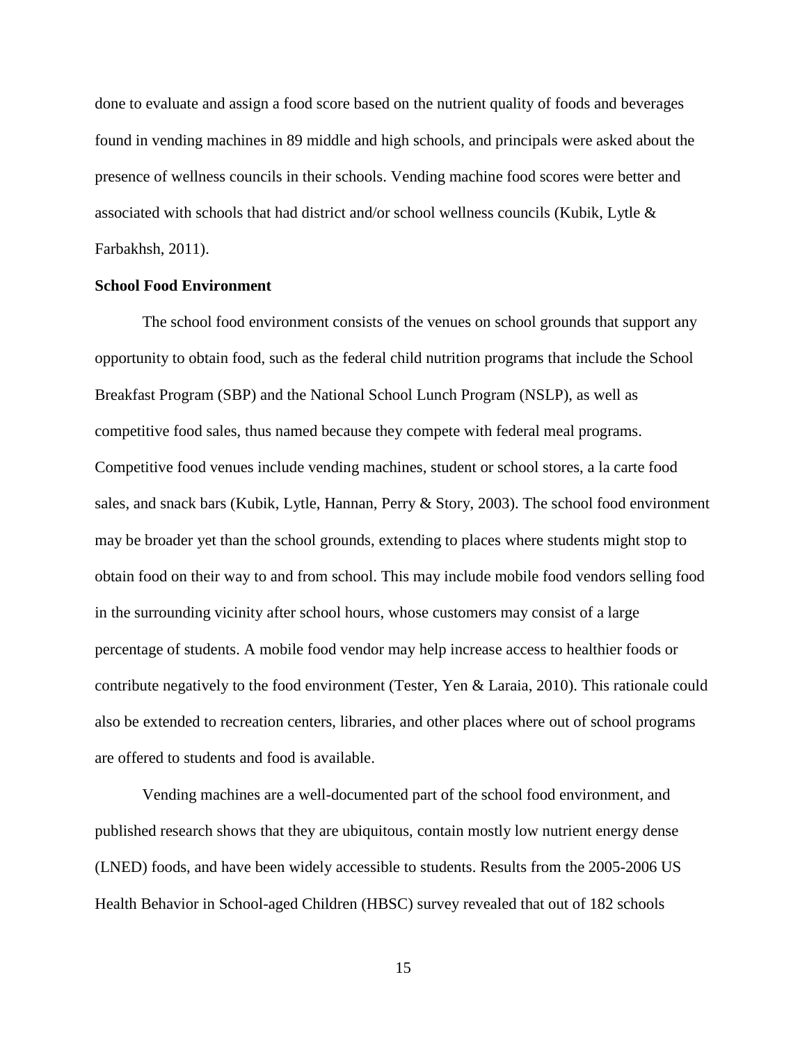done to evaluate and assign a food score based on the nutrient quality of foods and beverages found in vending machines in 89 middle and high schools, and principals were asked about the presence of wellness councils in their schools. Vending machine food scores were better and associated with schools that had district and/or school wellness councils (Kubik, Lytle & Farbakhsh, 2011).

**School Food Environment**

The school food environment consists of the venues on school grounds that support any opportunity to obtain food, such as the federal child nutrition programs that include the School Breakfast Program (SBP) and the National School Lunch Program (NSLP), as well as competitive food sales, thus named because they compete with federal meal programs. Competitive food venues include vending machines, student or school stores, a la carte food sales, and snack bars (Kubik, Lytle, Hannan, Perry & Story, 2003). The school food environment may be broader yet than the school grounds, extending to places where students might stop to obtain food on their way to and from school. This may include mobile food vendors selling food in the surrounding vicinity after school hours, whose customers may consist of a large percentage of students. A mobile food vendor may help increase access to healthier foods or contribute negatively to the food environment (Tester, Yen & Laraia, 2010). This rationale could also be extended to recreation centers, libraries, and other places where out of school programs are offered to students and food is available.

Vending machines are a well-documented part of the school food environment, and published research shows that they are ubiquitous, contain mostly low nutrient energy dense (LNED) foods, and have been widely accessible to students. Results from the 2005-2006 US Health Behavior in School-aged Children (HBSC) survey revealed that out of 182 schools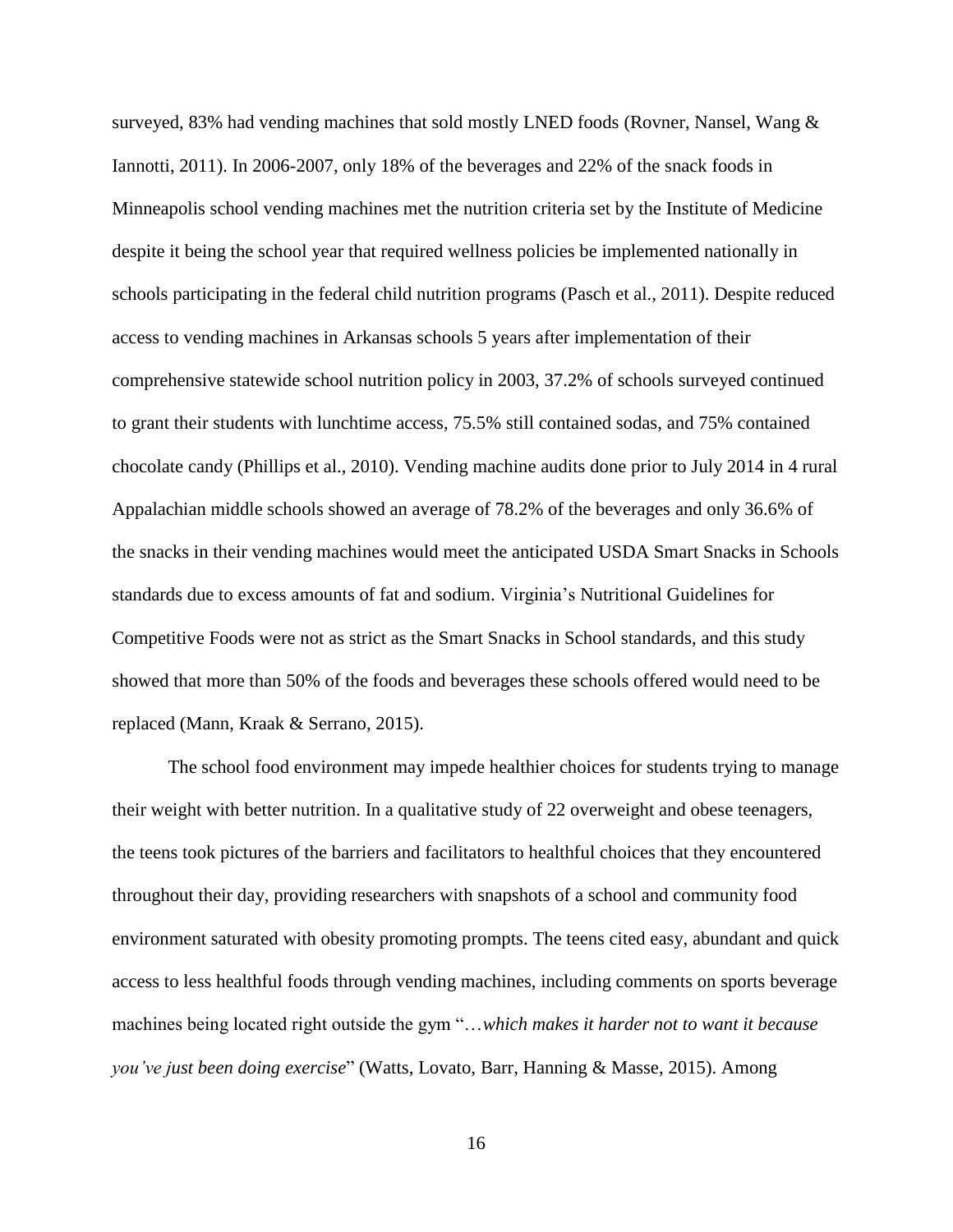surveyed, 83% had vending machines that sold mostly LNED foods (Rovner, Nansel, Wang & Iannotti, 2011). In 2006-2007, only 18% of the beverages and 22% of the snack foods in Minneapolis school vending machines met the nutrition criteria set by the Institute of Medicine despite it being the school year that required wellness policies be implemented nationally in schools participating in the federal child nutrition programs (Pasch et al., 2011). Despite reduced access to vending machines in Arkansas schools 5 years after implementation of their comprehensive statewide school nutrition policy in 2003, 37.2% of schools surveyed continued to grant their students with lunchtime access, 75.5% still contained sodas, and 75% contained chocolate candy (Phillips et al., 2010). Vending machine audits done prior to July 2014 in 4 rural Appalachian middle schools showed an average of 78.2% of the beverages and only 36.6% of the snacks in their vending machines would meet the anticipated USDA Smart Snacks in Schools standards due to excess amounts of fat and sodium. Virginia's Nutritional Guidelines for Competitive Foods were not as strict as the Smart Snacks in School standards, and this study showed that more than 50% of the foods and beverages these schools offered would need to be replaced (Mann, Kraak & Serrano, 2015).

The school food environment may impede healthier choices for students trying to manage their weight with better nutrition. In a qualitative study of 22 overweight and obese teenagers, the teens took pictures of the barriers and facilitators to healthful choices that they encountered throughout their day, providing researchers with snapshots of a school and community food environment saturated with obesity promoting prompts. The teens cited easy, abundant and quick access to less healthful foods through vending machines, including comments on sports beverage machines being located right outside the gym "*…which makes it harder not to want it because you've just been doing exercise*" (Watts, Lovato, Barr, Hanning & Masse, 2015). Among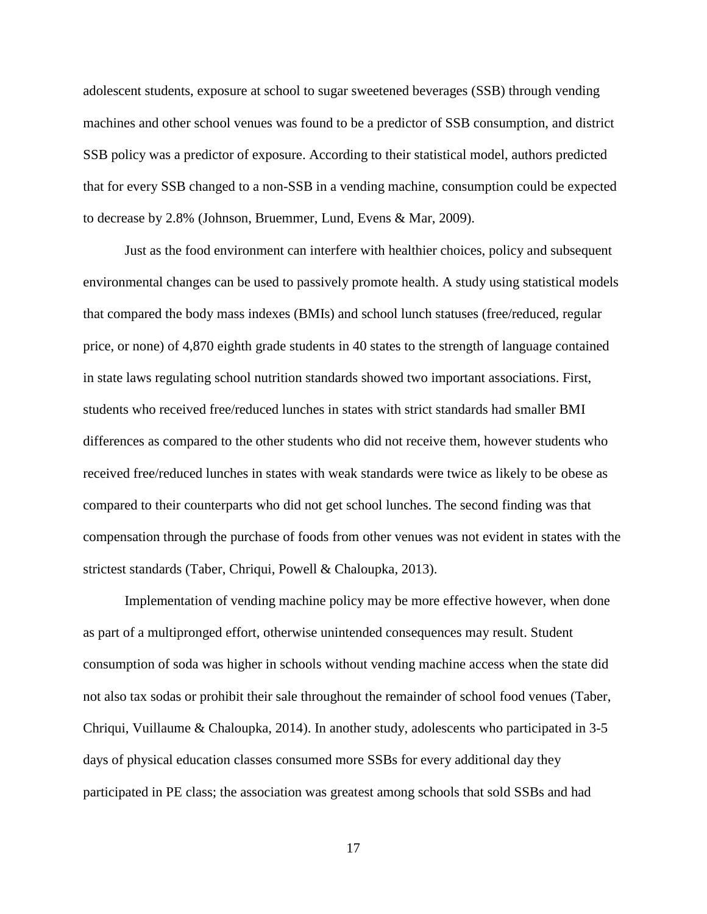adolescent students, exposure at school to sugar sweetened beverages (SSB) through vending machines and other school venues was found to be a predictor of SSB consumption, and district SSB policy was a predictor of exposure. According to their statistical model, authors predicted that for every SSB changed to a non-SSB in a vending machine, consumption could be expected to decrease by 2.8% (Johnson, Bruemmer, Lund, Evens & Mar, 2009).

Just as the food environment can interfere with healthier choices, policy and subsequent environmental changes can be used to passively promote health. A study using statistical models that compared the body mass indexes (BMIs) and school lunch statuses (free/reduced, regular price, or none) of 4,870 eighth grade students in 40 states to the strength of language contained in state laws regulating school nutrition standards showed two important associations. First, students who received free/reduced lunches in states with strict standards had smaller BMI differences as compared to the other students who did not receive them, however students who received free/reduced lunches in states with weak standards were twice as likely to be obese as compared to their counterparts who did not get school lunches. The second finding was that compensation through the purchase of foods from other venues was not evident in states with the strictest standards (Taber, Chriqui, Powell & Chaloupka, 2013).

Implementation of vending machine policy may be more effective however, when done as part of a multipronged effort, otherwise unintended consequences may result. Student consumption of soda was higher in schools without vending machine access when the state did not also tax sodas or prohibit their sale throughout the remainder of school food venues (Taber, Chriqui, Vuillaume & Chaloupka, 2014). In another study, adolescents who participated in 3-5 days of physical education classes consumed more SSBs for every additional day they participated in PE class; the association was greatest among schools that sold SSBs and had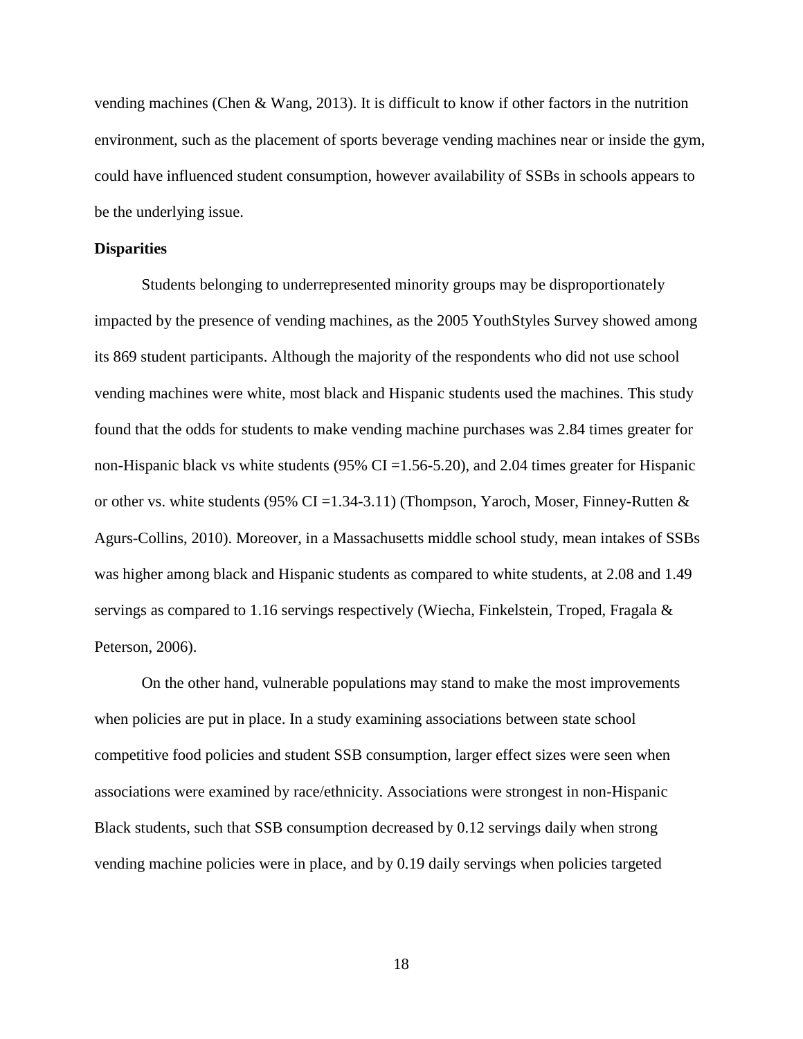vending machines (Chen & Wang, 2013). It is difficult to know if other factors in the nutrition environment, such as the placement of sports beverage vending machines near or inside the gym, could have influenced student consumption, however availability of SSBs in schools appears to be the underlying issue.

**Disparities**

Students belonging to underrepresented minority groups may be disproportionately impacted by the presence of vending machines, as the 2005 YouthStyles Survey showed among its 869 student participants. Although the majority of the respondents who did not use school vending machines were white, most black and Hispanic students used the machines. This study found that the odds for students to make vending machine purchases was 2.84 times greater for non-Hispanic black vs white students (95% CI =1.56-5.20), and 2.04 times greater for Hispanic or other vs. white students (95% CI =1.34-3.11) (Thompson, Yaroch, Moser, Finney-Rutten & Agurs-Collins, 2010). Moreover, in a Massachusetts middle school study, mean intakes of SSBs was higher among black and Hispanic students as compared to white students, at 2.08 and 1.49 servings as compared to 1.16 servings respectively (Wiecha, Finkelstein, Troped, Fragala & Peterson, 2006).

On the other hand, vulnerable populations may stand to make the most improvements when policies are put in place. In a study examining associations between state school competitive food policies and student SSB consumption, larger effect sizes were seen when associations were examined by race/ethnicity. Associations were strongest in non-Hispanic Black students, such that SSB consumption decreased by 0.12 servings daily when strong vending machine policies were in place, and by 0.19 daily servings when policies targeted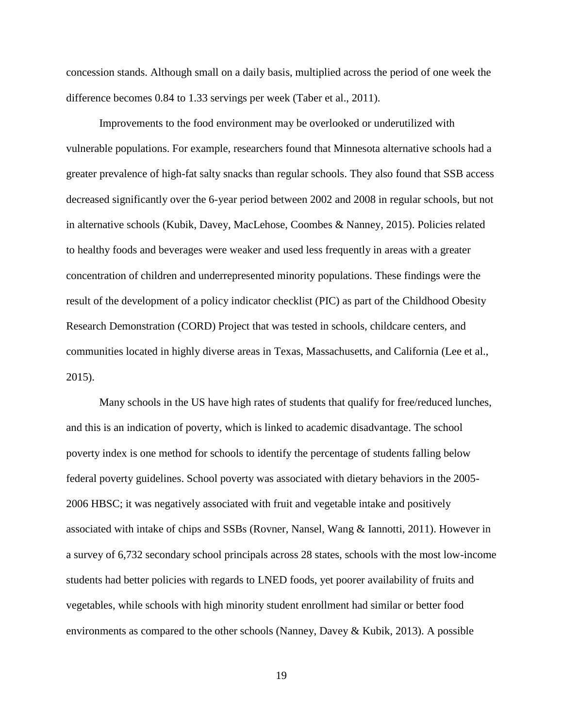concession stands. Although small on a daily basis, multiplied across the period of one week the difference becomes 0.84 to 1.33 servings per week (Taber et al., 2011).

Improvements to the food environment may be overlooked or underutilized with vulnerable populations. For example, researchers found that Minnesota alternative schools had a greater prevalence of high-fat salty snacks than regular schools. They also found that SSB access decreased significantly over the 6-year period between 2002 and 2008 in regular schools, but not in alternative schools (Kubik, Davey, MacLehose, Coombes & Nanney, 2015). Policies related to healthy foods and beverages were weaker and used less frequently in areas with a greater concentration of children and underrepresented minority populations. These findings were the result of the development of a policy indicator checklist (PIC) as part of the Childhood Obesity Research Demonstration (CORD) Project that was tested in schools, childcare centers, and communities located in highly diverse areas in Texas, Massachusetts, and California (Lee et al., 2015).

Many schools in the US have high rates of students that qualify for free/reduced lunches, and this is an indication of poverty, which is linked to academic disadvantage. The school poverty index is one method for schools to identify the percentage of students falling below federal poverty guidelines. School poverty was associated with dietary behaviors in the 2005-2006 HBSC; it was negatively associated with fruit and vegetable intake and positively associated with intake of chips and SSBs (Rovner, Nansel, Wang & Iannotti, 2011). However in a survey of 6,732 secondary school principals across 28 states, schools with the most low-income students had better policies with regards to LNED foods, yet poorer availability of fruits and vegetables, while schools with high minority student enrollment had similar or better food environments as compared to the other schools (Nanney, Davey & Kubik, 2013). A possible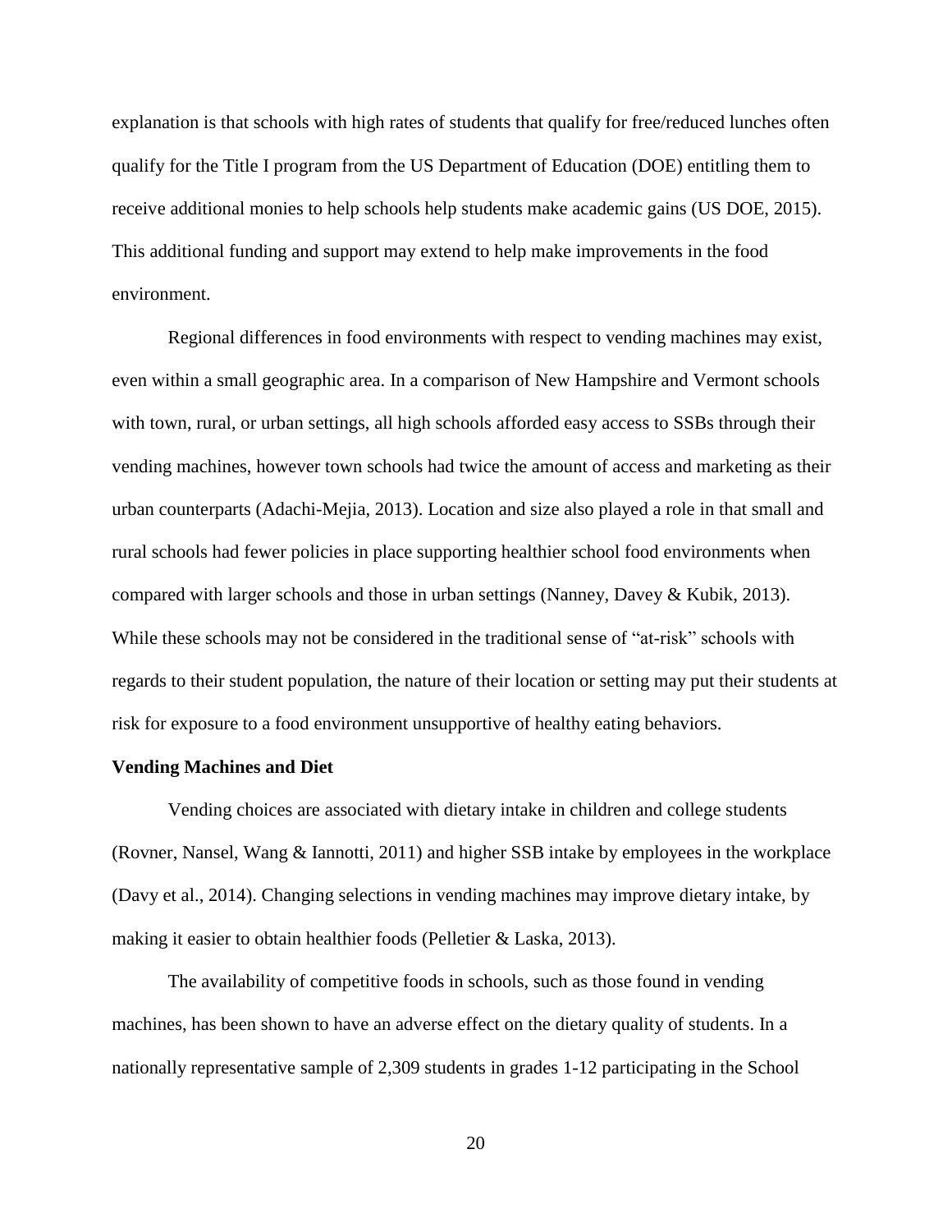explanation is that schools with high rates of students that qualify for free/reduced lunches often qualify for the Title I program from the US Department of Education (DOE) entitling them to receive additional monies to help schools help students make academic gains (US DOE, 2015). This additional funding and support may extend to help make improvements in the food environment.

Regional differences in food environments with respect to vending machines may exist, even within a small geographic area. In a comparison of New Hampshire and Vermont schools with town, rural, or urban settings, all high schools afforded easy access to SSBs through their vending machines, however town schools had twice the amount of access and marketing as their urban counterparts (Adachi-Mejia, 2013). Location and size also played a role in that small and rural schools had fewer policies in place supporting healthier school food environments when compared with larger schools and those in urban settings (Nanney, Davey & Kubik, 2013). While these schools may not be considered in the traditional sense of "at-risk" schools with regards to their student population, the nature of their location or setting may put their students at risk for exposure to a food environment unsupportive of healthy eating behaviors.

**Vending Machines and Diet**

Vending choices are associated with dietary intake in children and college students (Rovner, Nansel, Wang & Iannotti, 2011) and higher SSB intake by employees in the workplace (Davy et al., 2014). Changing selections in vending machines may improve dietary intake, by making it easier to obtain healthier foods (Pelletier & Laska, 2013).

The availability of competitive foods in schools, such as those found in vending machines, has been shown to have an adverse effect on the dietary quality of students. In a nationally representative sample of 2,309 students in grades 1-12 participating in the School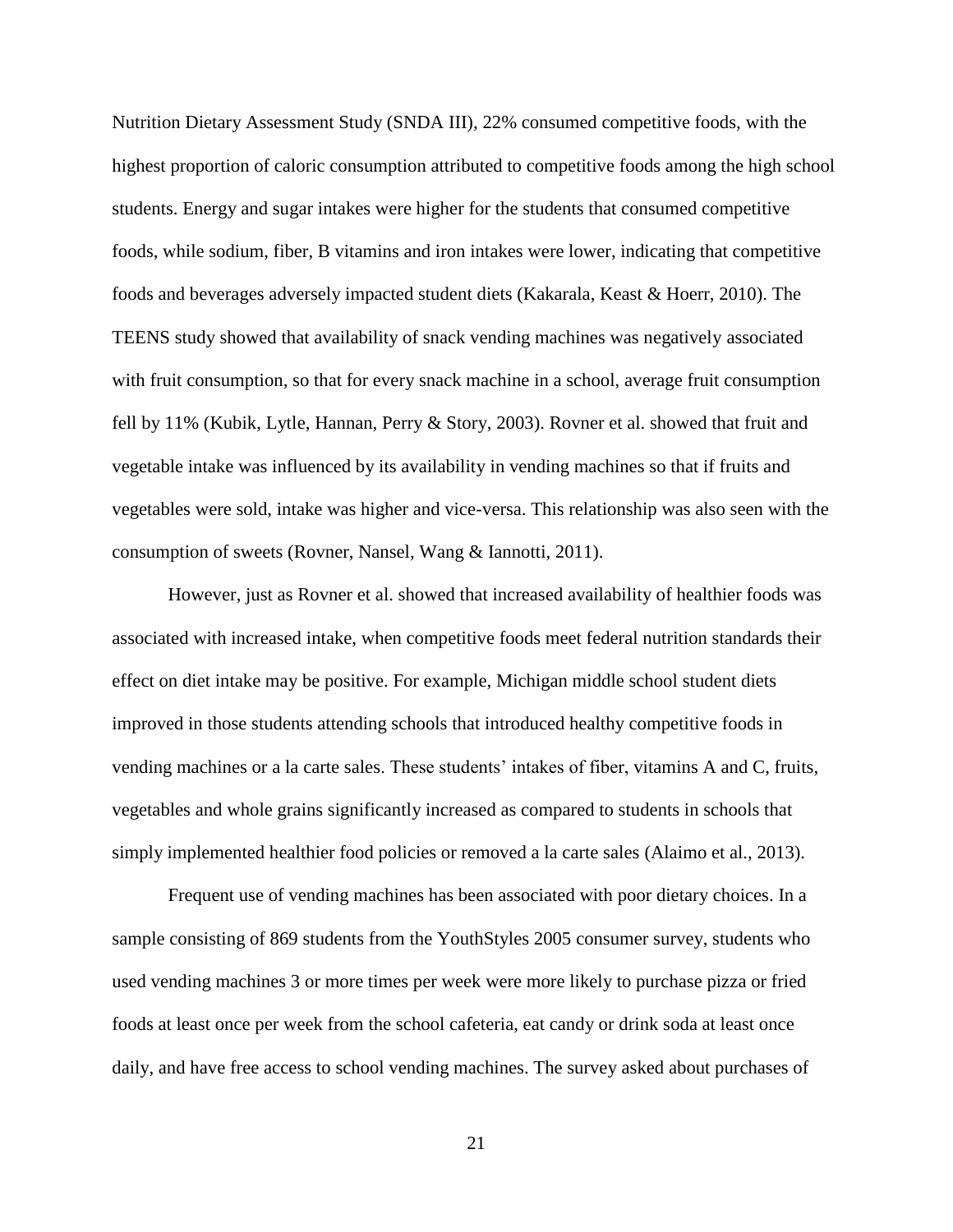Nutrition Dietary Assessment Study (SNDA III), 22% consumed competitive foods, with the highest proportion of caloric consumption attributed to competitive foods among the high school students. Energy and sugar intakes were higher for the students that consumed competitive foods, while sodium, fiber, B vitamins and iron intakes were lower, indicating that competitive foods and beverages adversely impacted student diets (Kakarala, Keast & Hoerr, 2010). The TEENS study showed that availability of snack vending machines was negatively associated with fruit consumption, so that for every snack machine in a school, average fruit consumption fell by 11% (Kubik, Lytle, Hannan, Perry & Story, 2003). Rovner et al. showed that fruit and vegetable intake was influenced by its availability in vending machines so that if fruits and vegetables were sold, intake was higher and vice-versa. This relationship was also seen with the consumption of sweets (Rovner, Nansel, Wang & Iannotti, 2011).

However, just as Rovner et al. showed that increased availability of healthier foods was associated with increased intake, when competitive foods meet federal nutrition standards their effect on diet intake may be positive. For example, Michigan middle school student diets improved in those students attending schools that introduced healthy competitive foods in vending machines or a la carte sales. These students' intakes of fiber, vitamins A and C, fruits, vegetables and whole grains significantly increased as compared to students in schools that simply implemented healthier food policies or removed a la carte sales (Alaimo et al., 2013).

Frequent use of vending machines has been associated with poor dietary choices. In a sample consisting of 869 students from the YouthStyles 2005 consumer survey, students who used vending machines 3 or more times per week were more likely to purchase pizza or fried foods at least once per week from the school cafeteria, eat candy or drink soda at least once daily, and have free access to school vending machines. The survey asked about purchases of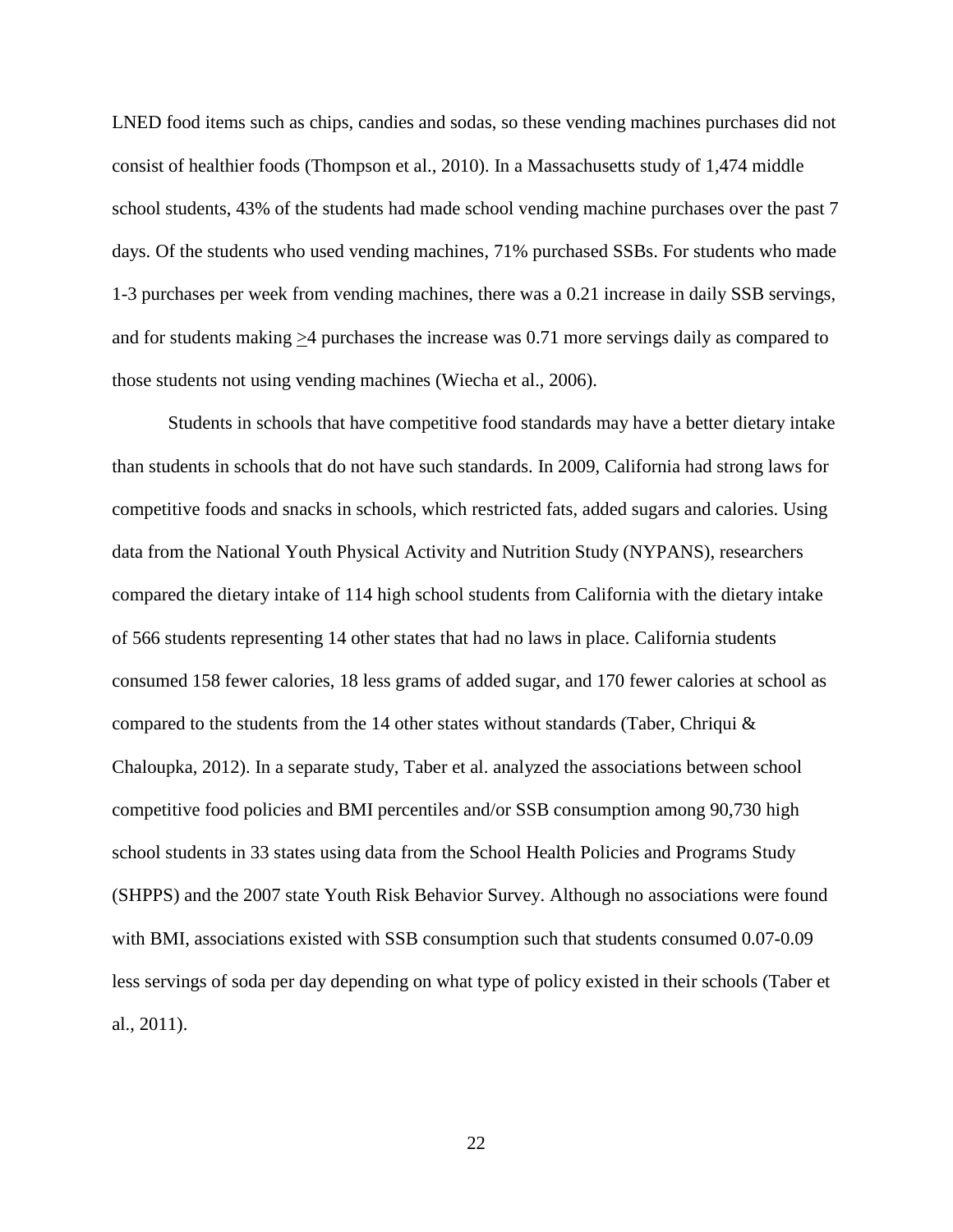LNED food items such as chips, candies and sodas, so these vending machines purchases did not consist of healthier foods (Thompson et al., 2010). In a Massachusetts study of 1,474 middle school students, 43% of the students had made school vending machine purchases over the past 7 days. Of the students who used vending machines, 71% purchased SSBs. For students who made 1-3 purchases per week from vending machines, there was a 0.21 increase in daily SSB servings, and for students making $\geq$4 purchases the increase was 0.71 more servings daily as compared to those students not using vending machines (Wiecha et al., 2006).

Students in schools that have competitive food standards may have a better dietary intake than students in schools that do not have such standards. In 2009, California had strong laws for competitive foods and snacks in schools, which restricted fats, added sugars and calories. Using data from the National Youth Physical Activity and Nutrition Study (NYPANS), researchers compared the dietary intake of 114 high school students from California with the dietary intake of 566 students representing 14 other states that had no laws in place. California students consumed 158 fewer calories, 18 less grams of added sugar, and 170 fewer calories at school as compared to the students from the 14 other states without standards (Taber, Chriqui & Chaloupka, 2012). In a separate study, Taber et al. analyzed the associations between school competitive food policies and BMI percentiles and/or SSB consumption among 90,730 high school students in 33 states using data from the School Health Policies and Programs Study (SHPPS) and the 2007 state Youth Risk Behavior Survey. Although no associations were found with BMI, associations existed with SSB consumption such that students consumed 0.07-0.09 less servings of soda per day depending on what type of policy existed in their schools (Taber et al., 2011).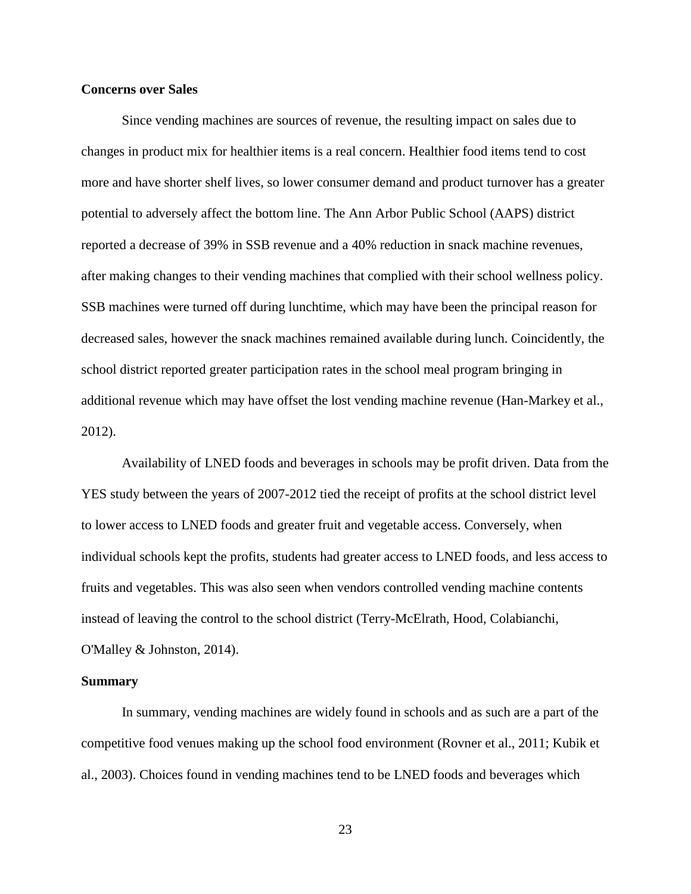## Concerns over Sales

Since vending machines are sources of revenue, the resulting impact on sales due to changes in product mix for healthier items is a real concern. Healthier food items tend to cost more and have shorter shelf lives, so lower consumer demand and product turnover has a greater potential to adversely affect the bottom line. The Ann Arbor Public School (AAPS) district reported a decrease of 39% in SSB revenue and a 40% reduction in snack machine revenues, after making changes to their vending machines that complied with their school wellness policy. SSB machines were turned off during lunchtime, which may have been the principal reason for decreased sales, however the snack machines remained available during lunch. Coincidently, the school district reported greater participation rates in the school meal program bringing in additional revenue which may have offset the lost vending machine revenue (Han-Markey et al., 2012).

Availability of LNED foods and beverages in schools may be profit driven. Data from the YES study between the years of 2007-2012 tied the receipt of profits at the school district level to lower access to LNED foods and greater fruit and vegetable access. Conversely, when individual schools kept the profits, students had greater access to LNED foods, and less access to fruits and vegetables. This was also seen when vendors controlled vending machine contents instead of leaving the control to the school district (Terry-McElrath, Hood, Colabianchi, O'Malley & Johnston, 2014).

## Summary

In summary, vending machines are widely found in schools and as such are a part of the competitive food venues making up the school food environment (Rovner et al., 2011; Kubik et al., 2003). Choices found in vending machines tend to be LNED foods and beverages which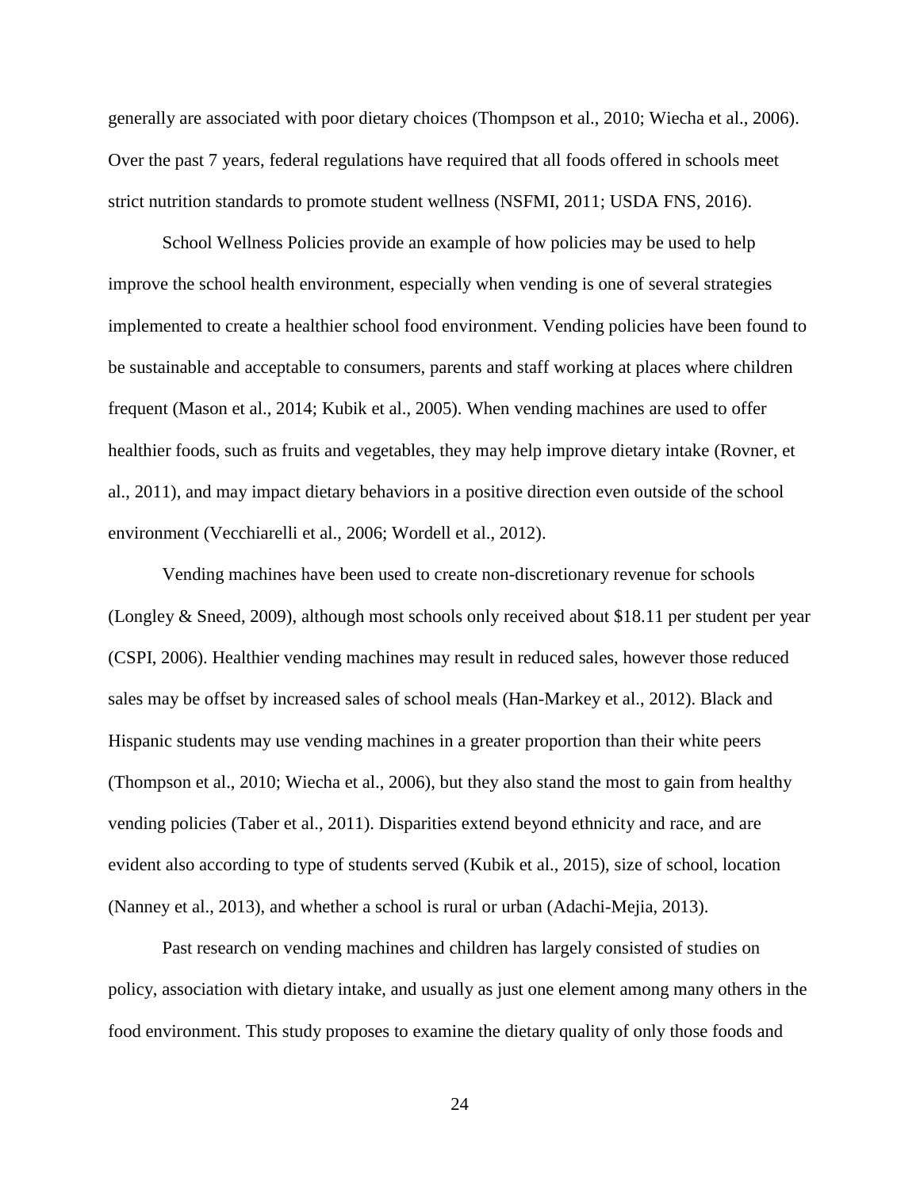generally are associated with poor dietary choices (Thompson et al., 2010; Wiecha et al., 2006). Over the past 7 years, federal regulations have required that all foods offered in schools meet strict nutrition standards to promote student wellness (NSFMI, 2011; USDA FNS, 2016).

School Wellness Policies provide an example of how policies may be used to help improve the school health environment, especially when vending is one of several strategies implemented to create a healthier school food environment. Vending policies have been found to be sustainable and acceptable to consumers, parents and staff working at places where children frequent (Mason et al., 2014; Kubik et al., 2005). When vending machines are used to offer healthier foods, such as fruits and vegetables, they may help improve dietary intake (Rovner, et al., 2011), and may impact dietary behaviors in a positive direction even outside of the school environment (Vecchiarelli et al., 2006; Wordell et al., 2012).

Vending machines have been used to create non-discretionary revenue for schools (Longley & Sneed, 2009), although most schools only received about $18.11 per student per year (CSPI, 2006). Healthier vending machines may result in reduced sales, however those reduced sales may be offset by increased sales of school meals (Han-Markey et al., 2012). Black and Hispanic students may use vending machines in a greater proportion than their white peers (Thompson et al., 2010; Wiecha et al., 2006), but they also stand the most to gain from healthy vending policies (Taber et al., 2011). Disparities extend beyond ethnicity and race, and are evident also according to type of students served (Kubik et al., 2015), size of school, location (Nanney et al., 2013), and whether a school is rural or urban (Adachi-Mejia, 2013).

Past research on vending machines and children has largely consisted of studies on policy, association with dietary intake, and usually as just one element among many others in the food environment. This study proposes to examine the dietary quality of only those foods and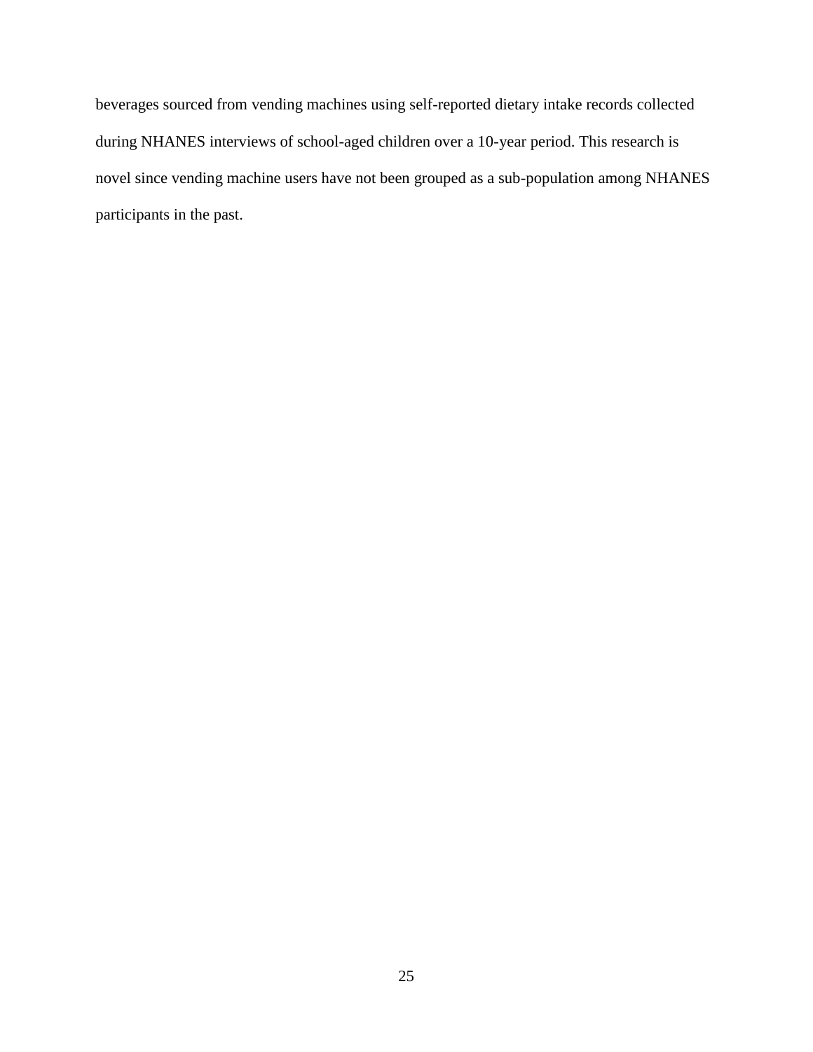beverages sourced from vending machines using self-reported dietary intake records collected during NHANES interviews of school-aged children over a 10-year period. This research is novel since vending machine users have not been grouped as a sub-population among NHANES participants in the past.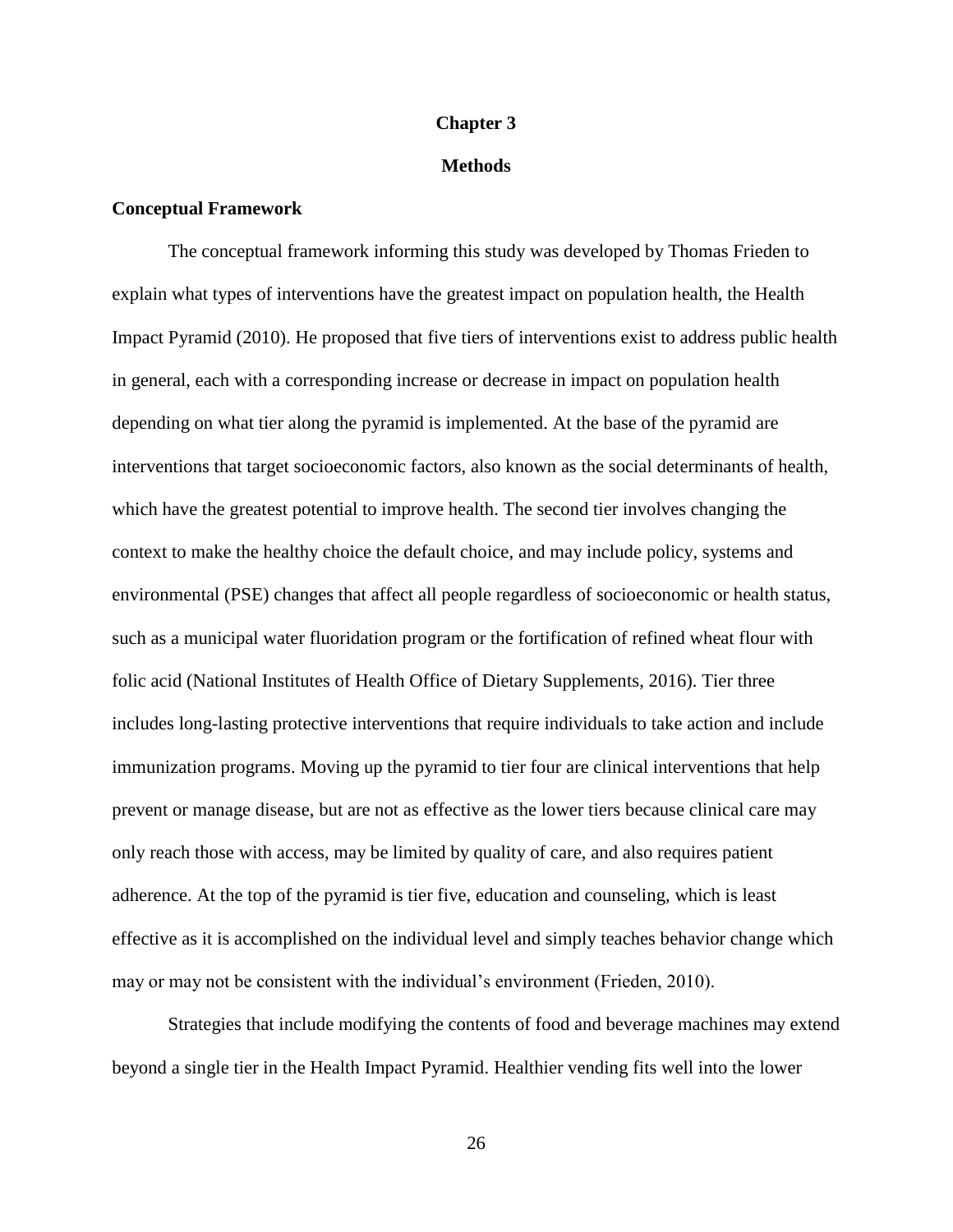# Chapter 3

# Methods

## Conceptual Framework

The conceptual framework informing this study was developed by Thomas Frieden to explain what types of interventions have the greatest impact on population health, the Health Impact Pyramid (2010). He proposed that five tiers of interventions exist to address public health in general, each with a corresponding increase or decrease in impact on population health depending on what tier along the pyramid is implemented. At the base of the pyramid are interventions that target socioeconomic factors, also known as the social determinants of health, which have the greatest potential to improve health. The second tier involves changing the context to make the healthy choice the default choice, and may include policy, systems and environmental (PSE) changes that affect all people regardless of socioeconomic or health status, such as a municipal water fluoridation program or the fortification of refined wheat flour with folic acid (National Institutes of Health Office of Dietary Supplements, 2016). Tier three includes long-lasting protective interventions that require individuals to take action and include immunization programs. Moving up the pyramid to tier four are clinical interventions that help prevent or manage disease, but are not as effective as the lower tiers because clinical care may only reach those with access, may be limited by quality of care, and also requires patient adherence. At the top of the pyramid is tier five, education and counseling, which is least effective as it is accomplished on the individual level and simply teaches behavior change which may or may not be consistent with the individual's environment (Frieden, 2010).

Strategies that include modifying the contents of food and beverage machines may extend beyond a single tier in the Health Impact Pyramid. Healthier vending fits well into the lower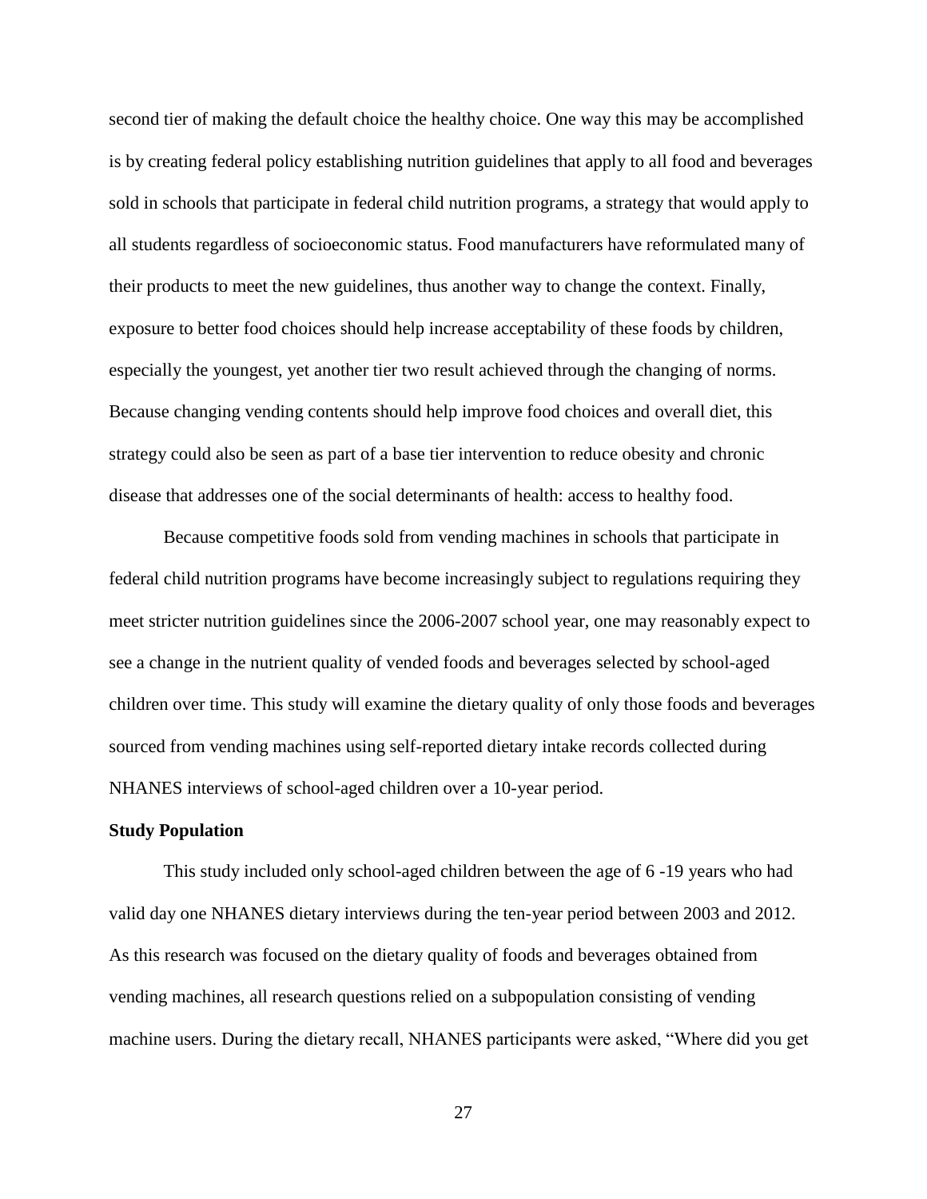second tier of making the default choice the healthy choice. One way this may be accomplished is by creating federal policy establishing nutrition guidelines that apply to all food and beverages sold in schools that participate in federal child nutrition programs, a strategy that would apply to all students regardless of socioeconomic status. Food manufacturers have reformulated many of their products to meet the new guidelines, thus another way to change the context. Finally, exposure to better food choices should help increase acceptability of these foods by children, especially the youngest, yet another tier two result achieved through the changing of norms. Because changing vending contents should help improve food choices and overall diet, this strategy could also be seen as part of a base tier intervention to reduce obesity and chronic disease that addresses one of the social determinants of health: access to healthy food.

Because competitive foods sold from vending machines in schools that participate in federal child nutrition programs have become increasingly subject to regulations requiring they meet stricter nutrition guidelines since the 2006-2007 school year, one may reasonably expect to see a change in the nutrient quality of vended foods and beverages selected by school-aged children over time. This study will examine the dietary quality of only those foods and beverages sourced from vending machines using self-reported dietary intake records collected during NHANES interviews of school-aged children over a 10-year period.

**Study Population**

This study included only school-aged children between the age of 6 -19 years who had valid day one NHANES dietary interviews during the ten-year period between 2003 and 2012. As this research was focused on the dietary quality of foods and beverages obtained from vending machines, all research questions relied on a subpopulation consisting of vending machine users. During the dietary recall, NHANES participants were asked, "Where did you get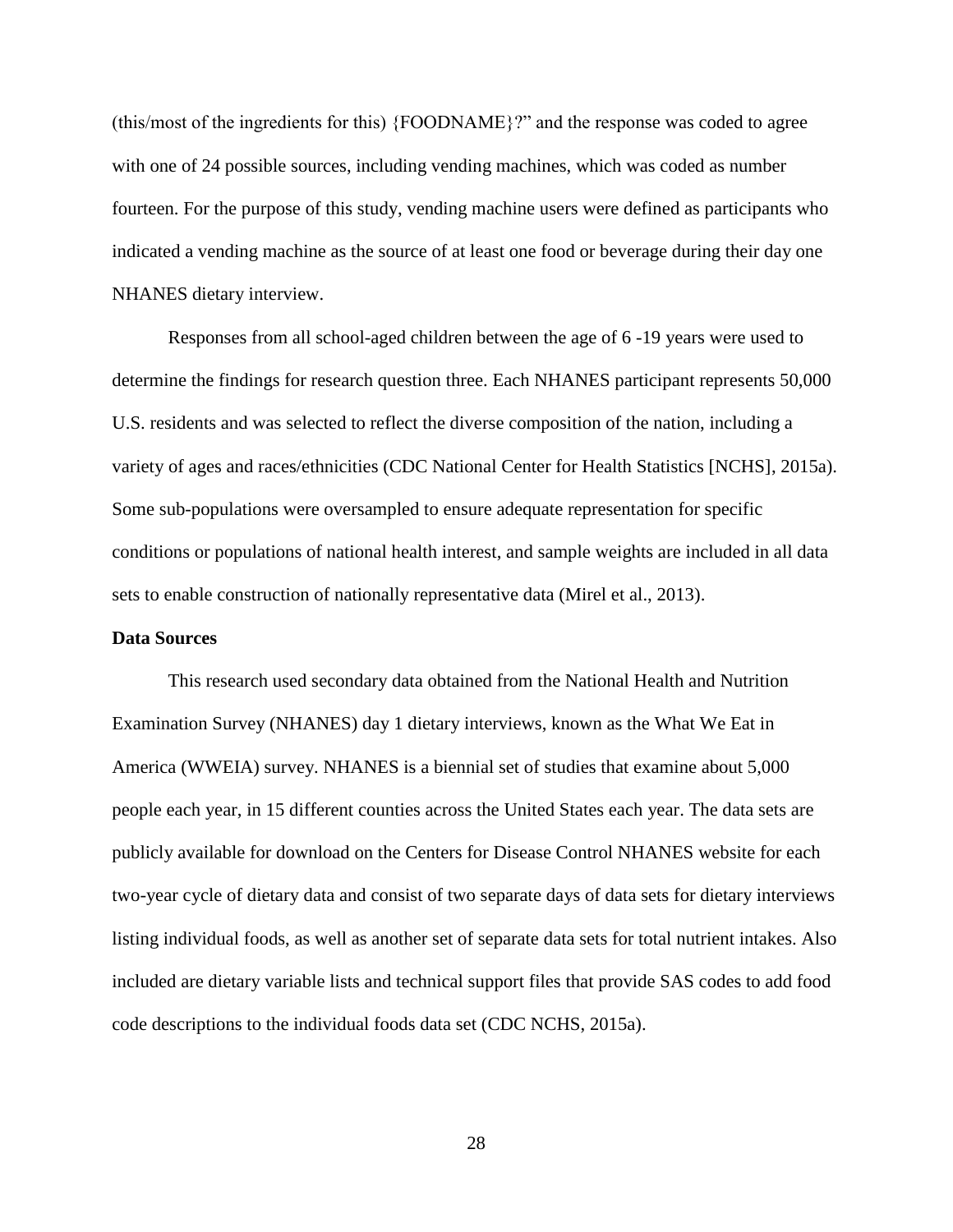(this/most of the ingredients for this) {FOODNAME}?" and the response was coded to agree with one of 24 possible sources, including vending machines, which was coded as number fourteen. For the purpose of this study, vending machine users were defined as participants who indicated a vending machine as the source of at least one food or beverage during their day one NHANES dietary interview.

Responses from all school-aged children between the age of 6 -19 years were used to determine the findings for research question three. Each NHANES participant represents 50,000 U.S. residents and was selected to reflect the diverse composition of the nation, including a variety of ages and races/ethnicities (CDC National Center for Health Statistics [NCHS], 2015a). Some sub-populations were oversampled to ensure adequate representation for specific conditions or populations of national health interest, and sample weights are included in all data sets to enable construction of nationally representative data (Mirel et al., 2013).

**Data Sources**

This research used secondary data obtained from the National Health and Nutrition Examination Survey (NHANES) day 1 dietary interviews, known as the What We Eat in America (WWEIA) survey. NHANES is a biennial set of studies that examine about 5,000 people each year, in 15 different counties across the United States each year. The data sets are publicly available for download on the Centers for Disease Control NHANES website for each two-year cycle of dietary data and consist of two separate days of data sets for dietary interviews listing individual foods, as well as another set of separate data sets for total nutrient intakes. Also included are dietary variable lists and technical support files that provide SAS codes to add food code descriptions to the individual foods data set (CDC NCHS, 2015a).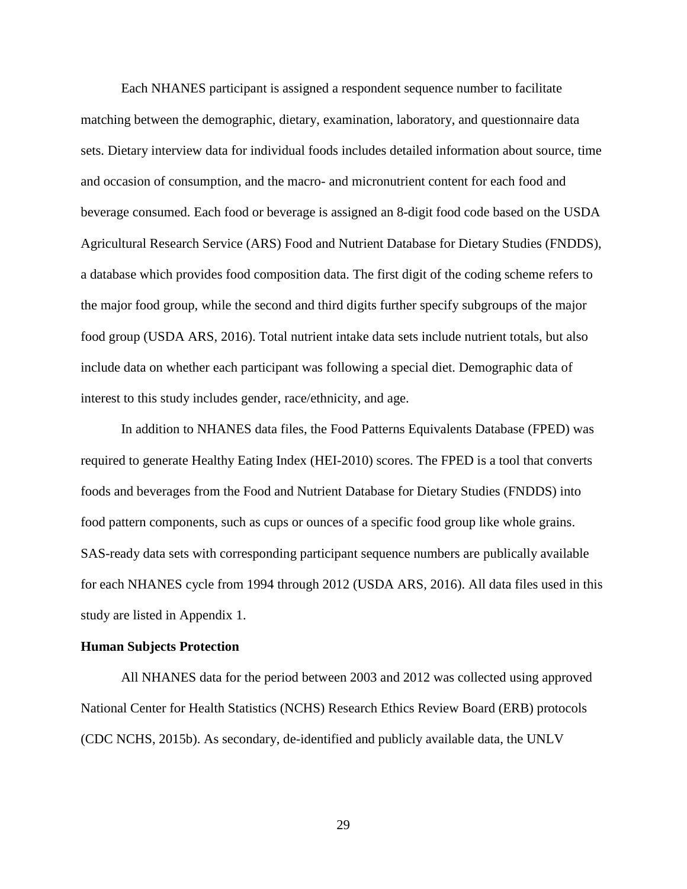Each NHANES participant is assigned a respondent sequence number to facilitate matching between the demographic, dietary, examination, laboratory, and questionnaire data sets. Dietary interview data for individual foods includes detailed information about source, time and occasion of consumption, and the macro- and micronutrient content for each food and beverage consumed. Each food or beverage is assigned an 8-digit food code based on the USDA Agricultural Research Service (ARS) Food and Nutrient Database for Dietary Studies (FNDDS), a database which provides food composition data. The first digit of the coding scheme refers to the major food group, while the second and third digits further specify subgroups of the major food group (USDA ARS, 2016). Total nutrient intake data sets include nutrient totals, but also include data on whether each participant was following a special diet. Demographic data of interest to this study includes gender, race/ethnicity, and age.

In addition to NHANES data files, the Food Patterns Equivalents Database (FPED) was required to generate Healthy Eating Index (HEI-2010) scores. The FPED is a tool that converts foods and beverages from the Food and Nutrient Database for Dietary Studies (FNDDS) into food pattern components, such as cups or ounces of a specific food group like whole grains. SAS-ready data sets with corresponding participant sequence numbers are publically available for each NHANES cycle from 1994 through 2012 (USDA ARS, 2016). All data files used in this study are listed in Appendix 1.

**Human Subjects Protection**

All NHANES data for the period between 2003 and 2012 was collected using approved National Center for Health Statistics (NCHS) Research Ethics Review Board (ERB) protocols (CDC NCHS, 2015b). As secondary, de-identified and publicly available data, the UNLV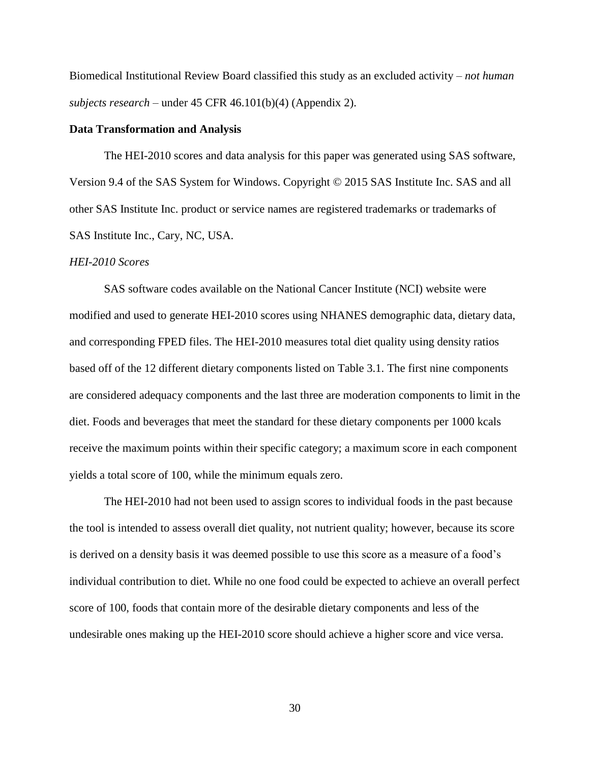Biomedical Institutional Review Board classified this study as an excluded activity – *not human subjects research* – under 45 CFR 46.101(b)(4) (Appendix 2).

**Data Transformation and Analysis**

The HEI-2010 scores and data analysis for this paper was generated using SAS software, Version 9.4 of the SAS System for Windows. Copyright © 2015 SAS Institute Inc. SAS and all other SAS Institute Inc. product or service names are registered trademarks or trademarks of SAS Institute Inc., Cary, NC, USA.

*HEI-2010 Scores*

SAS software codes available on the National Cancer Institute (NCI) website were modified and used to generate HEI-2010 scores using NHANES demographic data, dietary data, and corresponding FPED files. The HEI-2010 measures total diet quality using density ratios based off of the 12 different dietary components listed on Table 3.1. The first nine components are considered adequacy components and the last three are moderation components to limit in the diet. Foods and beverages that meet the standard for these dietary components per 1000 kcals receive the maximum points within their specific category; a maximum score in each component yields a total score of 100, while the minimum equals zero.

The HEI-2010 had not been used to assign scores to individual foods in the past because the tool is intended to assess overall diet quality, not nutrient quality; however, because its score is derived on a density basis it was deemed possible to use this score as a measure of a food's individual contribution to diet. While no one food could be expected to achieve an overall perfect score of 100, foods that contain more of the desirable dietary components and less of the undesirable ones making up the HEI-2010 score should achieve a higher score and vice versa.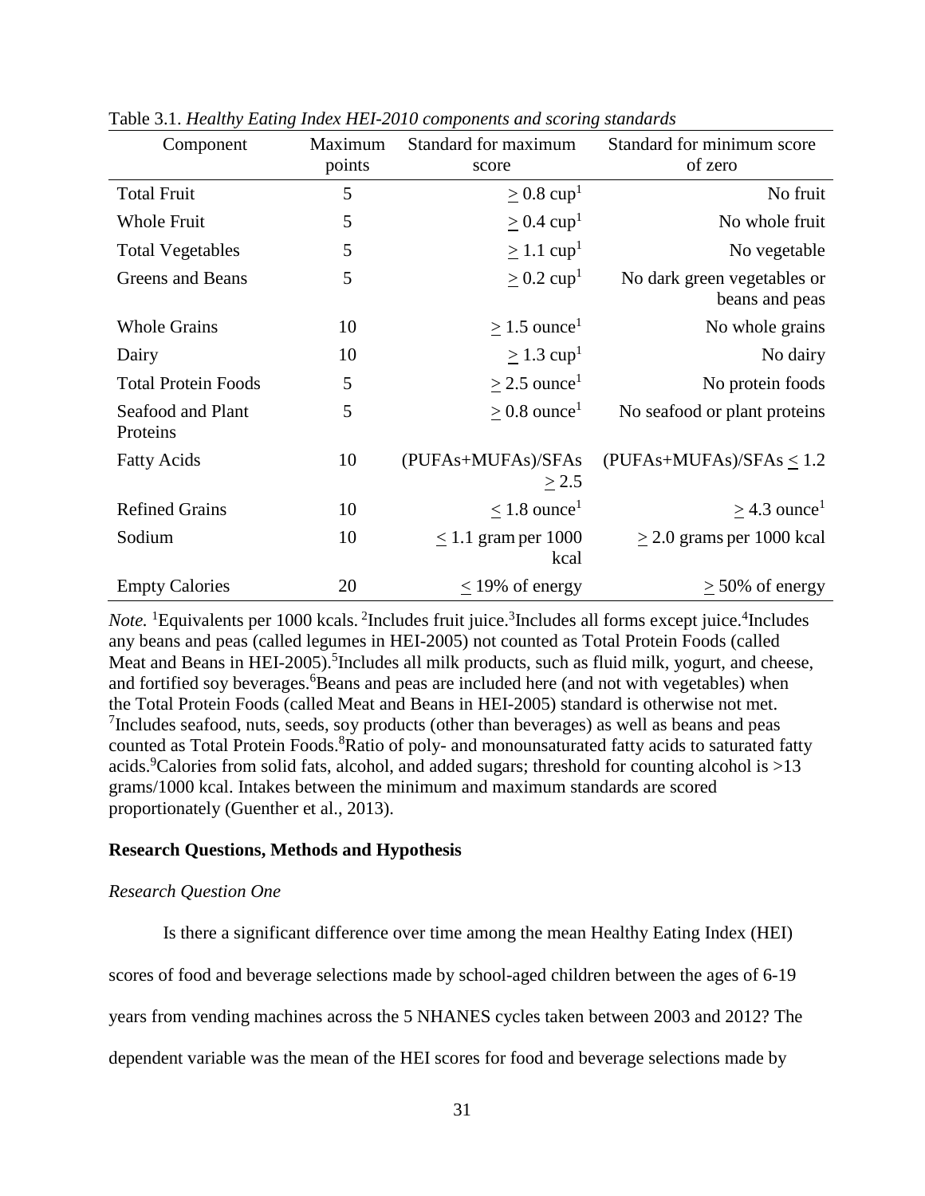Table 3.1. *Healthy Eating Index HEI-2010 components and scoring standards*

| Component | Maximum points | Standard for maximum score | Standard for minimum score of zero |
|---|---|---|---|
| Total Fruit | 5 | ≥ 0.8 cup[1] | No fruit |
| Whole Fruit | 5 | ≥ 0.4 cup[1] | No whole fruit |
| Total Vegetables | 5 | ≥ 1.1 cup[1] | No vegetable |
| Greens and Beans | 5 | ≥ 0.2 cup[1] | No dark green vegetables or beans and peas |
| Whole Grains | 10 | ≥ 1.5 ounce[1] | No whole grains |
| Dairy | 10 | ≥ 1.3 cup[1] | No dairy |
| Total Protein Foods | 5 | ≥ 2.5 ounce[1] | No protein foods |
| Seafood and Plant Proteins | 5 | ≥ 0.8 ounce[1] | No seafood or plant proteins |
| Fatty Acids | 10 | (PUFAs+MUFAs)/SFAs ≥ 2.5 | (PUFAs+MUFAs)/SFAs ≤ 1.2 |
| Refined Grains | 10 | ≤ 1.8 ounce[1] | ≥ 4.3 ounce[1] |
| Sodium | 10 | ≤ 1.1 gram per 1000 kcal | ≥ 2.0 grams per 1000 kcal |
| Empty Calories | 20 | ≤ 19% of energy | ≥ 50% of energy |

*Note.* [1]Equivalents per 1000 kcals. [2]Includes fruit juice.[3]Includes all forms except juice.[4]Includes any beans and peas (called legumes in HEI-2005) not counted as Total Protein Foods (called Meat and Beans in HEI-2005).[5]Includes all milk products, such as fluid milk, yogurt, and cheese, and fortified soy beverages.[6]Beans and peas are included here (and not with vegetables) when the Total Protein Foods (called Meat and Beans in HEI-2005) standard is otherwise not met. [7]Includes seafood, nuts, seeds, soy products (other than beverages) as well as beans and peas counted as Total Protein Foods.[8]Ratio of poly- and monounsaturated fatty acids to saturated fatty acids.[9]Calories from solid fats, alcohol, and added sugars; threshold for counting alcohol is >13 grams/1000 kcal. Intakes between the minimum and maximum standards are scored proportionately (Guenther et al., 2013).

**Research Questions, Methods and Hypothesis**

*Research Question One*

Is there a significant difference over time among the mean Healthy Eating Index (HEI) scores of food and beverage selections made by school-aged children between the ages of 6-19 years from vending machines across the 5 NHANES cycles taken between 2003 and 2012? The dependent variable was the mean of the HEI scores for food and beverage selections made by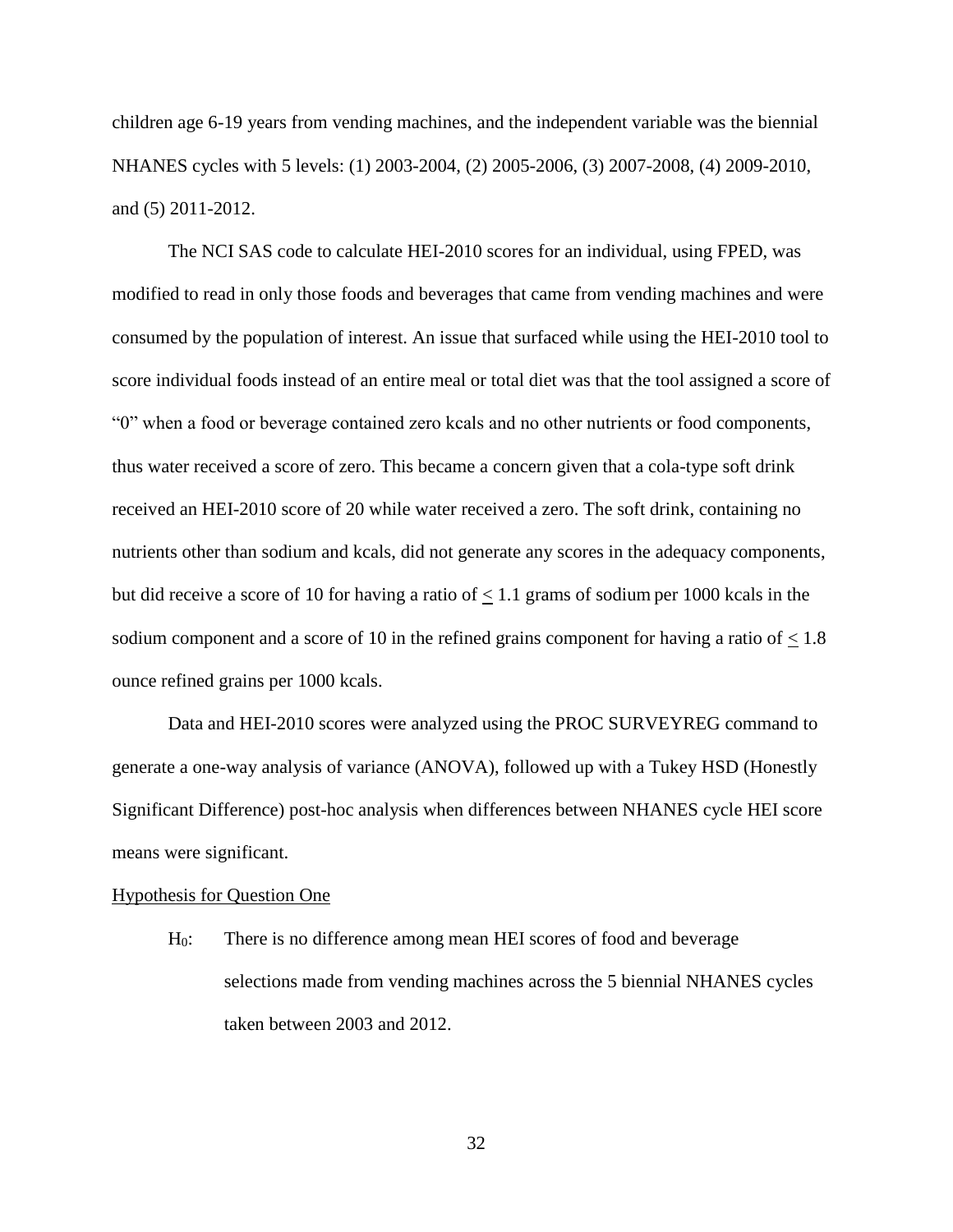children age 6-19 years from vending machines, and the independent variable was the biennial NHANES cycles with 5 levels: (1) 2003-2004, (2) 2005-2006, (3) 2007-2008, (4) 2009-2010, and (5) 2011-2012.

The NCI SAS code to calculate HEI-2010 scores for an individual, using FPED, was modified to read in only those foods and beverages that came from vending machines and were consumed by the population of interest. An issue that surfaced while using the HEI-2010 tool to score individual foods instead of an entire meal or total diet was that the tool assigned a score of "0" when a food or beverage contained zero kcals and no other nutrients or food components, thus water received a score of zero. This became a concern given that a cola-type soft drink received an HEI-2010 score of 20 while water received a zero. The soft drink, containing no nutrients other than sodium and kcals, did not generate any scores in the adequacy components, but did receive a score of 10 for having a ratio of $\leq$ 1.1 grams of sodium per 1000 kcals in the sodium component and a score of 10 in the refined grains component for having a ratio of $\leq$ 1.8 ounce refined grains per 1000 kcals.

Data and HEI-2010 scores were analyzed using the PROC SURVEYREG command to generate a one-way analysis of variance (ANOVA), followed up with a Tukey HSD (Honestly Significant Difference) post-hoc analysis when differences between NHANES cycle HEI score means were significant.

Hypothesis for Question One

$H_0$: There is no difference among mean HEI scores of food and beverage selections made from vending machines across the 5 biennial NHANES cycles taken between 2003 and 2012.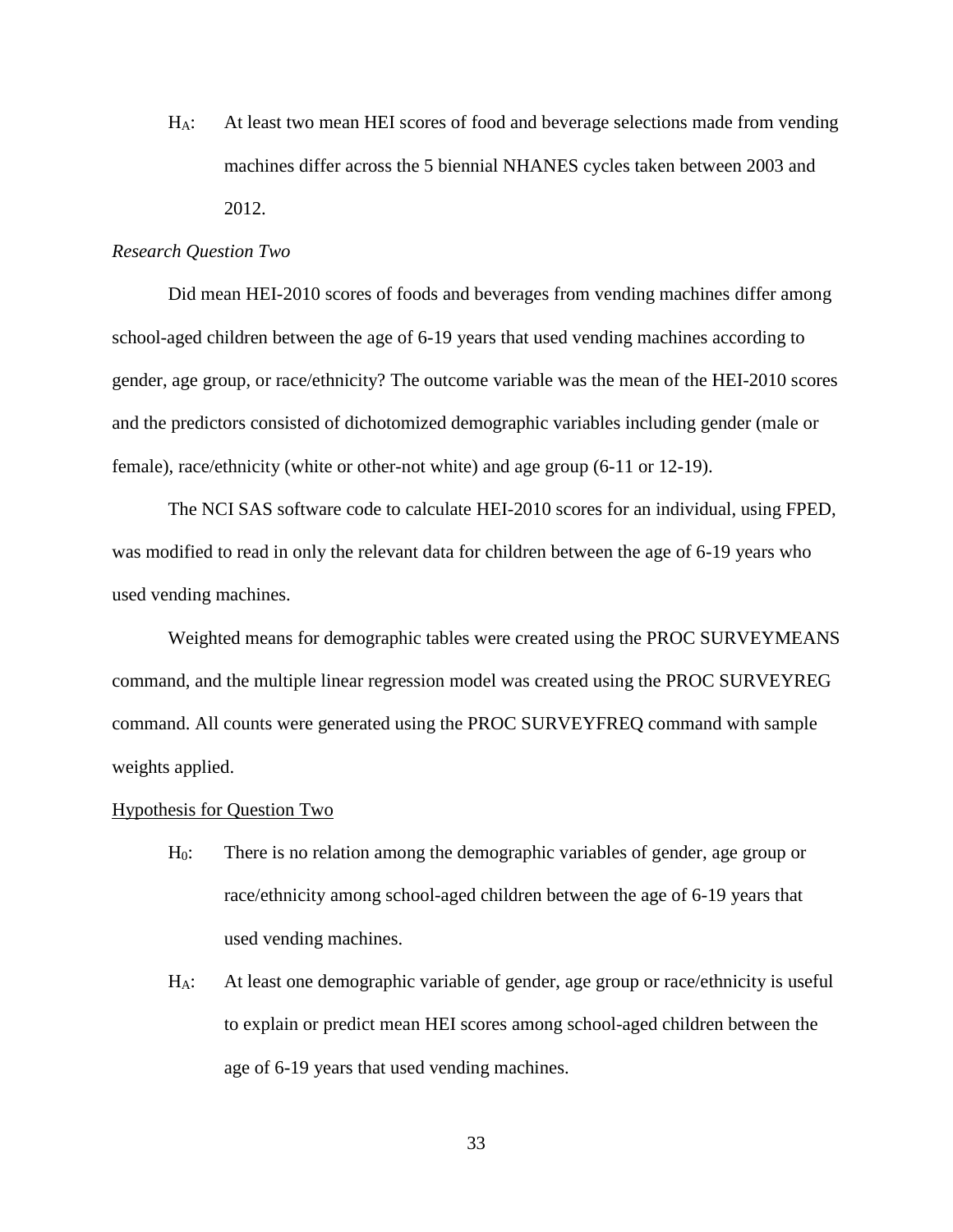$H_A$: At least two mean HEI scores of food and beverage selections made from vending machines differ across the 5 biennial NHANES cycles taken between 2003 and 2012.

*Research Question Two*

Did mean HEI-2010 scores of foods and beverages from vending machines differ among school-aged children between the age of 6-19 years that used vending machines according to gender, age group, or race/ethnicity? The outcome variable was the mean of the HEI-2010 scores and the predictors consisted of dichotomized demographic variables including gender (male or female), race/ethnicity (white or other-not white) and age group (6-11 or 12-19).

The NCI SAS software code to calculate HEI-2010 scores for an individual, using FPED, was modified to read in only the relevant data for children between the age of 6-19 years who used vending machines.

Weighted means for demographic tables were created using the PROC SURVEYMEANS command, and the multiple linear regression model was created using the PROC SURVEYREG command. All counts were generated using the PROC SURVEYFREQ command with sample weights applied.

<u>Hypothesis for Question Two</u>

$H_0$: There is no relation among the demographic variables of gender, age group or race/ethnicity among school-aged children between the age of 6-19 years that used vending machines.

$H_A$: At least one demographic variable of gender, age group or race/ethnicity is useful to explain or predict mean HEI scores among school-aged children between the age of 6-19 years that used vending machines.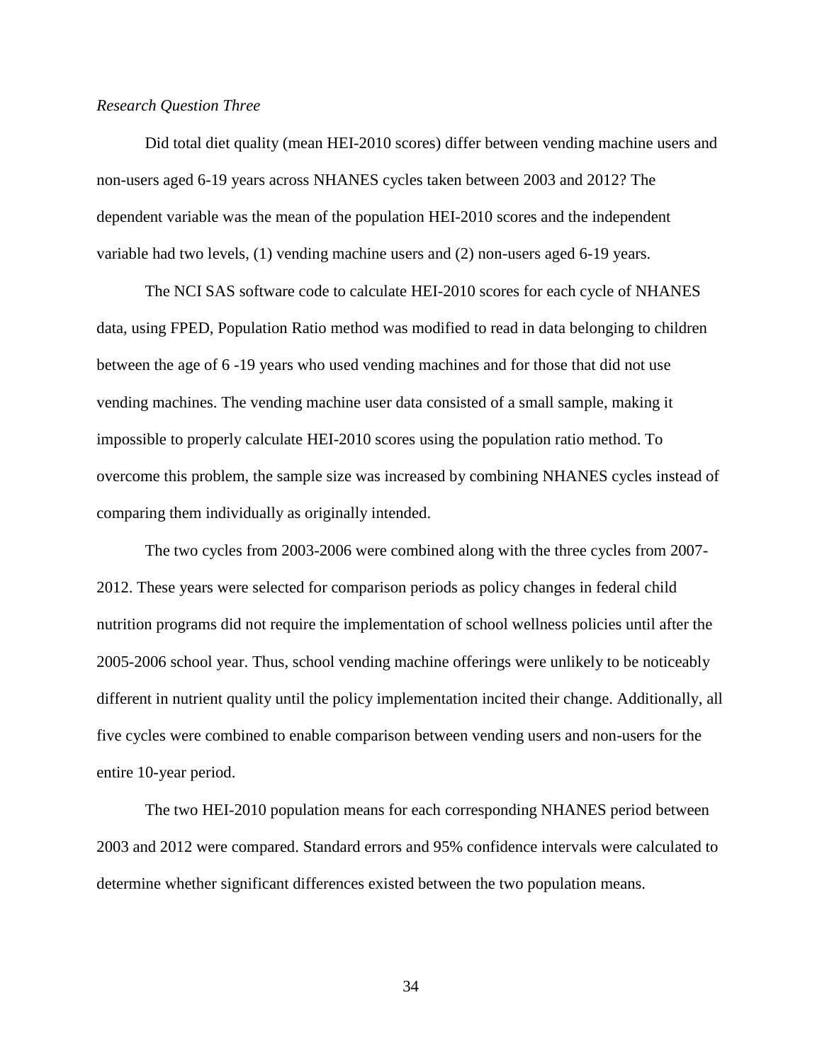*Research Question Three*

Did total diet quality (mean HEI-2010 scores) differ between vending machine users and non-users aged 6-19 years across NHANES cycles taken between 2003 and 2012? The dependent variable was the mean of the population HEI-2010 scores and the independent variable had two levels, (1) vending machine users and (2) non-users aged 6-19 years.

The NCI SAS software code to calculate HEI-2010 scores for each cycle of NHANES data, using FPED, Population Ratio method was modified to read in data belonging to children between the age of 6 -19 years who used vending machines and for those that did not use vending machines. The vending machine user data consisted of a small sample, making it impossible to properly calculate HEI-2010 scores using the population ratio method. To overcome this problem, the sample size was increased by combining NHANES cycles instead of comparing them individually as originally intended.

The two cycles from 2003-2006 were combined along with the three cycles from 2007-2012. These years were selected for comparison periods as policy changes in federal child nutrition programs did not require the implementation of school wellness policies until after the 2005-2006 school year. Thus, school vending machine offerings were unlikely to be noticeably different in nutrient quality until the policy implementation incited their change. Additionally, all five cycles were combined to enable comparison between vending users and non-users for the entire 10-year period.

The two HEI-2010 population means for each corresponding NHANES period between 2003 and 2012 were compared. Standard errors and 95% confidence intervals were calculated to determine whether significant differences existed between the two population means.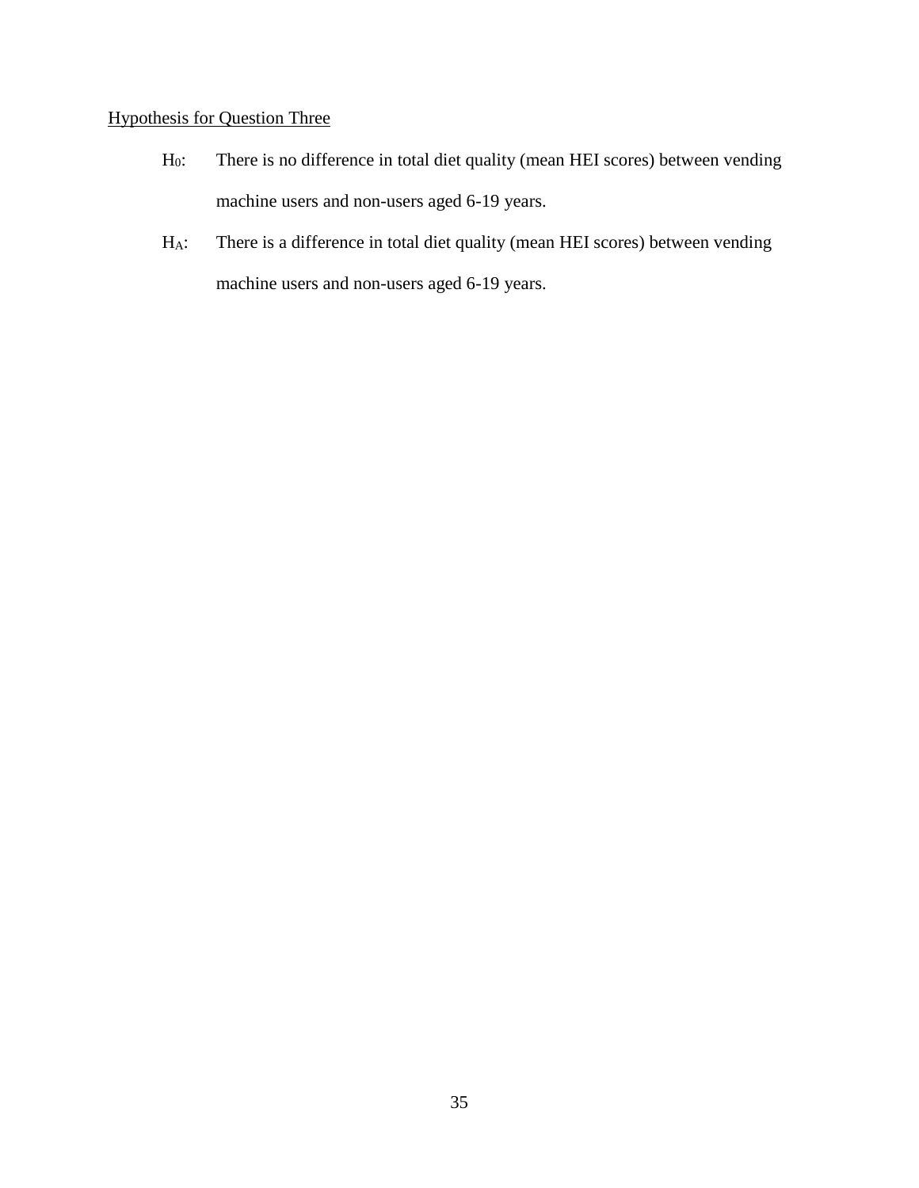Hypothesis for Question Three

$H_0$: There is no difference in total diet quality (mean HEI scores) between vending machine users and non-users aged 6-19 years.

$H_A$: There is a difference in total diet quality (mean HEI scores) between vending machine users and non-users aged 6-19 years.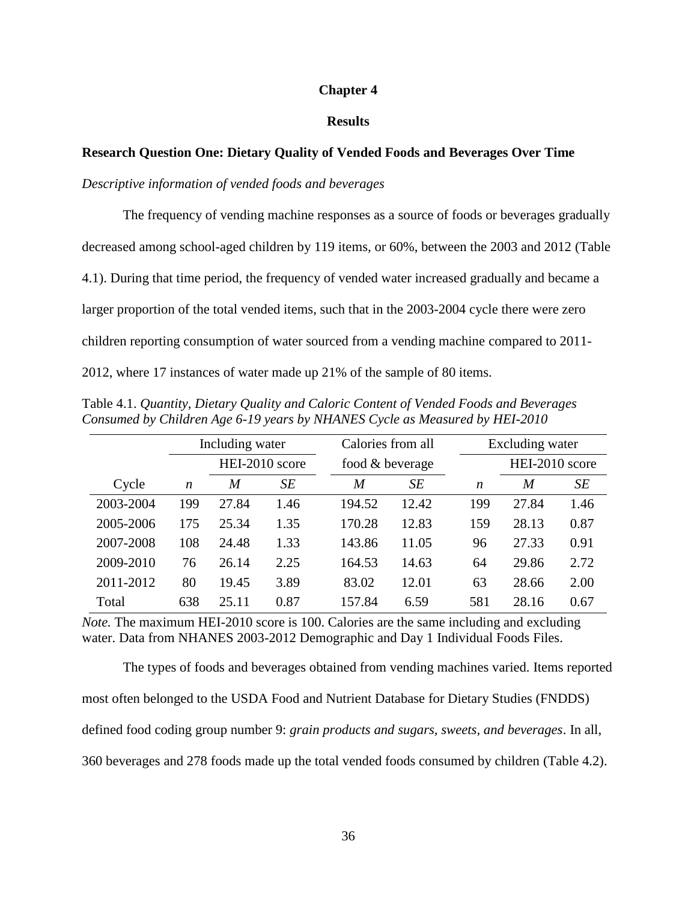# Chapter 4

## Results

### Research Question One: Dietary Quality of Vended Foods and Beverages Over Time

*Descriptive information of vended foods and beverages*

The frequency of vending machine responses as a source of foods or beverages gradually decreased among school-aged children by 119 items, or 60%, between the 2003 and 2012 (Table 4.1). During that time period, the frequency of vended water increased gradually and became a larger proportion of the total vended items, such that in the 2003-2004 cycle there were zero children reporting consumption of water sourced from a vending machine compared to 2011-2012, where 17 instances of water made up 21% of the sample of 80 items.

Table 4.1. *Quantity, Dietary Quality and Caloric Content of Vended Foods and Beverages Consumed by Children Age 6-19 years by NHANES Cycle as Measured by HEI-2010*

| | Including water | | | Calories from all food & beverage | | Excluding water | | |
|---|---|---|---|---|---|---|---|---|
| | | HEI-2010 score | | | | | HEI-2010 score | |
| Cycle | *n* | *M* | *SE* | *M* | *SE* | *n* | *M* | *SE* |
| 2003-2004 | 199 | 27.84 | 1.46 | 194.52 | 12.42 | 199 | 27.84 | 1.46 |
| 2005-2006 | 175 | 25.34 | 1.35 | 170.28 | 12.83 | 159 | 28.13 | 0.87 |
| 2007-2008 | 108 | 24.48 | 1.33 | 143.86 | 11.05 | 96 | 27.33 | 0.91 |
| 2009-2010 | 76 | 26.14 | 2.25 | 164.53 | 14.63 | 64 | 29.86 | 2.72 |
| 2011-2012 | 80 | 19.45 | 3.89 | 83.02 | 12.01 | 63 | 28.66 | 2.00 |
| Total | 638 | 25.11 | 0.87 | 157.84 | 6.59 | 581 | 28.16 | 0.67 |

*Note.* The maximum HEI-2010 score is 100. Calories are the same including and excluding water. Data from NHANES 2003-2012 Demographic and Day 1 Individual Foods Files.

The types of foods and beverages obtained from vending machines varied. Items reported most often belonged to the USDA Food and Nutrient Database for Dietary Studies (FNDDS) defined food coding group number 9: *grain products and sugars, sweets, and beverages*. In all, 360 beverages and 278 foods made up the total vended foods consumed by children (Table 4.2).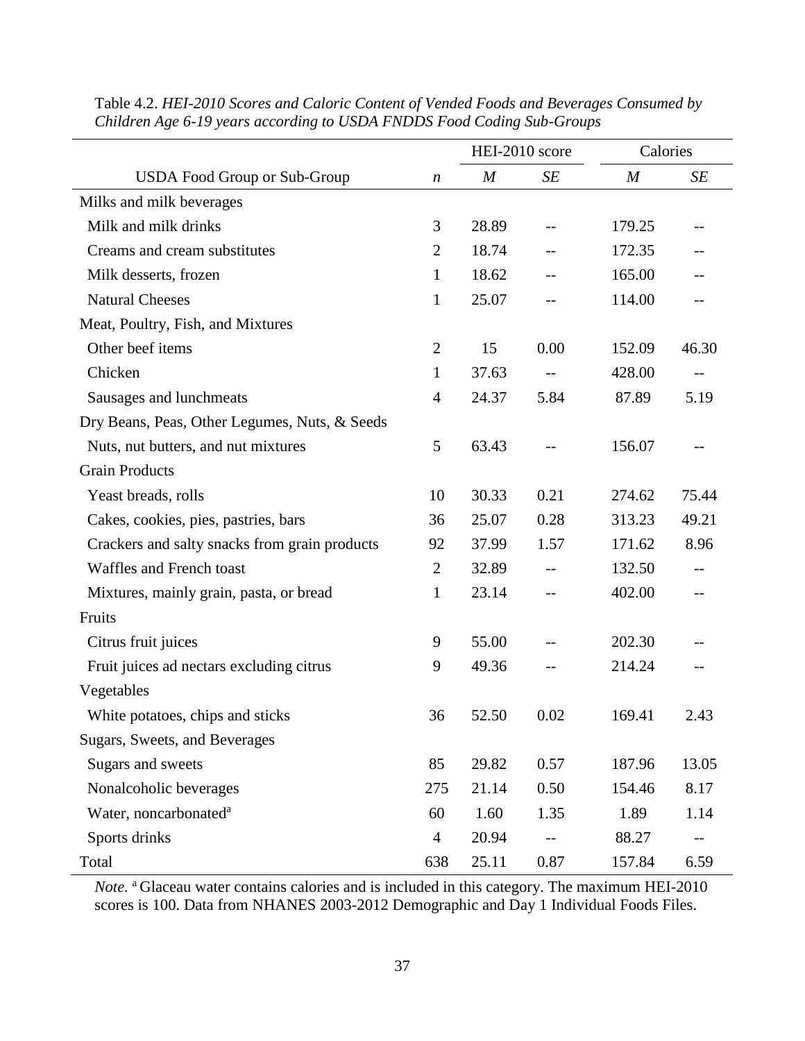Table 4.2. *HEI-2010 Scores and Caloric Content of Vended Foods and Beverages Consumed by Children Age 6-19 years according to USDA FNDDS Food Coding Sub-Groups*

| | | HEI-2010 score | | Calories | |
|---|---|---|---|---|---|
| USDA Food Group or Sub-Group | *n* | *M* | *SE* | *M* | *SE* |
| Milks and milk beverages | | | | | |
| Milk and milk drinks | 3 | 28.89 | -- | 179.25 | -- |
| Creams and cream substitutes | 2 | 18.74 | -- | 172.35 | -- |
| Milk desserts, frozen | 1 | 18.62 | -- | 165.00 | -- |
| Natural Cheeses | 1 | 25.07 | -- | 114.00 | -- |
| Meat, Poultry, Fish, and Mixtures | | | | | |
| Other beef items | 2 | 15 | 0.00 | 152.09 | 46.30 |
| Chicken | 1 | 37.63 | -- | 428.00 | -- |
| Sausages and lunchmeats | 4 | 24.37 | 5.84 | 87.89 | 5.19 |
| Dry Beans, Peas, Other Legumes, Nuts, & Seeds | | | | | |
| Nuts, nut butters, and nut mixtures | 5 | 63.43 | -- | 156.07 | -- |
| Grain Products | | | | | |
| Yeast breads, rolls | 10 | 30.33 | 0.21 | 274.62 | 75.44 |
| Cakes, cookies, pies, pastries, bars | 36 | 25.07 | 0.28 | 313.23 | 49.21 |
| Crackers and salty snacks from grain products | 92 | 37.99 | 1.57 | 171.62 | 8.96 |
| Waffles and French toast | 2 | 32.89 | -- | 132.50 | -- |
| Mixtures, mainly grain, pasta, or bread | 1 | 23.14 | -- | 402.00 | -- |
| Fruits | | | | | |
| Citrus fruit juices | 9 | 55.00 | -- | 202.30 | -- |
| Fruit juices ad nectars excluding citrus | 9 | 49.36 | -- | 214.24 | -- |
| Vegetables | | | | | |
| White potatoes, chips and sticks | 36 | 52.50 | 0.02 | 169.41 | 2.43 |
| Sugars, Sweets, and Beverages | | | | | |
| Sugars and sweets | 85 | 29.82 | 0.57 | 187.96 | 13.05 |
| Nonalcoholic beverages | 275 | 21.14 | 0.50 | 154.46 | 8.17 |
| Water, noncarbonated[a] | 60 | 1.60 | 1.35 | 1.89 | 1.14 |
| Sports drinks | 4 | 20.94 | -- | 88.27 | -- |
| Total | 638 | 25.11 | 0.87 | 157.84 | 6.59 |

*Note.* [a] Glaceau water contains calories and is included in this category. The maximum HEI-2010 scores is 100. Data from NHANES 2003-2012 Demographic and Day 1 Individual Foods Files.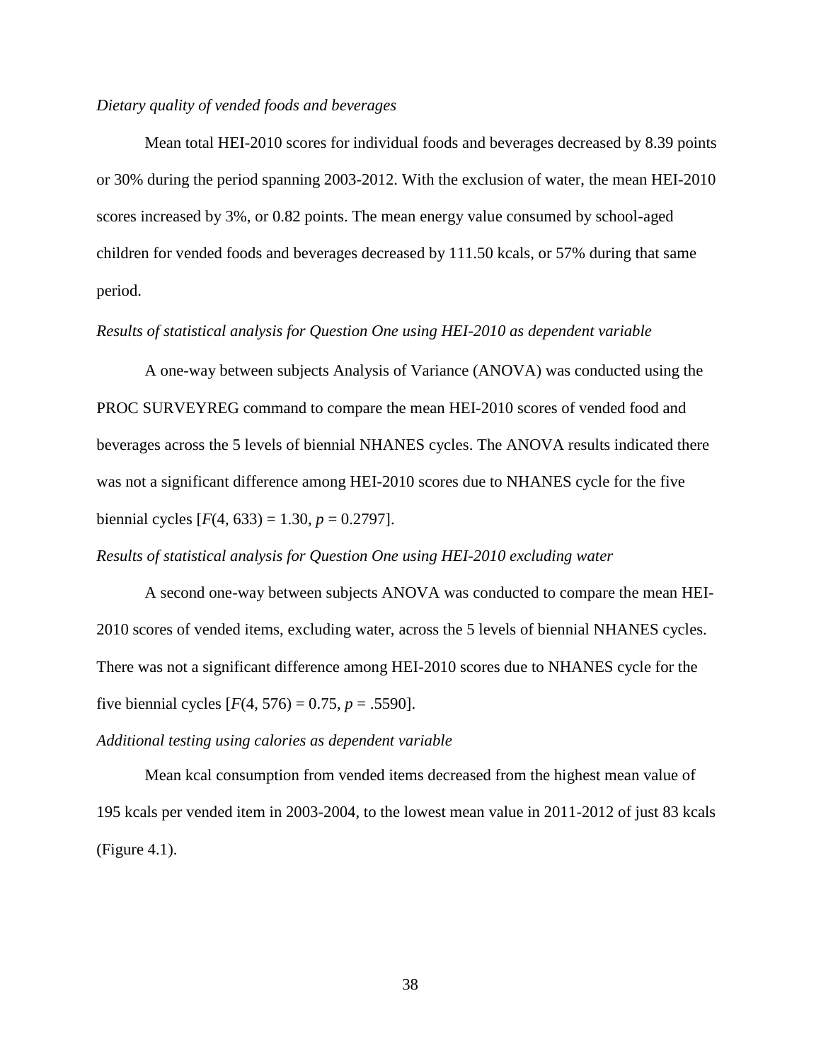*Dietary quality of vended foods and beverages*

Mean total HEI-2010 scores for individual foods and beverages decreased by 8.39 points or 30% during the period spanning 2003-2012. With the exclusion of water, the mean HEI-2010 scores increased by 3%, or 0.82 points. The mean energy value consumed by school-aged children for vended foods and beverages decreased by 111.50 kcals, or 57% during that same period.

*Results of statistical analysis for Question One using HEI-2010 as dependent variable*

A one-way between subjects Analysis of Variance (ANOVA) was conducted using the PROC SURVEYREG command to compare the mean HEI-2010 scores of vended food and beverages across the 5 levels of biennial NHANES cycles. The ANOVA results indicated there was not a significant difference among HEI-2010 scores due to NHANES cycle for the five biennial cycles [$F(4, 633) = 1.30$, $p = 0.2797$].

*Results of statistical analysis for Question One using HEI-2010 excluding water*

A second one-way between subjects ANOVA was conducted to compare the mean HEI-2010 scores of vended items, excluding water, across the 5 levels of biennial NHANES cycles. There was not a significant difference among HEI-2010 scores due to NHANES cycle for the five biennial cycles [$F(4, 576) = 0.75$, $p = .5590$].

*Additional testing using calories as dependent variable*

Mean kcal consumption from vended items decreased from the highest mean value of 195 kcals per vended item in 2003-2004, to the lowest mean value in 2011-2012 of just 83 kcals (Figure 4.1).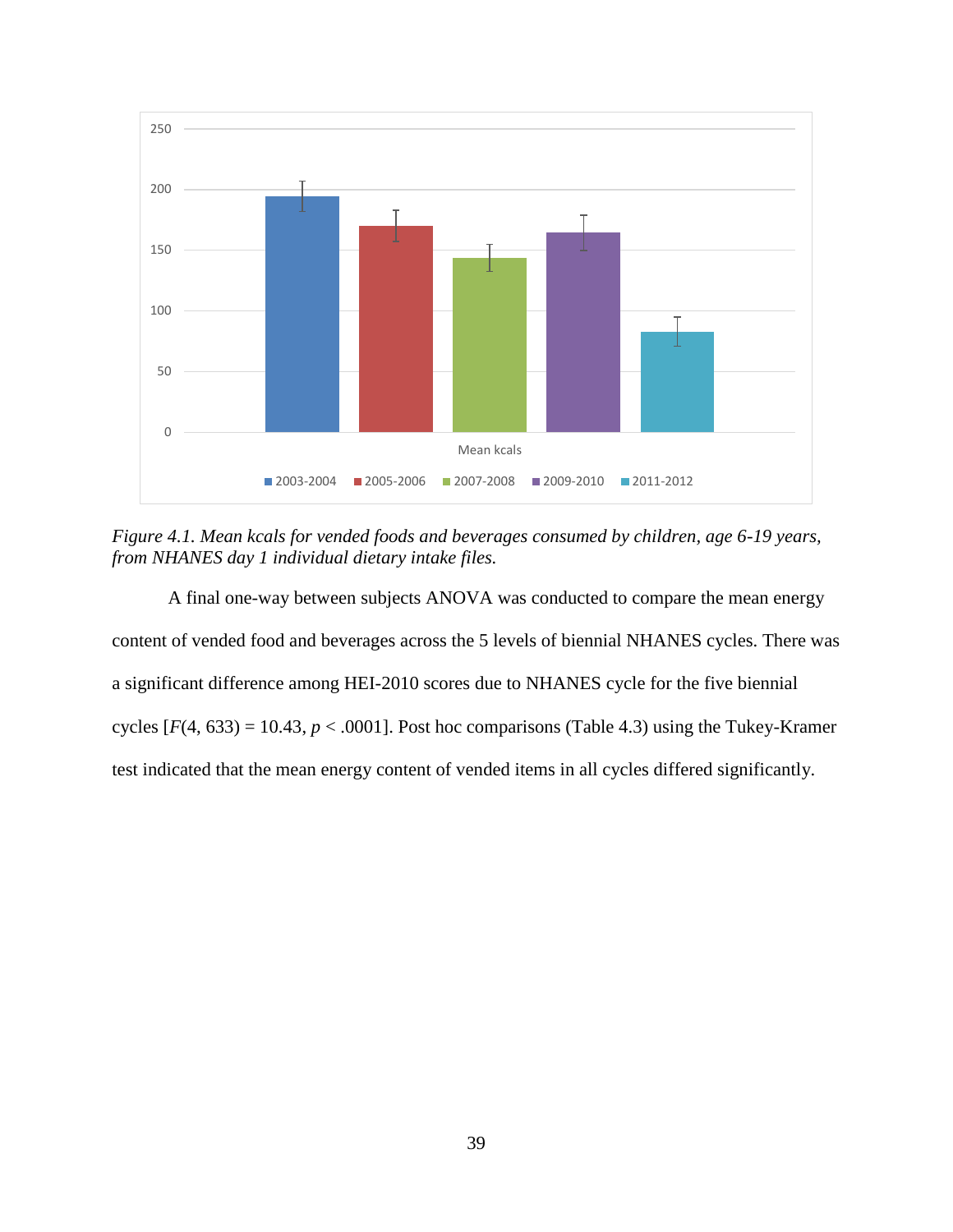*Figure 4.1. Mean kcals for vended foods and beverages consumed by children, age 6-19 years, from NHANES day 1 individual dietary intake files.*

A final one-way between subjects ANOVA was conducted to compare the mean energy content of vended food and beverages across the 5 levels of biennial NHANES cycles. There was a significant difference among HEI-2010 scores due to NHANES cycle for the five biennial cycles [$F(4, 633) = 10.43$, $p < .0001$]. Post hoc comparisons (Table 4.3) using the Tukey-Kramer test indicated that the mean energy content of vended items in all cycles differed significantly.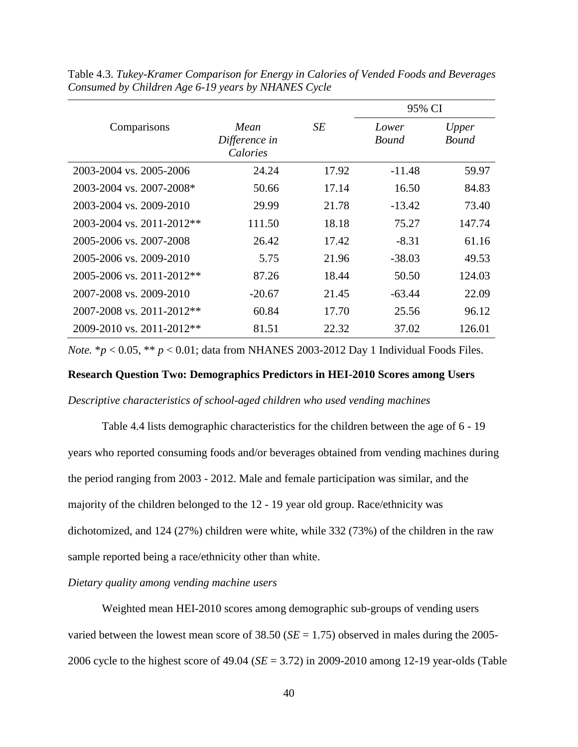Table 4.3. *Tukey-Kramer Comparison for Energy in Calories of Vended Foods and Beverages Consumed by Children Age 6-19 years by NHANES Cycle*

| Comparisons | *Mean Difference in Calories* | *SE* | 95% CI | |
|---|---|---|---|---|
| | | | *Lower Bound* | *Upper Bound* |
| 2003-2004 vs. 2005-2006 | 24.24 | 17.92 | -11.48 | 59.97 |
| 2003-2004 vs. 2007-2008* | 50.66 | 17.14 | 16.50 | 84.83 |
| 2003-2004 vs. 2009-2010 | 29.99 | 21.78 | -13.42 | 73.40 |
| 2003-2004 vs. 2011-2012** | 111.50 | 18.18 | 75.27 | 147.74 |
| 2005-2006 vs. 2007-2008 | 26.42 | 17.42 | -8.31 | 61.16 |
| 2005-2006 vs. 2009-2010 | 5.75 | 21.96 | -38.03 | 49.53 |
| 2005-2006 vs. 2011-2012** | 87.26 | 18.44 | 50.50 | 124.03 |
| 2007-2008 vs. 2009-2010 | -20.67 | 21.45 | -63.44 | 22.09 |
| 2007-2008 vs. 2011-2012** | 60.84 | 17.70 | 25.56 | 96.12 |
| 2009-2010 vs. 2011-2012** | 81.51 | 22.32 | 37.02 | 126.01 |

*Note.* $^*p < 0.05$, $^{**}p < 0.01$; data from NHANES 2003-2012 Day 1 Individual Foods Files.

**Research Question Two: Demographics Predictors in HEI-2010 Scores among Users**

*Descriptive characteristics of school-aged children who used vending machines*

Table 4.4 lists demographic characteristics for the children between the age of 6 - 19 years who reported consuming foods and/or beverages obtained from vending machines during the period ranging from 2003 - 2012. Male and female participation was similar, and the majority of the children belonged to the 12 - 19 year old group. Race/ethnicity was dichotomized, and 124 (27%) children were white, while 332 (73%) of the children in the raw sample reported being a race/ethnicity other than white.

*Dietary quality among vending machine users*

Weighted mean HEI-2010 scores among demographic sub-groups of vending users varied between the lowest mean score of 38.50 ($SE$ = 1.75) observed in males during the 2005-2006 cycle to the highest score of 49.04 ($SE$ = 3.72) in 2009-2010 among 12-19 year-olds (Table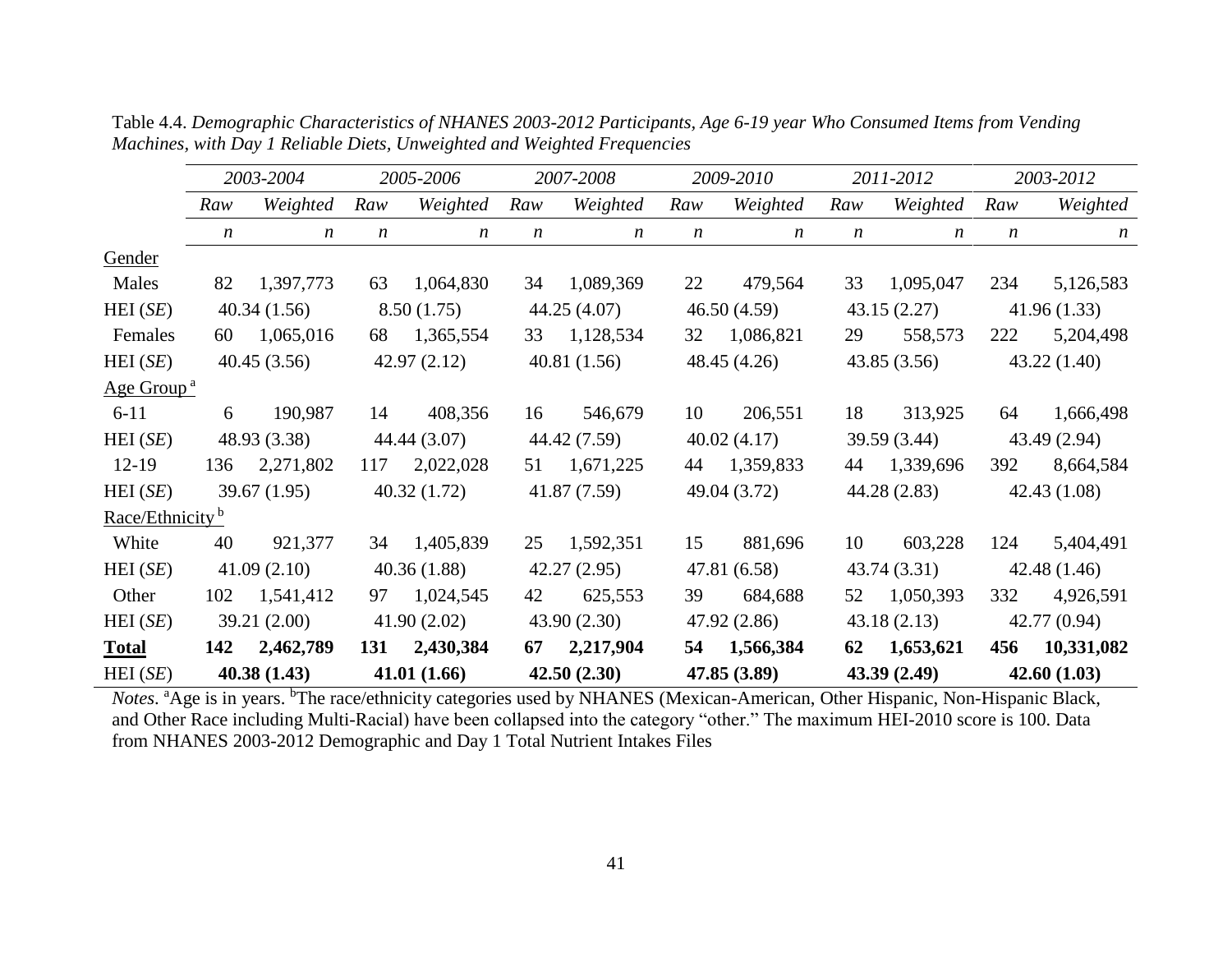Table 4.4. *Demographic Characteristics of NHANES 2003-2012 Participants, Age 6-19 year Who Consumed Items from Vending Machines, with Day 1 Reliable Diets, Unweighted and Weighted Frequencies*

| | *2003-2004* | | *2005-2006* | | *2007-2008* | | *2009-2010* | | *2011-2012* | | *2003-2012* | |
|---|---|---|---|---|---|---|---|---|---|---|---|---|
| | *Raw* | *Weighted* | *Raw* | *Weighted* | *Raw* | *Weighted* | *Raw* | *Weighted* | *Raw* | *Weighted* | *Raw* | *Weighted* |
| | *n* | *n* | *n* | *n* | *n* | *n* | *n* | *n* | *n* | *n* | *n* | *n* |
| Gender | | | | | | | | | | | | |
| Males | 82 | 1,397,773 | 63 | 1,064,830 | 34 | 1,089,369 | 22 | 479,564 | 33 | 1,095,047 | 234 | 5,126,583 |
| HEI (*SE*) | 40.34 (1.56) | | 8.50 (1.75) | | 44.25 (4.07) | | 46.50 (4.59) | | 43.15 (2.27) | | 41.96 (1.33) | |
| Females | 60 | 1,065,016 | 68 | 1,365,554 | 33 | 1,128,534 | 32 | 1,086,821 | 29 | 558,573 | 222 | 5,204,498 |
| HEI (*SE*) | 40.45 (3.56) | | 42.97 (2.12) | | 40.81 (1.56) | | 48.45 (4.26) | | 43.85 (3.56) | | 43.22 (1.40) | |
| Age Group [a] | | | | | | | | | | | | |
| 6-11 | 6 | 190,987 | 14 | 408,356 | 16 | 546,679 | 10 | 206,551 | 18 | 313,925 | 64 | 1,666,498 |
| HEI (*SE*) | 48.93 (3.38) | | 44.44 (3.07) | | 44.42 (7.59) | | 40.02 (4.17) | | 39.59 (3.44) | | 43.49 (2.94) | |
| 12-19 | 136 | 2,271,802 | 117 | 2,022,028 | 51 | 1,671,225 | 44 | 1,359,833 | 44 | 1,339,696 | 392 | 8,664,584 |
| HEI (*SE*) | 39.67 (1.95) | | 40.32 (1.72) | | 41.87 (7.59) | | 49.04 (3.72) | | 44.28 (2.83) | | 42.43 (1.08) | |
| Race/Ethnicity [b] | | | | | | | | | | | | |
| White | 40 | 921,377 | 34 | 1,405,839 | 25 | 1,592,351 | 15 | 881,696 | 10 | 603,228 | 124 | 5,404,491 |
| HEI (*SE*) | 41.09 (2.10) | | 40.36 (1.88) | | 42.27 (2.95) | | 47.81 (6.58) | | 43.74 (3.31) | | 42.48 (1.46) | |
| Other | 102 | 1,541,412 | 97 | 1,024,545 | 42 | 625,553 | 39 | 684,688 | 52 | 1,050,393 | 332 | 4,926,591 |
| HEI (*SE*) | 39.21 (2.00) | | 41.90 (2.02) | | 43.90 (2.30) | | 47.92 (2.86) | | 43.18 (2.13) | | 42.77 (0.94) | |
| **Total** | **142** | **2,462,789** | **131** | **2,430,384** | **67** | **2,217,904** | **54** | **1,566,384** | **62** | **1,653,621** | **456** | **10,331,082** |
| HEI (*SE*) | **40.38 (1.43)** | | **41.01 (1.66)** | | **42.50 (2.30)** | | **47.85 (3.89)** | | **43.39 (2.49)** | | **42.60 (1.03)** | |

*Notes*. [a]Age is in years. [b]The race/ethnicity categories used by NHANES (Mexican-American, Other Hispanic, Non-Hispanic Black, and Other Race including Multi-Racial) have been collapsed into the category "other." The maximum HEI-2010 score is 100. Data from NHANES 2003-2012 Demographic and Day 1 Total Nutrient Intakes Files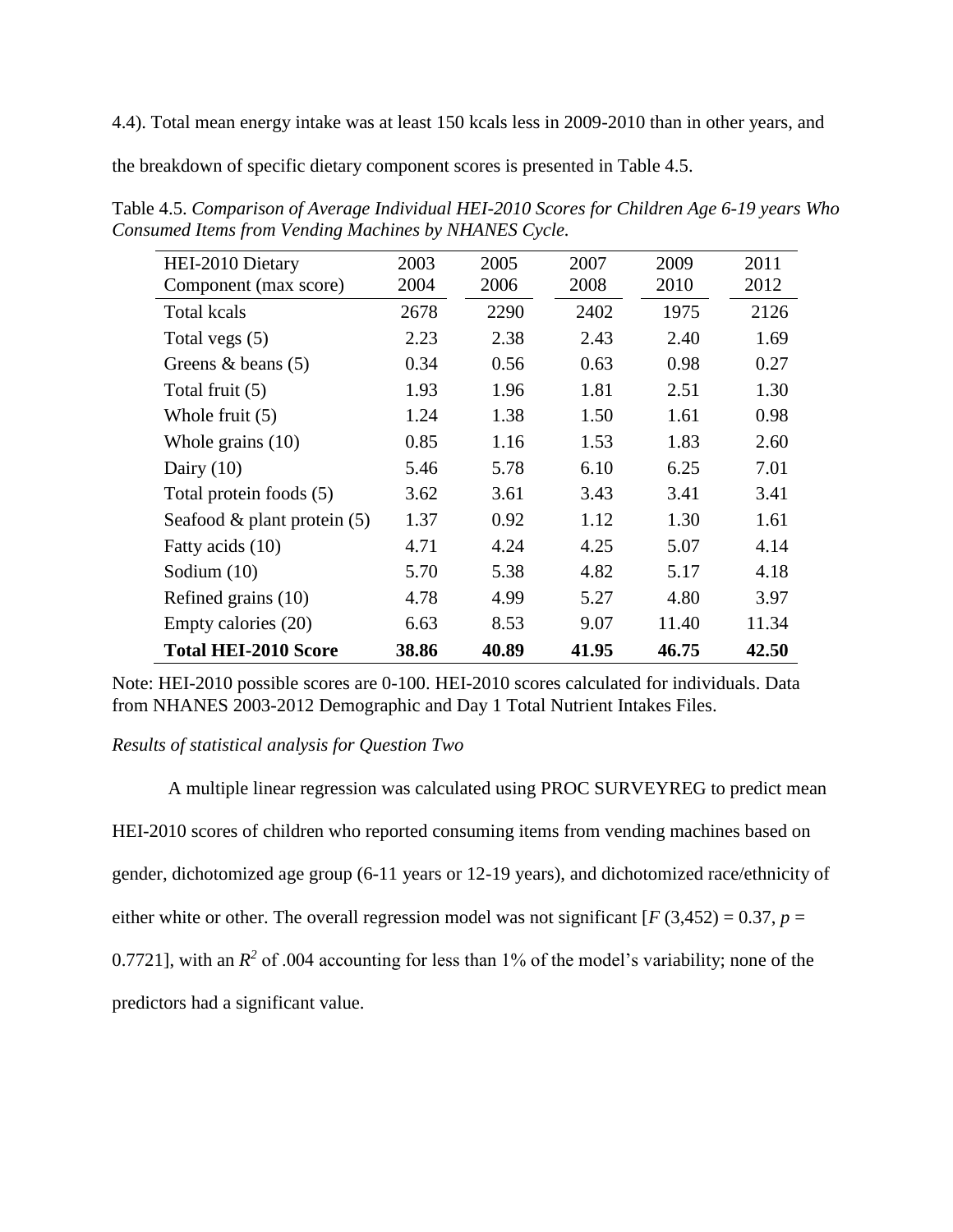4.4). Total mean energy intake was at least 150 kcals less in 2009-2010 than in other years, and the breakdown of specific dietary component scores is presented in Table 4.5.

Table 4.5. *Comparison of Average Individual HEI-2010 Scores for Children Age 6-19 years Who Consumed Items from Vending Machines by NHANES Cycle.*

| HEI-2010 Dietary Component (max score) | 2003 2004 | 2005 2006 | 2007 2008 | 2009 2010 | 2011 2012 |
|---|---|---|---|---|---|
| Total kcals | 2678 | 2290 | 2402 | 1975 | 2126 |
| Total vegs (5) | 2.23 | 2.38 | 2.43 | 2.40 | 1.69 |
| Greens & beans (5) | 0.34 | 0.56 | 0.63 | 0.98 | 0.27 |
| Total fruit (5) | 1.93 | 1.96 | 1.81 | 2.51 | 1.30 |
| Whole fruit (5) | 1.24 | 1.38 | 1.50 | 1.61 | 0.98 |
| Whole grains (10) | 0.85 | 1.16 | 1.53 | 1.83 | 2.60 |
| Dairy (10) | 5.46 | 5.78 | 6.10 | 6.25 | 7.01 |
| Total protein foods (5) | 3.62 | 3.61 | 3.43 | 3.41 | 3.41 |
| Seafood & plant protein (5) | 1.37 | 0.92 | 1.12 | 1.30 | 1.61 |
| Fatty acids (10) | 4.71 | 4.24 | 4.25 | 5.07 | 4.14 |
| Sodium (10) | 5.70 | 5.38 | 4.82 | 5.17 | 4.18 |
| Refined grains (10) | 4.78 | 4.99 | 5.27 | 4.80 | 3.97 |
| Empty calories (20) | 6.63 | 8.53 | 9.07 | 11.40 | 11.34 |
| **Total HEI-2010 Score** | **38.86** | **40.89** | **41.95** | **46.75** | **42.50** |

Note: HEI-2010 possible scores are 0-100. HEI-2010 scores calculated for individuals. Data from NHANES 2003-2012 Demographic and Day 1 Total Nutrient Intakes Files.

*Results of statistical analysis for Question Two*

A multiple linear regression was calculated using PROC SURVEYREG to predict mean HEI-2010 scores of children who reported consuming items from vending machines based on gender, dichotomized age group (6-11 years or 12-19 years), and dichotomized race/ethnicity of either white or other. The overall regression model was not significant [$F$ (3,452) = 0.37, $p$ = 0.7721], with an $R^2$ of .004 accounting for less than 1% of the model's variability; none of the predictors had a significant value.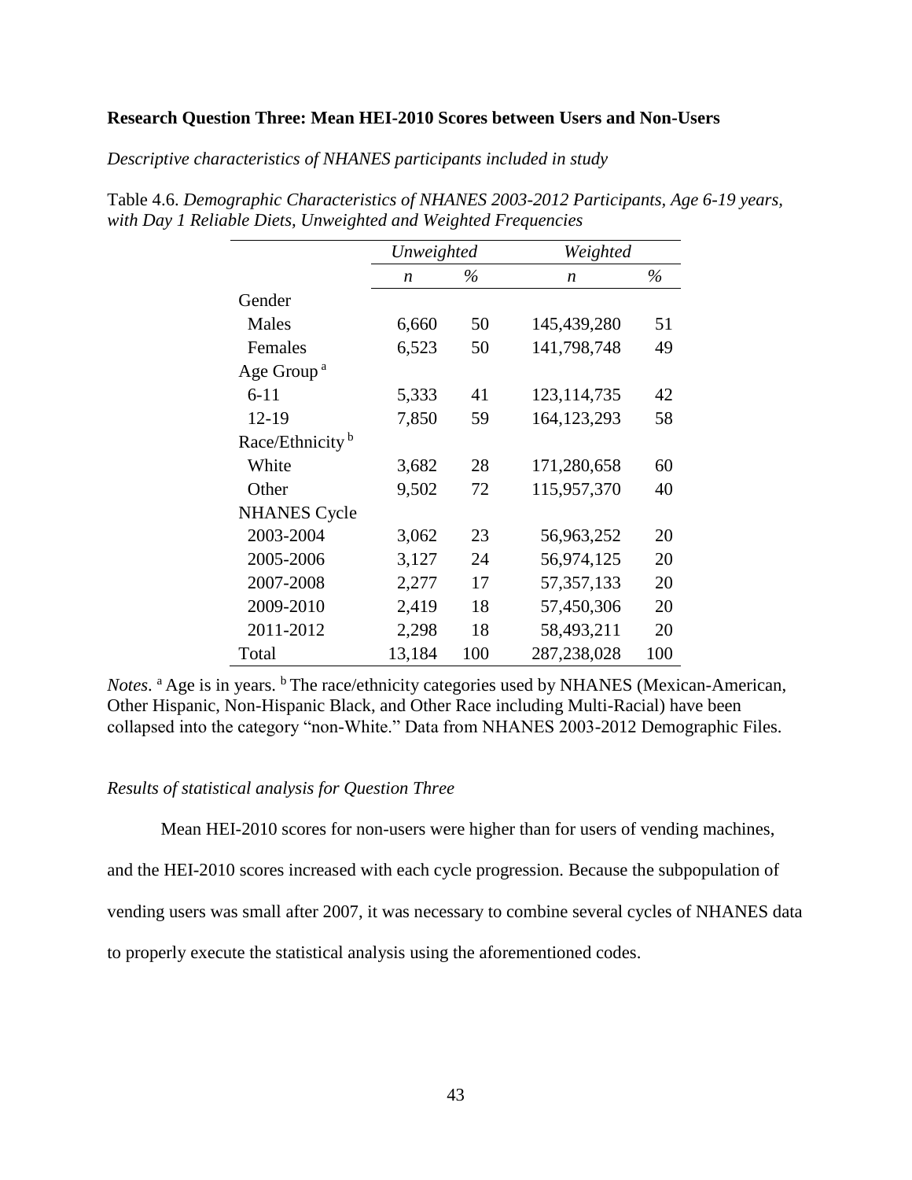**Research Question Three: Mean HEI-2010 Scores between Users and Non-Users**

*Descriptive characteristics of NHANES participants included in study*

Table 4.6. *Demographic Characteristics of NHANES 2003-2012 Participants, Age 6-19 years, with Day 1 Reliable Diets, Unweighted and Weighted Frequencies*

| | *Unweighted* | | *Weighted* | |
|---|---|---|---|---|
| | *n* | *%* | *n* | *%* |
| Gender | | | | |
| Males | 6,660 | 50 | 145,439,280 | 51 |
| Females | 6,523 | 50 | 141,798,748 | 49 |
| Age Group [a] | | | | |
| 6-11 | 5,333 | 41 | 123,114,735 | 42 |
| 12-19 | 7,850 | 59 | 164,123,293 | 58 |
| Race/Ethnicity [b] | | | | |
| White | 3,682 | 28 | 171,280,658 | 60 |
| Other | 9,502 | 72 | 115,957,370 | 40 |
| NHANES Cycle | | | | |
| 2003-2004 | 3,062 | 23 | 56,963,252 | 20 |
| 2005-2006 | 3,127 | 24 | 56,974,125 | 20 |
| 2007-2008 | 2,277 | 17 | 57,357,133 | 20 |
| 2009-2010 | 2,419 | 18 | 57,450,306 | 20 |
| 2011-2012 | 2,298 | 18 | 58,493,211 | 20 |
| Total | 13,184 | 100 | 287,238,028 | 100 |

*Notes*. [a] Age is in years. [b] The race/ethnicity categories used by NHANES (Mexican-American, Other Hispanic, Non-Hispanic Black, and Other Race including Multi-Racial) have been collapsed into the category "non-White." Data from NHANES 2003-2012 Demographic Files.

*Results of statistical analysis for Question Three*

Mean HEI-2010 scores for non-users were higher than for users of vending machines, and the HEI-2010 scores increased with each cycle progression. Because the subpopulation of vending users was small after 2007, it was necessary to combine several cycles of NHANES data to properly execute the statistical analysis using the aforementioned codes.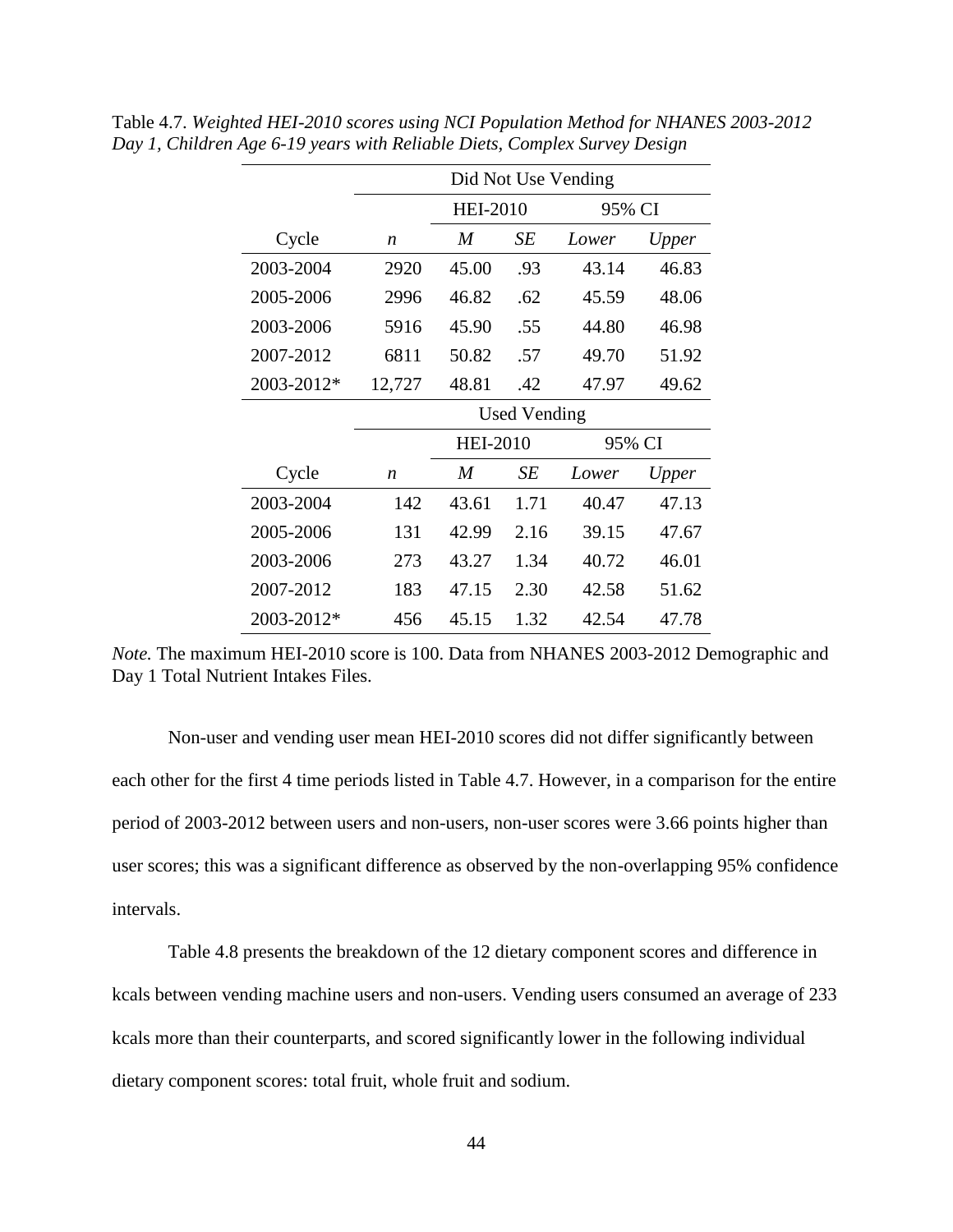Table 4.7. *Weighted HEI-2010 scores using NCI Population Method for NHANES 2003-2012 Day 1, Children Age 6-19 years with Reliable Diets, Complex Survey Design*

| | Did Not Use Vending | | | | |
|---|---|---|---|---|---|
| | | HEI-2010 | | 95% CI | |
| Cycle | *n* | *M* | *SE* | *Lower* | *Upper* |
| 2003-2004 | 2920 | 45.00 | .93 | 43.14 | 46.83 |
| 2005-2006 | 2996 | 46.82 | .62 | 45.59 | 48.06 |
| 2003-2006 | 5916 | 45.90 | .55 | 44.80 | 46.98 |
| 2007-2012 | 6811 | 50.82 | .57 | 49.70 | 51.92 |
| 2003-2012* | 12,727 | 48.81 | .42 | 47.97 | 49.62 |
| | Used Vending | | | | |
| | | HEI-2010 | | 95% CI | |
| Cycle | *n* | *M* | *SE* | *Lower* | *Upper* |
| 2003-2004 | 142 | 43.61 | 1.71 | 40.47 | 47.13 |
| 2005-2006 | 131 | 42.99 | 2.16 | 39.15 | 47.67 |
| 2003-2006 | 273 | 43.27 | 1.34 | 40.72 | 46.01 |
| 2007-2012 | 183 | 47.15 | 2.30 | 42.58 | 51.62 |
| 2003-2012* | 456 | 45.15 | 1.32 | 42.54 | 47.78 |

*Note.* The maximum HEI-2010 score is 100. Data from NHANES 2003-2012 Demographic and Day 1 Total Nutrient Intakes Files.

Non-user and vending user mean HEI-2010 scores did not differ significantly between each other for the first 4 time periods listed in Table 4.7. However, in a comparison for the entire period of 2003-2012 between users and non-users, non-user scores were 3.66 points higher than user scores; this was a significant difference as observed by the non-overlapping 95% confidence intervals.

Table 4.8 presents the breakdown of the 12 dietary component scores and difference in kcals between vending machine users and non-users. Vending users consumed an average of 233 kcals more than their counterparts, and scored significantly lower in the following individual dietary component scores: total fruit, whole fruit and sodium.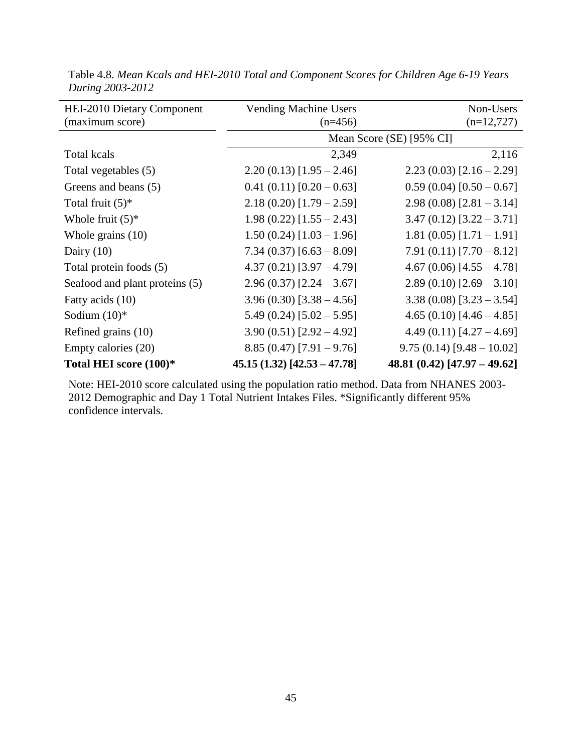Table 4.8. *Mean Kcals and HEI-2010 Total and Component Scores for Children Age 6-19 Years During 2003-2012*

| HEI-2010 Dietary Component (maximum score) | Vending Machine Users (n=456) | Non-Users (n=12,727) |
|---|---|---|
| | Mean Score (SE) [95% CI] | |
| Total kcals | 2,349 | 2,116 |
| Total vegetables (5) | 2.20 (0.13) [1.95 – 2.46] | 2.23 (0.03) [2.16 – 2.29] |
| Greens and beans (5) | 0.41 (0.11) [0.20 – 0.63] | 0.59 (0.04) [0.50 – 0.67] |
| Total fruit (5)* | 2.18 (0.20) [1.79 – 2.59] | 2.98 (0.08) [2.81 – 3.14] |
| Whole fruit (5)* | 1.98 (0.22) [1.55 – 2.43] | 3.47 (0.12) [3.22 – 3.71] |
| Whole grains (10) | 1.50 (0.24) [1.03 – 1.96] | 1.81 (0.05) [1.71 – 1.91] |
| Dairy (10) | 7.34 (0.37) [6.63 – 8.09] | 7.91 (0.11) [7.70 – 8.12] |
| Total protein foods (5) | 4.37 (0.21) [3.97 – 4.79] | 4.67 (0.06) [4.55 – 4.78] |
| Seafood and plant proteins (5) | 2.96 (0.37) [2.24 – 3.67] | 2.89 (0.10) [2.69 – 3.10] |
| Fatty acids (10) | 3.96 (0.30) [3.38 – 4.56] | 3.38 (0.08) [3.23 – 3.54] |
| Sodium (10)* | 5.49 (0.24) [5.02 – 5.95] | 4.65 (0.10) [4.46 – 4.85] |
| Refined grains (10) | 3.90 (0.51) [2.92 – 4.92] | 4.49 (0.11) [4.27 – 4.69] |
| Empty calories (20) | 8.85 (0.47) [7.91 – 9.76] | 9.75 (0.14) [9.48 – 10.02] |
| **Total HEI score (100)*** | **45.15 (1.32) [42.53 – 47.78]** | **48.81 (0.42) [47.97 – 49.62]** |

Note: HEI-2010 score calculated using the population ratio method. Data from NHANES 2003-2012 Demographic and Day 1 Total Nutrient Intakes Files. *Significantly different 95% confidence intervals.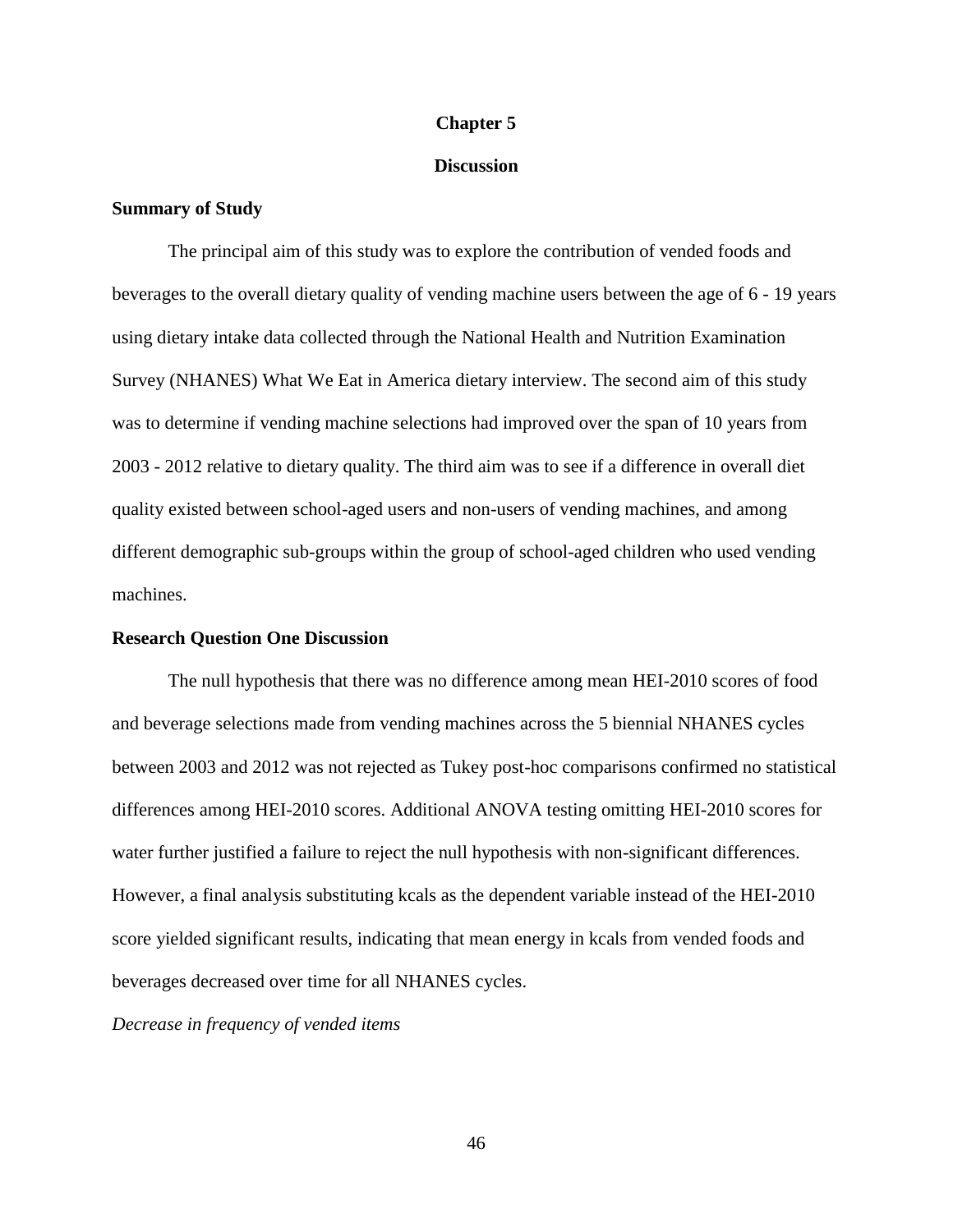# Chapter 5

# Discussion

## Summary of Study

The principal aim of this study was to explore the contribution of vended foods and beverages to the overall dietary quality of vending machine users between the age of 6 - 19 years using dietary intake data collected through the National Health and Nutrition Examination Survey (NHANES) What We Eat in America dietary interview. The second aim of this study was to determine if vending machine selections had improved over the span of 10 years from 2003 - 2012 relative to dietary quality. The third aim was to see if a difference in overall diet quality existed between school-aged users and non-users of vending machines, and among different demographic sub-groups within the group of school-aged children who used vending machines.

## Research Question One Discussion

The null hypothesis that there was no difference among mean HEI-2010 scores of food and beverage selections made from vending machines across the 5 biennial NHANES cycles between 2003 and 2012 was not rejected as Tukey post-hoc comparisons confirmed no statistical differences among HEI-2010 scores. Additional ANOVA testing omitting HEI-2010 scores for water further justified a failure to reject the null hypothesis with non-significant differences. However, a final analysis substituting kcals as the dependent variable instead of the HEI-2010 score yielded significant results, indicating that mean energy in kcals from vended foods and beverages decreased over time for all NHANES cycles.

*Decrease in frequency of vended items*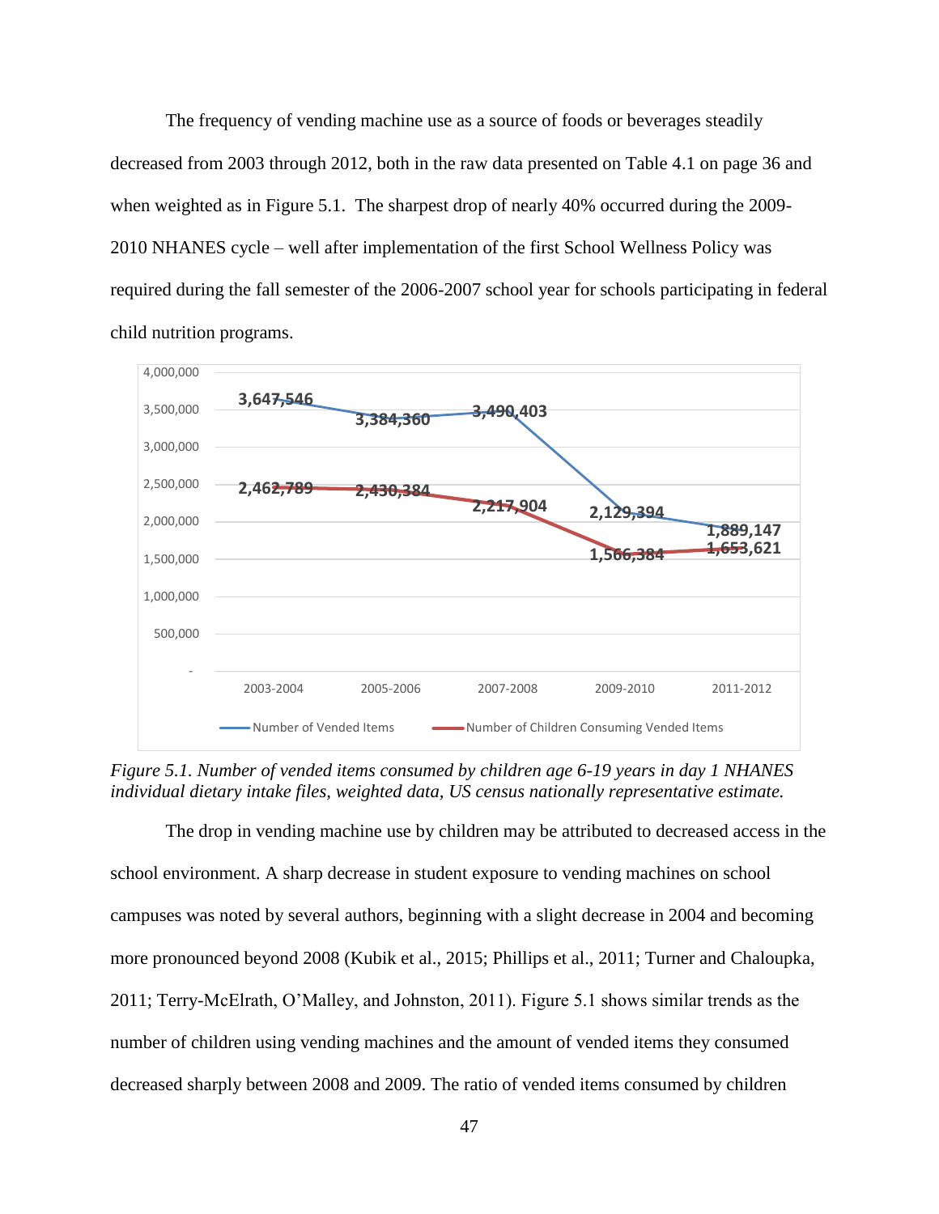The frequency of vending machine use as a source of foods or beverages steadily decreased from 2003 through 2012, both in the raw data presented on Table 4.1 on page 36 and when weighted as in Figure 5.1. The sharpest drop of nearly 40% occurred during the 2009-2010 NHANES cycle – well after implementation of the first School Wellness Policy was required during the fall semester of the 2006-2007 school year for schools participating in federal child nutrition programs.

| | 2003-2004 | 2005-2006 | 2007-2008 | 2009-2010 | 2011-2012 |
|---|---|---|---|---|---|
| Number of Vended Items | 3,647,546 | 3,384,360 | 3,490,403 | 2,129,394 | 1,889,147 |
| Number of Children Consuming Vended Items | 2,462,789 | 2,430,384 | 2,217,904 | 1,566,384 | 1,653,621 |

*Figure 5.1. Number of vended items consumed by children age 6-19 years in day 1 NHANES individual dietary intake files, weighted data, US census nationally representative estimate.*

The drop in vending machine use by children may be attributed to decreased access in the school environment. A sharp decrease in student exposure to vending machines on school campuses was noted by several authors, beginning with a slight decrease in 2004 and becoming more pronounced beyond 2008 (Kubik et al., 2015; Phillips et al., 2011; Turner and Chaloupka, 2011; Terry-McElrath, O'Malley, and Johnston, 2011). Figure 5.1 shows similar trends as the number of children using vending machines and the amount of vended items they consumed decreased sharply between 2008 and 2009. The ratio of vended items consumed by children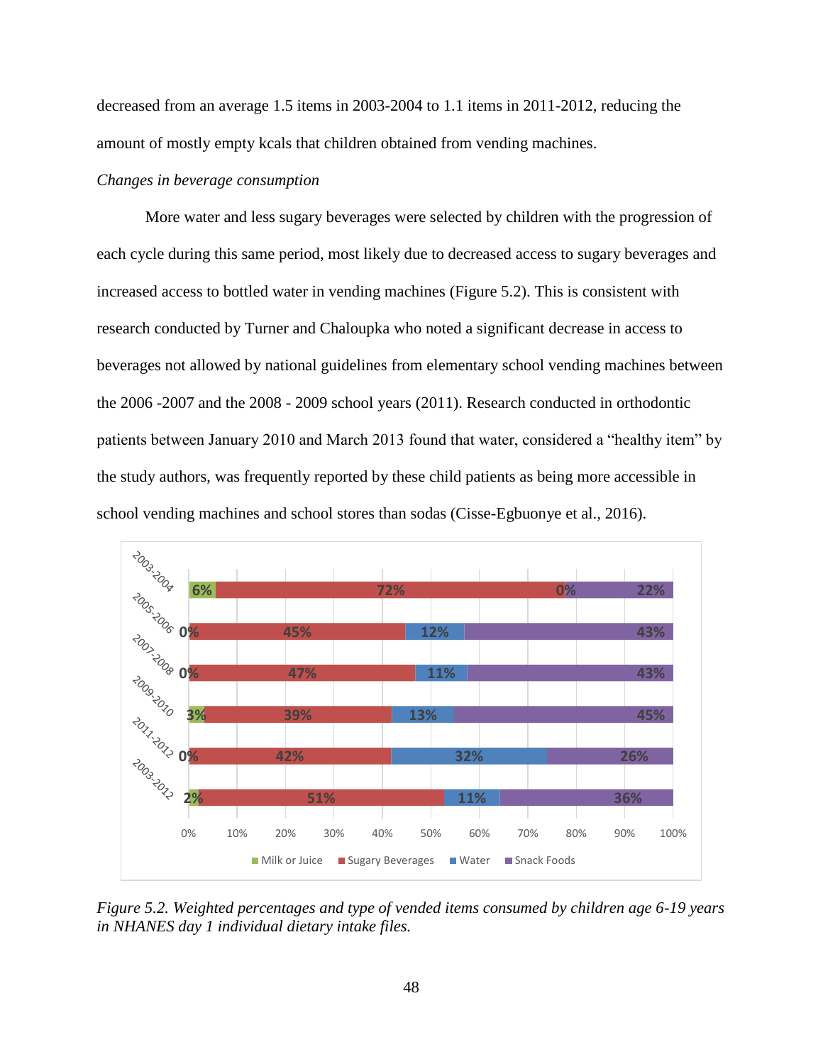decreased from an average 1.5 items in 2003-2004 to 1.1 items in 2011-2012, reducing the amount of mostly empty kcals that children obtained from vending machines.

*Changes in beverage consumption*

More water and less sugary beverages were selected by children with the progression of each cycle during this same period, most likely due to decreased access to sugary beverages and increased access to bottled water in vending machines (Figure 5.2). This is consistent with research conducted by Turner and Chaloupka who noted a significant decrease in access to beverages not allowed by national guidelines from elementary school vending machines between the 2006 -2007 and the 2008 - 2009 school years (2011). Research conducted in orthodontic patients between January 2010 and March 2013 found that water, considered a "healthy item" by the study authors, was frequently reported by these child patients as being more accessible in school vending machines and school stores than sodas (Cisse-Egbuonye et al., 2016).

| | Milk or Juice | Sugary Beverages | Water | Snack Foods |
|---|---|---|---|---|
| 2003-2004 | 6% | 72% | 0% | 22% |
| 2005-2006 | 0% | 45% | 12% | 43% |
| 2007-2008 | 0% | 47% | 11% | 43% |
| 2009-2010 | 3% | 39% | 13% | 45% |
| 2011-2012 | 0% | 42% | 32% | 26% |
| 2003-2012 | 2% | 51% | 11% | 36% |

*Figure 5.2. Weighted percentages and type of vended items consumed by children age 6-19 years in NHANES day 1 individual dietary intake files.*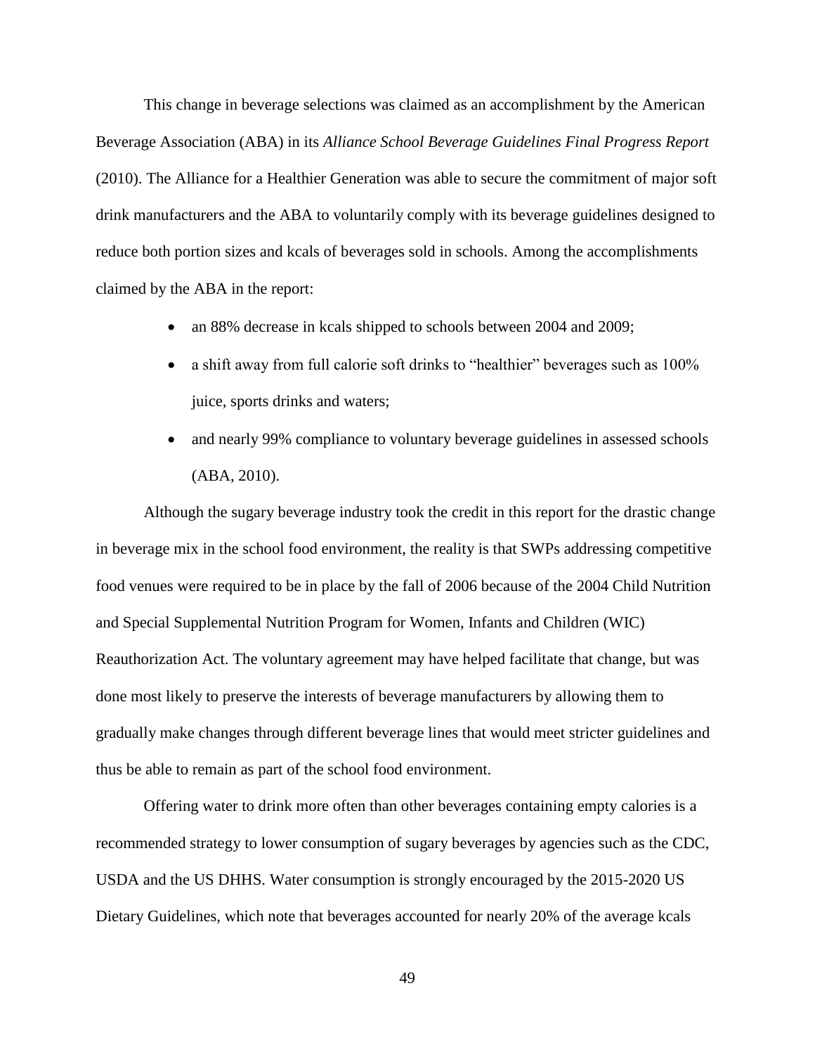This change in beverage selections was claimed as an accomplishment by the American Beverage Association (ABA) in its *Alliance School Beverage Guidelines Final Progress Report* (2010). The Alliance for a Healthier Generation was able to secure the commitment of major soft drink manufacturers and the ABA to voluntarily comply with its beverage guidelines designed to reduce both portion sizes and kcals of beverages sold in schools. Among the accomplishments claimed by the ABA in the report:

- an 88% decrease in kcals shipped to schools between 2004 and 2009;
- a shift away from full calorie soft drinks to "healthier" beverages such as 100% juice, sports drinks and waters;
- and nearly 99% compliance to voluntary beverage guidelines in assessed schools (ABA, 2010).

Although the sugary beverage industry took the credit in this report for the drastic change in beverage mix in the school food environment, the reality is that SWPs addressing competitive food venues were required to be in place by the fall of 2006 because of the 2004 Child Nutrition and Special Supplemental Nutrition Program for Women, Infants and Children (WIC) Reauthorization Act. The voluntary agreement may have helped facilitate that change, but was done most likely to preserve the interests of beverage manufacturers by allowing them to gradually make changes through different beverage lines that would meet stricter guidelines and thus be able to remain as part of the school food environment.

Offering water to drink more often than other beverages containing empty calories is a recommended strategy to lower consumption of sugary beverages by agencies such as the CDC, USDA and the US DHHS. Water consumption is strongly encouraged by the 2015-2020 US Dietary Guidelines, which note that beverages accounted for nearly 20% of the average kcals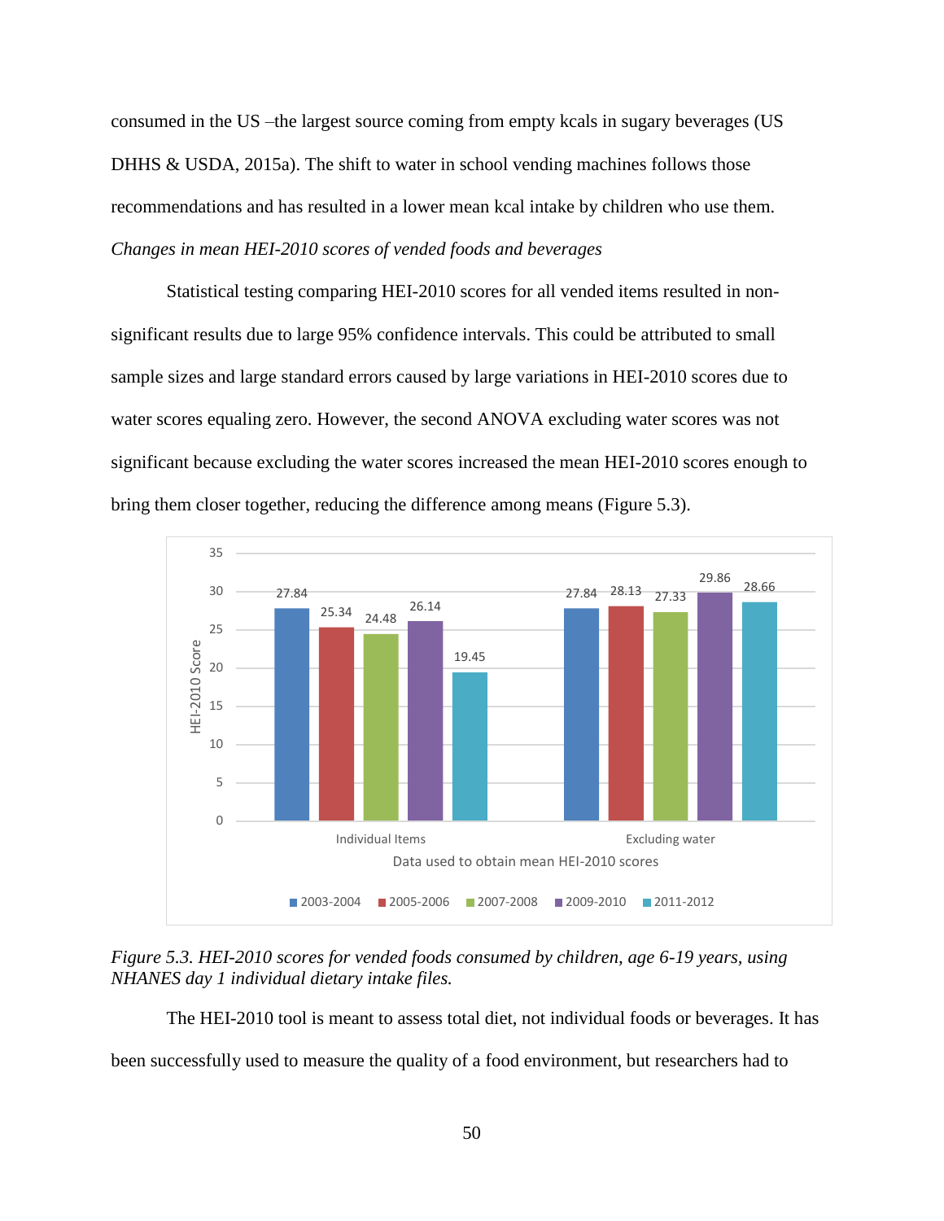consumed in the US –the largest source coming from empty kcals in sugary beverages (US DHHS & USDA, 2015a). The shift to water in school vending machines follows those recommendations and has resulted in a lower mean kcal intake by children who use them.

*Changes in mean HEI-2010 scores of vended foods and beverages*

Statistical testing comparing HEI-2010 scores for all vended items resulted in non-significant results due to large 95% confidence intervals. This could be attributed to small sample sizes and large standard errors caused by large variations in HEI-2010 scores due to water scores equaling zero. However, the second ANOVA excluding water scores was not significant because excluding the water scores increased the mean HEI-2010 scores enough to bring them closer together, reducing the difference among means (Figure 5.3).

| Data used to obtain mean HEI-2010 scores | 2003-2004 | 2005-2006 | 2007-2008 | 2009-2010 | 2011-2012 |
|---|---|---|---|---|---|
| Individual Items | 27.84 | 25.34 | 24.48 | 26.14 | 19.45 |
| Excluding water | 27.84 | 28.13 | 27.33 | 29.86 | 28.66 |

*Figure 5.3. HEI-2010 scores for vended foods consumed by children, age 6-19 years, using NHANES day 1 individual dietary intake files.*

The HEI-2010 tool is meant to assess total diet, not individual foods or beverages. It has been successfully used to measure the quality of a food environment, but researchers had to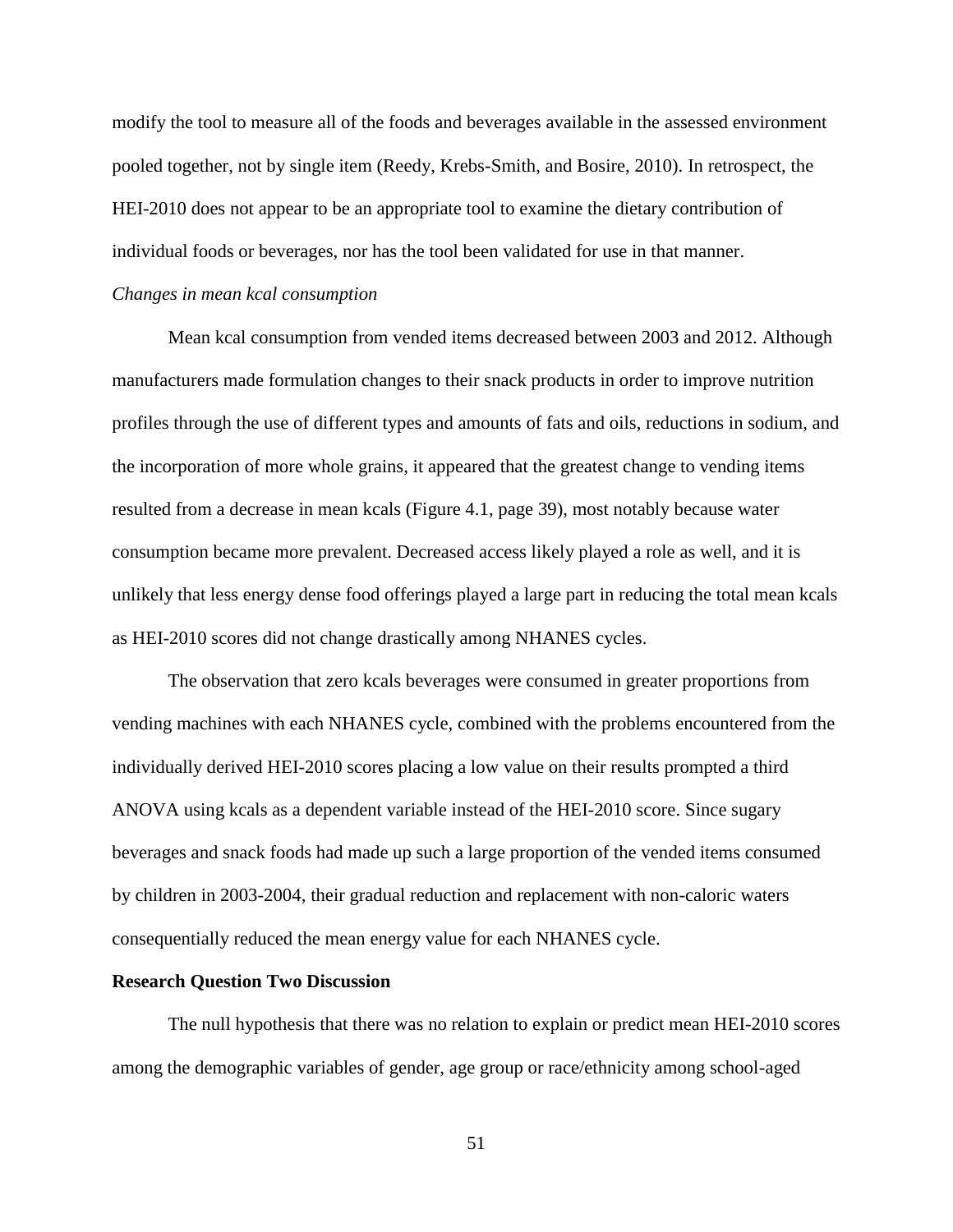modify the tool to measure all of the foods and beverages available in the assessed environment pooled together, not by single item (Reedy, Krebs-Smith, and Bosire, 2010). In retrospect, the HEI-2010 does not appear to be an appropriate tool to examine the dietary contribution of individual foods or beverages, nor has the tool been validated for use in that manner.

*Changes in mean kcal consumption*

Mean kcal consumption from vended items decreased between 2003 and 2012. Although manufacturers made formulation changes to their snack products in order to improve nutrition profiles through the use of different types and amounts of fats and oils, reductions in sodium, and the incorporation of more whole grains, it appeared that the greatest change to vending items resulted from a decrease in mean kcals (Figure 4.1, page 39), most notably because water consumption became more prevalent. Decreased access likely played a role as well, and it is unlikely that less energy dense food offerings played a large part in reducing the total mean kcals as HEI-2010 scores did not change drastically among NHANES cycles.

The observation that zero kcals beverages were consumed in greater proportions from vending machines with each NHANES cycle, combined with the problems encountered from the individually derived HEI-2010 scores placing a low value on their results prompted a third ANOVA using kcals as a dependent variable instead of the HEI-2010 score. Since sugary beverages and snack foods had made up such a large proportion of the vended items consumed by children in 2003-2004, their gradual reduction and replacement with non-caloric waters consequentially reduced the mean energy value for each NHANES cycle.

**Research Question Two Discussion**

The null hypothesis that there was no relation to explain or predict mean HEI-2010 scores among the demographic variables of gender, age group or race/ethnicity among school-aged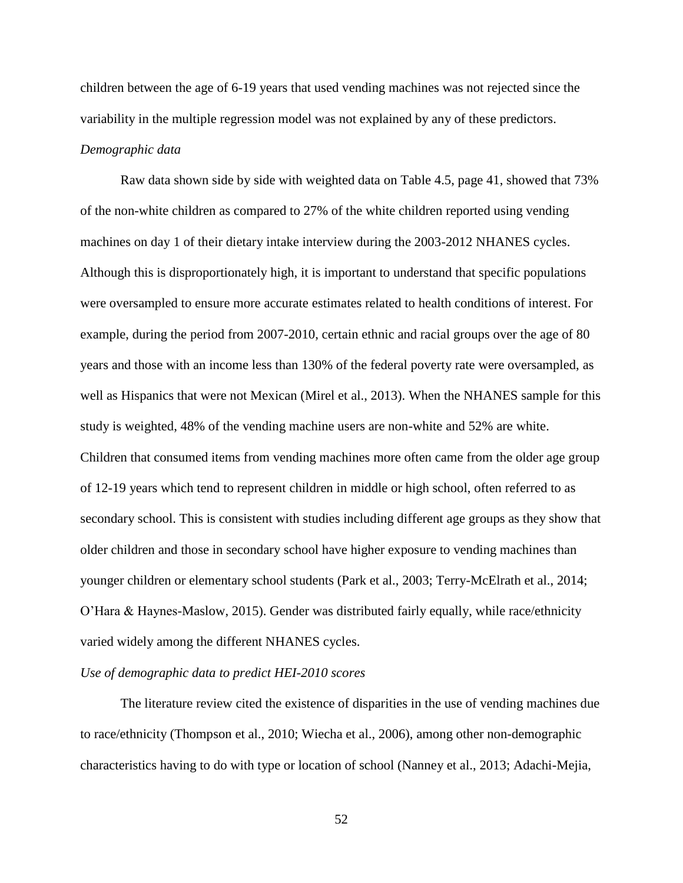children between the age of 6-19 years that used vending machines was not rejected since the variability in the multiple regression model was not explained by any of these predictors.

*Demographic data*

Raw data shown side by side with weighted data on Table 4.5, page 41, showed that 73% of the non-white children as compared to 27% of the white children reported using vending machines on day 1 of their dietary intake interview during the 2003-2012 NHANES cycles. Although this is disproportionately high, it is important to understand that specific populations were oversampled to ensure more accurate estimates related to health conditions of interest. For example, during the period from 2007-2010, certain ethnic and racial groups over the age of 80 years and those with an income less than 130% of the federal poverty rate were oversampled, as well as Hispanics that were not Mexican (Mirel et al., 2013). When the NHANES sample for this study is weighted, 48% of the vending machine users are non-white and 52% are white. Children that consumed items from vending machines more often came from the older age group of 12-19 years which tend to represent children in middle or high school, often referred to as secondary school. This is consistent with studies including different age groups as they show that older children and those in secondary school have higher exposure to vending machines than younger children or elementary school students (Park et al., 2003; Terry-McElrath et al., 2014; O'Hara & Haynes-Maslow, 2015). Gender was distributed fairly equally, while race/ethnicity varied widely among the different NHANES cycles.

*Use of demographic data to predict HEI-2010 scores*

The literature review cited the existence of disparities in the use of vending machines due to race/ethnicity (Thompson et al., 2010; Wiecha et al., 2006), among other non-demographic characteristics having to do with type or location of school (Nanney et al., 2013; Adachi-Mejia,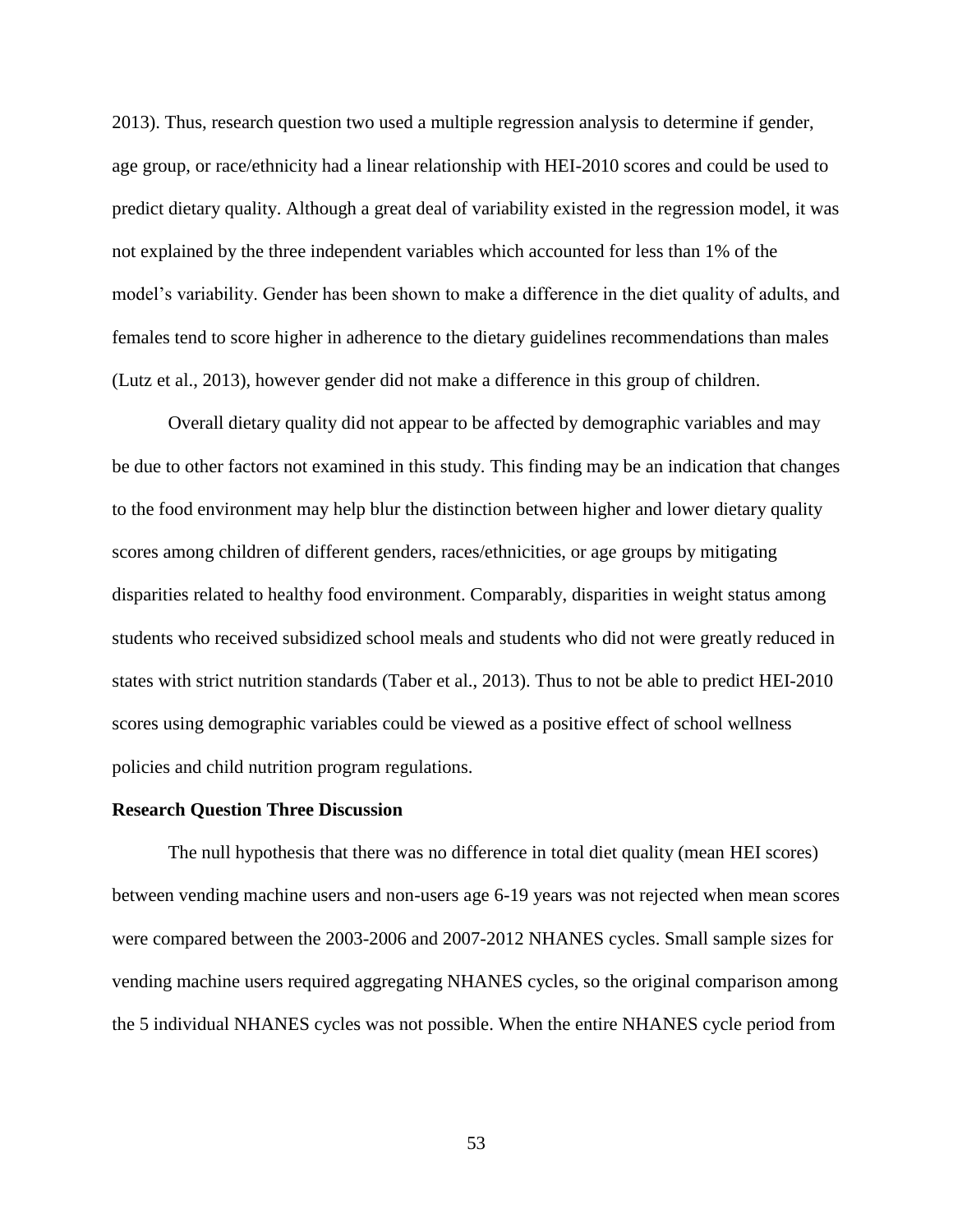2013). Thus, research question two used a multiple regression analysis to determine if gender, age group, or race/ethnicity had a linear relationship with HEI-2010 scores and could be used to predict dietary quality. Although a great deal of variability existed in the regression model, it was not explained by the three independent variables which accounted for less than 1% of the model's variability. Gender has been shown to make a difference in the diet quality of adults, and females tend to score higher in adherence to the dietary guidelines recommendations than males (Lutz et al., 2013), however gender did not make a difference in this group of children.

Overall dietary quality did not appear to be affected by demographic variables and may be due to other factors not examined in this study. This finding may be an indication that changes to the food environment may help blur the distinction between higher and lower dietary quality scores among children of different genders, races/ethnicities, or age groups by mitigating disparities related to healthy food environment. Comparably, disparities in weight status among students who received subsidized school meals and students who did not were greatly reduced in states with strict nutrition standards (Taber et al., 2013). Thus to not be able to predict HEI-2010 scores using demographic variables could be viewed as a positive effect of school wellness policies and child nutrition program regulations.

**Research Question Three Discussion**

The null hypothesis that there was no difference in total diet quality (mean HEI scores) between vending machine users and non-users age 6-19 years was not rejected when mean scores were compared between the 2003-2006 and 2007-2012 NHANES cycles. Small sample sizes for vending machine users required aggregating NHANES cycles, so the original comparison among the 5 individual NHANES cycles was not possible. When the entire NHANES cycle period from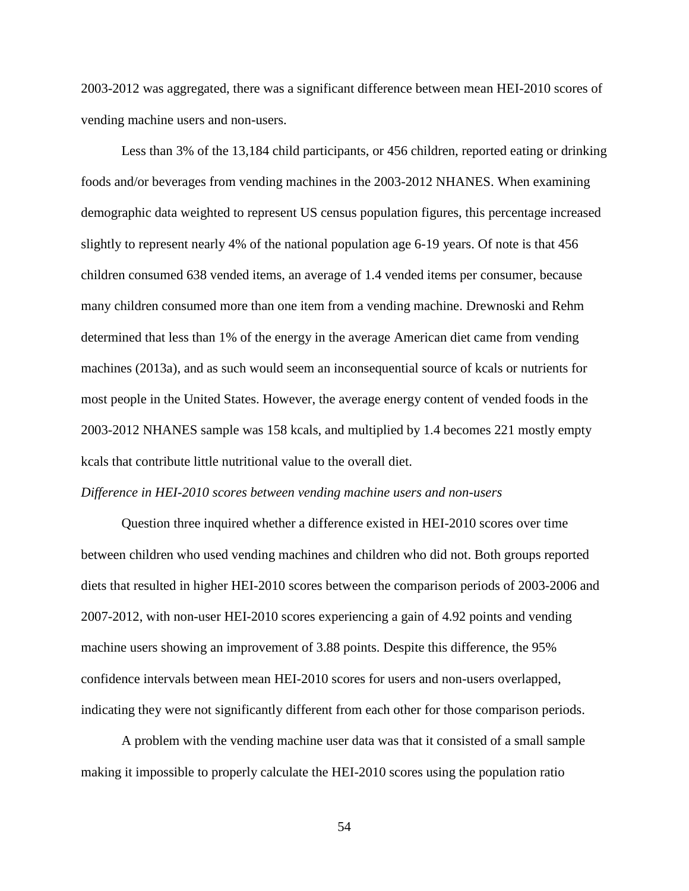2003-2012 was aggregated, there was a significant difference between mean HEI-2010 scores of vending machine users and non-users.

Less than 3% of the 13,184 child participants, or 456 children, reported eating or drinking foods and/or beverages from vending machines in the 2003-2012 NHANES. When examining demographic data weighted to represent US census population figures, this percentage increased slightly to represent nearly 4% of the national population age 6-19 years. Of note is that 456 children consumed 638 vended items, an average of 1.4 vended items per consumer, because many children consumed more than one item from a vending machine. Drewnoski and Rehm determined that less than 1% of the energy in the average American diet came from vending machines (2013a), and as such would seem an inconsequential source of kcals or nutrients for most people in the United States. However, the average energy content of vended foods in the 2003-2012 NHANES sample was 158 kcals, and multiplied by 1.4 becomes 221 mostly empty kcals that contribute little nutritional value to the overall diet.

*Difference in HEI-2010 scores between vending machine users and non-users*

Question three inquired whether a difference existed in HEI-2010 scores over time between children who used vending machines and children who did not. Both groups reported diets that resulted in higher HEI-2010 scores between the comparison periods of 2003-2006 and 2007-2012, with non-user HEI-2010 scores experiencing a gain of 4.92 points and vending machine users showing an improvement of 3.88 points. Despite this difference, the 95% confidence intervals between mean HEI-2010 scores for users and non-users overlapped, indicating they were not significantly different from each other for those comparison periods.

A problem with the vending machine user data was that it consisted of a small sample making it impossible to properly calculate the HEI-2010 scores using the population ratio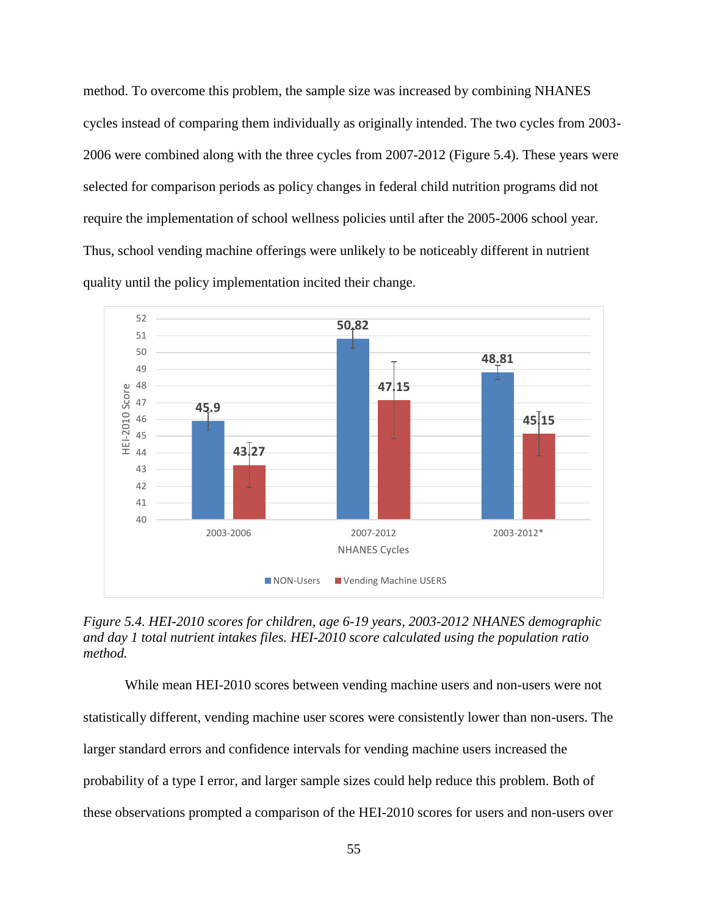method. To overcome this problem, the sample size was increased by combining NHANES cycles instead of comparing them individually as originally intended. The two cycles from 2003-2006 were combined along with the three cycles from 2007-2012 (Figure 5.4). These years were selected for comparison periods as policy changes in federal child nutrition programs did not require the implementation of school wellness policies until after the 2005-2006 school year. Thus, school vending machine offerings were unlikely to be noticeably different in nutrient quality until the policy implementation incited their change.

*Figure 5.4. HEI-2010 scores for children, age 6-19 years, 2003-2012 NHANES demographic and day 1 total nutrient intakes files. HEI-2010 score calculated using the population ratio method.*

While mean HEI-2010 scores between vending machine users and non-users were not statistically different, vending machine user scores were consistently lower than non-users. The larger standard errors and confidence intervals for vending machine users increased the probability of a type I error, and larger sample sizes could help reduce this problem. Both of these observations prompted a comparison of the HEI-2010 scores for users and non-users over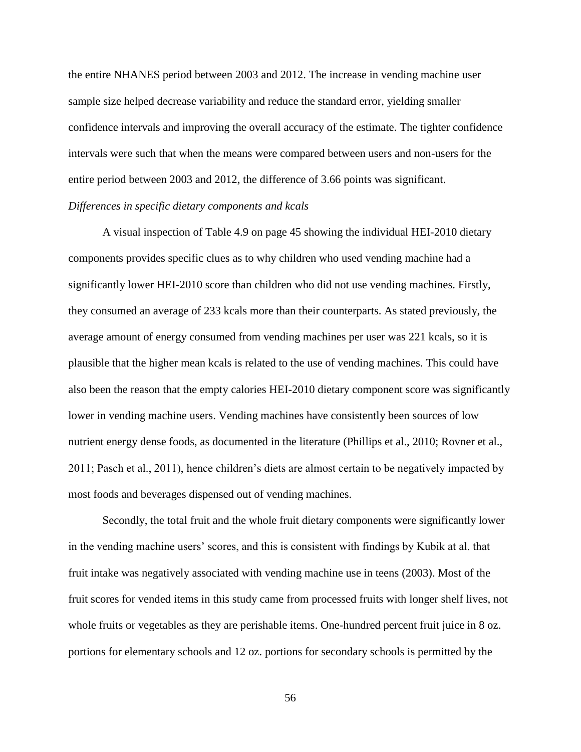the entire NHANES period between 2003 and 2012. The increase in vending machine user sample size helped decrease variability and reduce the standard error, yielding smaller confidence intervals and improving the overall accuracy of the estimate. The tighter confidence intervals were such that when the means were compared between users and non-users for the entire period between 2003 and 2012, the difference of 3.66 points was significant.

*Differences in specific dietary components and kcals*

A visual inspection of Table 4.9 on page 45 showing the individual HEI-2010 dietary components provides specific clues as to why children who used vending machine had a significantly lower HEI-2010 score than children who did not use vending machines. Firstly, they consumed an average of 233 kcals more than their counterparts. As stated previously, the average amount of energy consumed from vending machines per user was 221 kcals, so it is plausible that the higher mean kcals is related to the use of vending machines. This could have also been the reason that the empty calories HEI-2010 dietary component score was significantly lower in vending machine users. Vending machines have consistently been sources of low nutrient energy dense foods, as documented in the literature (Phillips et al., 2010; Rovner et al., 2011; Pasch et al., 2011), hence children's diets are almost certain to be negatively impacted by most foods and beverages dispensed out of vending machines.

Secondly, the total fruit and the whole fruit dietary components were significantly lower in the vending machine users' scores, and this is consistent with findings by Kubik at al. that fruit intake was negatively associated with vending machine use in teens (2003). Most of the fruit scores for vended items in this study came from processed fruits with longer shelf lives, not whole fruits or vegetables as they are perishable items. One-hundred percent fruit juice in 8 oz. portions for elementary schools and 12 oz. portions for secondary schools is permitted by the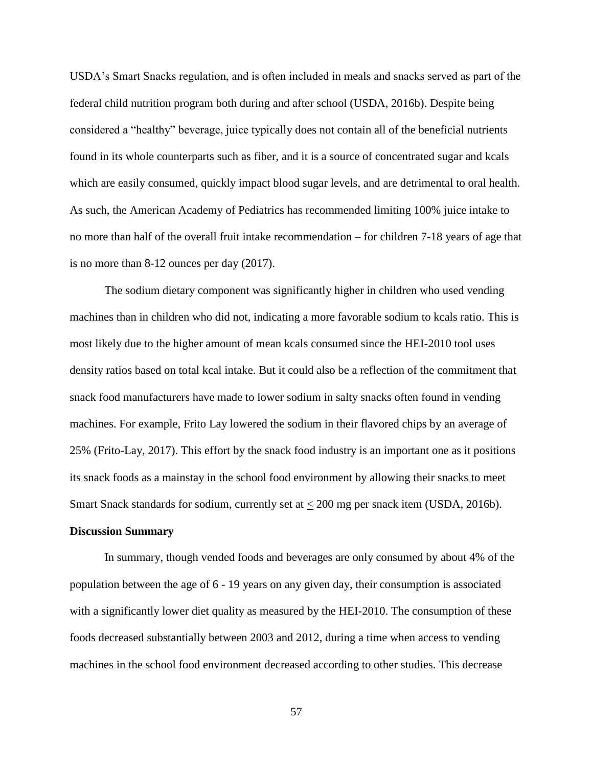USDA's Smart Snacks regulation, and is often included in meals and snacks served as part of the federal child nutrition program both during and after school (USDA, 2016b). Despite being considered a "healthy" beverage, juice typically does not contain all of the beneficial nutrients found in its whole counterparts such as fiber, and it is a source of concentrated sugar and kcals which are easily consumed, quickly impact blood sugar levels, and are detrimental to oral health. As such, the American Academy of Pediatrics has recommended limiting 100% juice intake to no more than half of the overall fruit intake recommendation – for children 7-18 years of age that is no more than 8-12 ounces per day (2017).

The sodium dietary component was significantly higher in children who used vending machines than in children who did not, indicating a more favorable sodium to kcals ratio. This is most likely due to the higher amount of mean kcals consumed since the HEI-2010 tool uses density ratios based on total kcal intake. But it could also be a reflection of the commitment that snack food manufacturers have made to lower sodium in salty snacks often found in vending machines. For example, Frito Lay lowered the sodium in their flavored chips by an average of 25% (Frito-Lay, 2017). This effort by the snack food industry is an important one as it positions its snack foods as a mainstay in the school food environment by allowing their snacks to meet Smart Snack standards for sodium, currently set at $\leq$ 200 mg per snack item (USDA, 2016b).

**Discussion Summary**

In summary, though vended foods and beverages are only consumed by about 4% of the population between the age of 6 - 19 years on any given day, their consumption is associated with a significantly lower diet quality as measured by the HEI-2010. The consumption of these foods decreased substantially between 2003 and 2012, during a time when access to vending machines in the school food environment decreased according to other studies. This decrease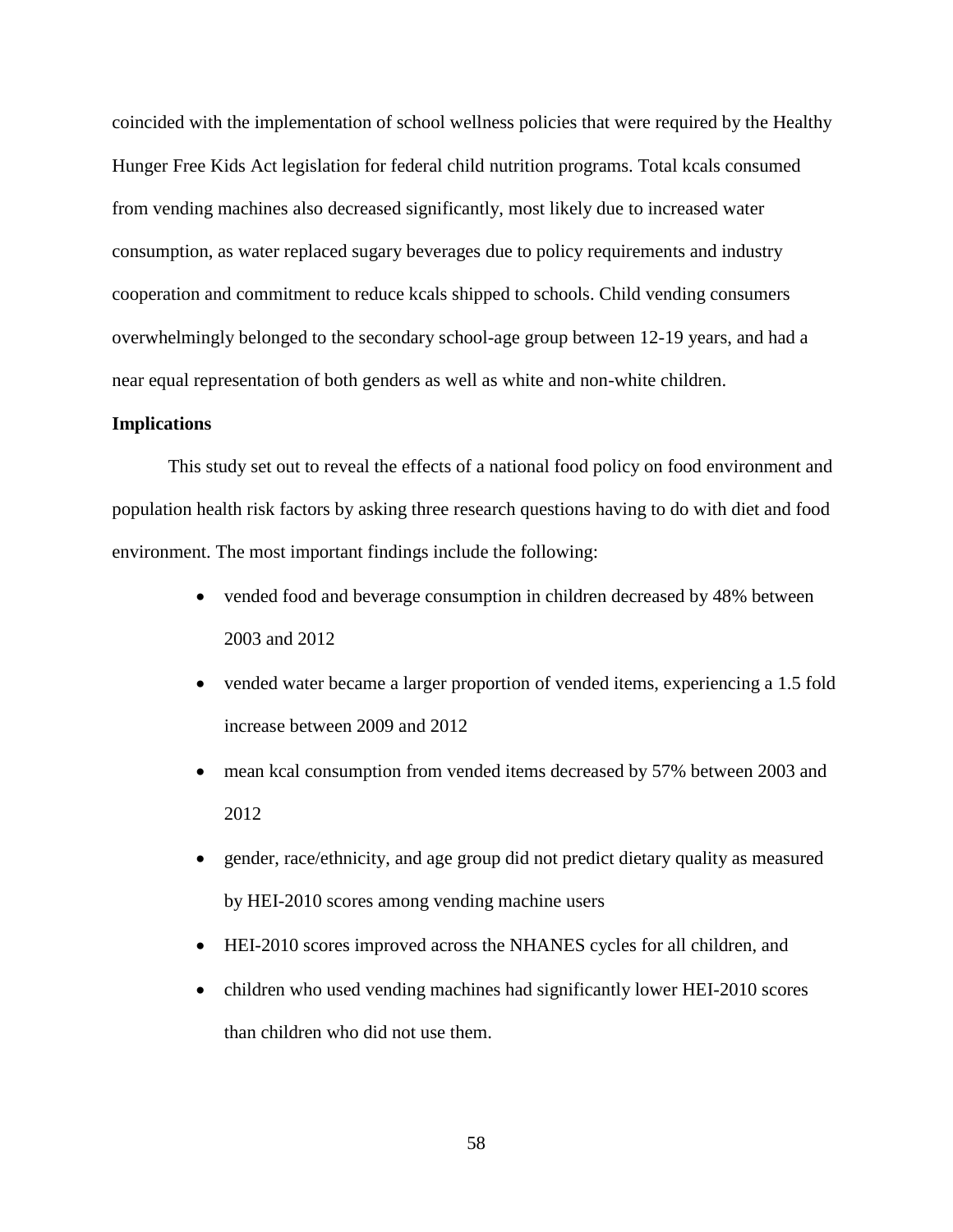coincided with the implementation of school wellness policies that were required by the Healthy Hunger Free Kids Act legislation for federal child nutrition programs. Total kcals consumed from vending machines also decreased significantly, most likely due to increased water consumption, as water replaced sugary beverages due to policy requirements and industry cooperation and commitment to reduce kcals shipped to schools. Child vending consumers overwhelmingly belonged to the secondary school-age group between 12-19 years, and had a near equal representation of both genders as well as white and non-white children.

**Implications**

This study set out to reveal the effects of a national food policy on food environment and population health risk factors by asking three research questions having to do with diet and food environment. The most important findings include the following:

- vended food and beverage consumption in children decreased by 48% between 2003 and 2012
- vended water became a larger proportion of vended items, experiencing a 1.5 fold increase between 2009 and 2012
- mean kcal consumption from vended items decreased by 57% between 2003 and 2012
- gender, race/ethnicity, and age group did not predict dietary quality as measured by HEI-2010 scores among vending machine users
- HEI-2010 scores improved across the NHANES cycles for all children, and
- children who used vending machines had significantly lower HEI-2010 scores than children who did not use them.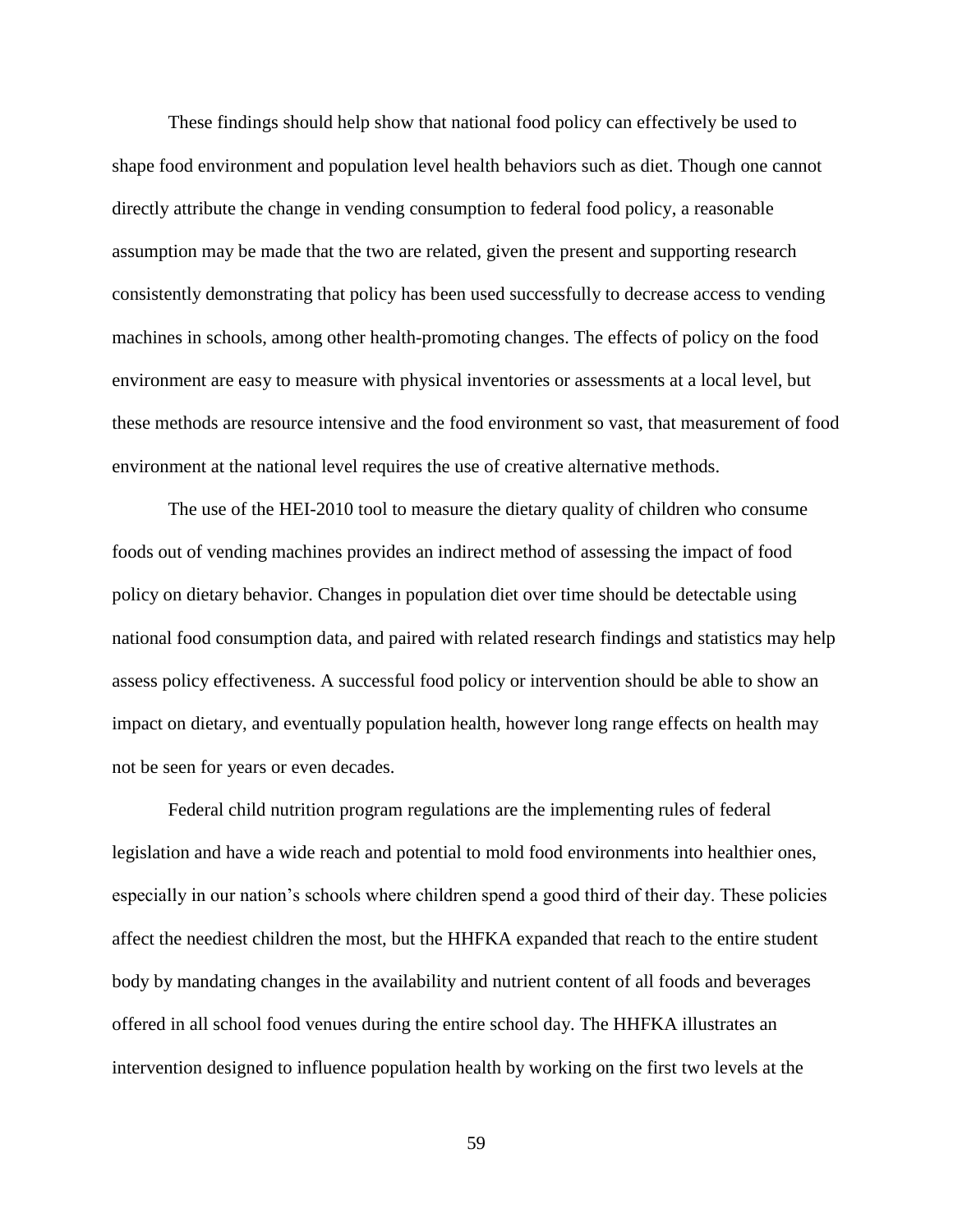These findings should help show that national food policy can effectively be used to shape food environment and population level health behaviors such as diet. Though one cannot directly attribute the change in vending consumption to federal food policy, a reasonable assumption may be made that the two are related, given the present and supporting research consistently demonstrating that policy has been used successfully to decrease access to vending machines in schools, among other health-promoting changes. The effects of policy on the food environment are easy to measure with physical inventories or assessments at a local level, but these methods are resource intensive and the food environment so vast, that measurement of food environment at the national level requires the use of creative alternative methods.

The use of the HEI-2010 tool to measure the dietary quality of children who consume foods out of vending machines provides an indirect method of assessing the impact of food policy on dietary behavior. Changes in population diet over time should be detectable using national food consumption data, and paired with related research findings and statistics may help assess policy effectiveness. A successful food policy or intervention should be able to show an impact on dietary, and eventually population health, however long range effects on health may not be seen for years or even decades.

Federal child nutrition program regulations are the implementing rules of federal legislation and have a wide reach and potential to mold food environments into healthier ones, especially in our nation's schools where children spend a good third of their day. These policies affect the neediest children the most, but the HHFKA expanded that reach to the entire student body by mandating changes in the availability and nutrient content of all foods and beverages offered in all school food venues during the entire school day. The HHFKA illustrates an intervention designed to influence population health by working on the first two levels at the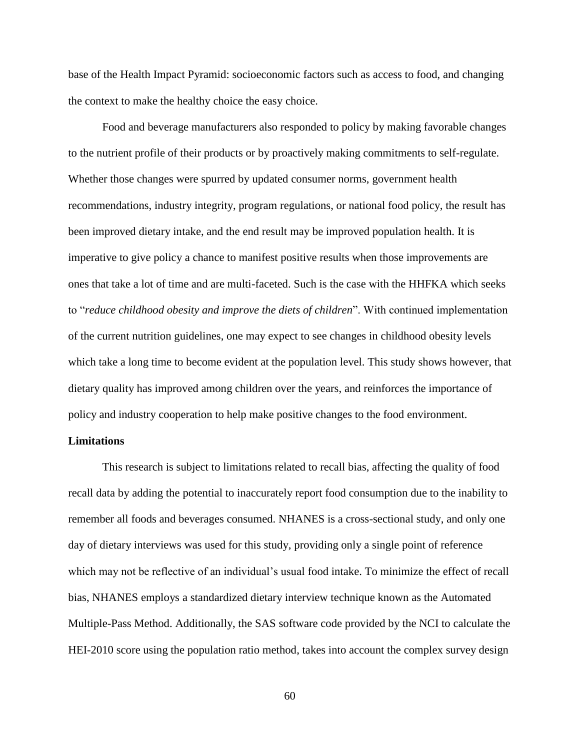base of the Health Impact Pyramid: socioeconomic factors such as access to food, and changing the context to make the healthy choice the easy choice.

Food and beverage manufacturers also responded to policy by making favorable changes to the nutrient profile of their products or by proactively making commitments to self-regulate. Whether those changes were spurred by updated consumer norms, government health recommendations, industry integrity, program regulations, or national food policy, the result has been improved dietary intake, and the end result may be improved population health. It is imperative to give policy a chance to manifest positive results when those improvements are ones that take a lot of time and are multi-faceted. Such is the case with the HHFKA which seeks to "*reduce childhood obesity and improve the diets of children*". With continued implementation of the current nutrition guidelines, one may expect to see changes in childhood obesity levels which take a long time to become evident at the population level. This study shows however, that dietary quality has improved among children over the years, and reinforces the importance of policy and industry cooperation to help make positive changes to the food environment.

**Limitations**

This research is subject to limitations related to recall bias, affecting the quality of food recall data by adding the potential to inaccurately report food consumption due to the inability to remember all foods and beverages consumed. NHANES is a cross-sectional study, and only one day of dietary interviews was used for this study, providing only a single point of reference which may not be reflective of an individual's usual food intake. To minimize the effect of recall bias, NHANES employs a standardized dietary interview technique known as the Automated Multiple-Pass Method. Additionally, the SAS software code provided by the NCI to calculate the HEI-2010 score using the population ratio method, takes into account the complex survey design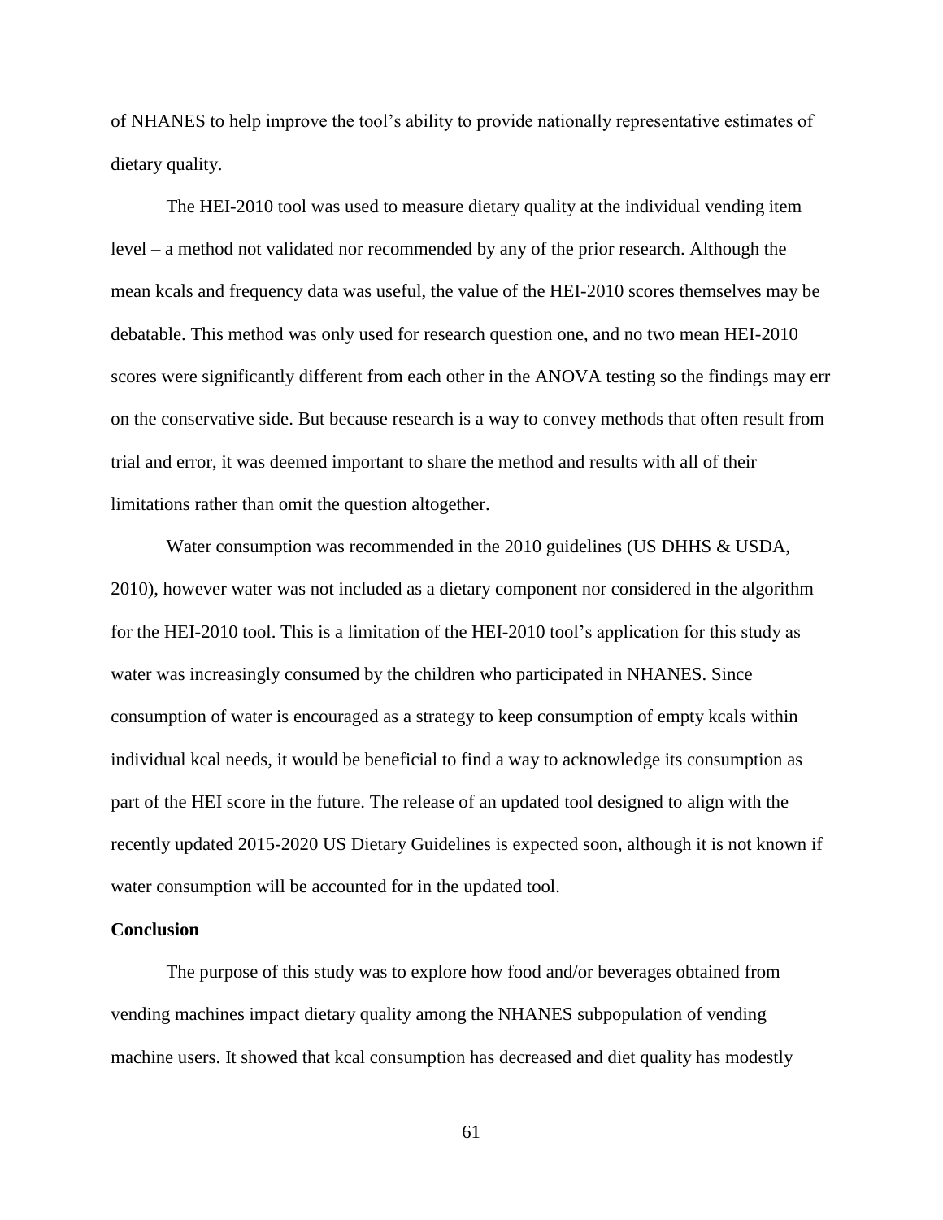of NHANES to help improve the tool's ability to provide nationally representative estimates of dietary quality.

The HEI-2010 tool was used to measure dietary quality at the individual vending item level – a method not validated nor recommended by any of the prior research. Although the mean kcals and frequency data was useful, the value of the HEI-2010 scores themselves may be debatable. This method was only used for research question one, and no two mean HEI-2010 scores were significantly different from each other in the ANOVA testing so the findings may err on the conservative side. But because research is a way to convey methods that often result from trial and error, it was deemed important to share the method and results with all of their limitations rather than omit the question altogether.

Water consumption was recommended in the 2010 guidelines (US DHHS & USDA, 2010), however water was not included as a dietary component nor considered in the algorithm for the HEI-2010 tool. This is a limitation of the HEI-2010 tool's application for this study as water was increasingly consumed by the children who participated in NHANES. Since consumption of water is encouraged as a strategy to keep consumption of empty kcals within individual kcal needs, it would be beneficial to find a way to acknowledge its consumption as part of the HEI score in the future. The release of an updated tool designed to align with the recently updated 2015-2020 US Dietary Guidelines is expected soon, although it is not known if water consumption will be accounted for in the updated tool.

**Conclusion**

The purpose of this study was to explore how food and/or beverages obtained from vending machines impact dietary quality among the NHANES subpopulation of vending machine users. It showed that kcal consumption has decreased and diet quality has modestly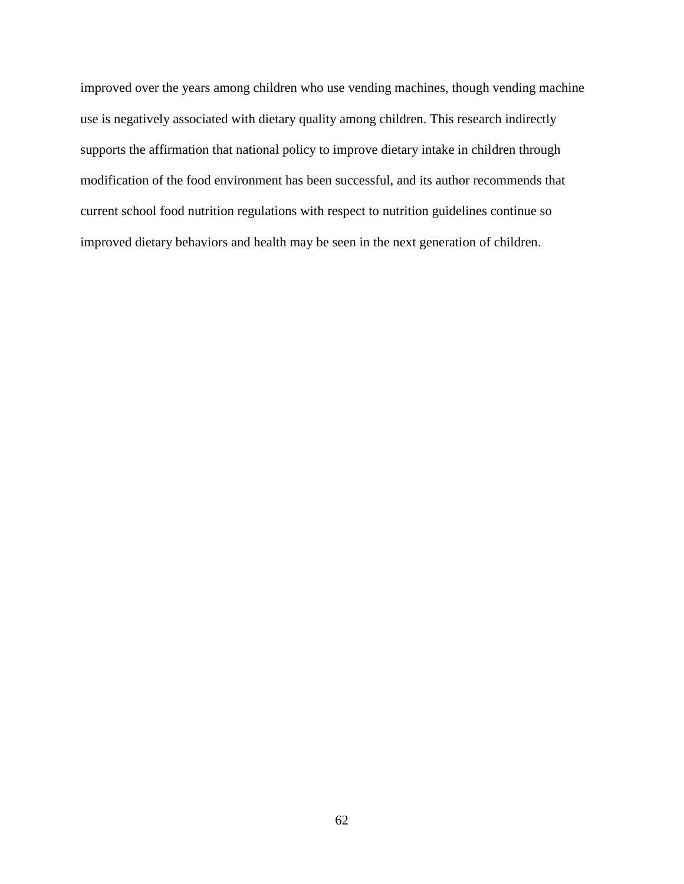improved over the years among children who use vending machines, though vending machine use is negatively associated with dietary quality among children. This research indirectly supports the affirmation that national policy to improve dietary intake in children through modification of the food environment has been successful, and its author recommends that current school food nutrition regulations with respect to nutrition guidelines continue so improved dietary behaviors and health may be seen in the next generation of children.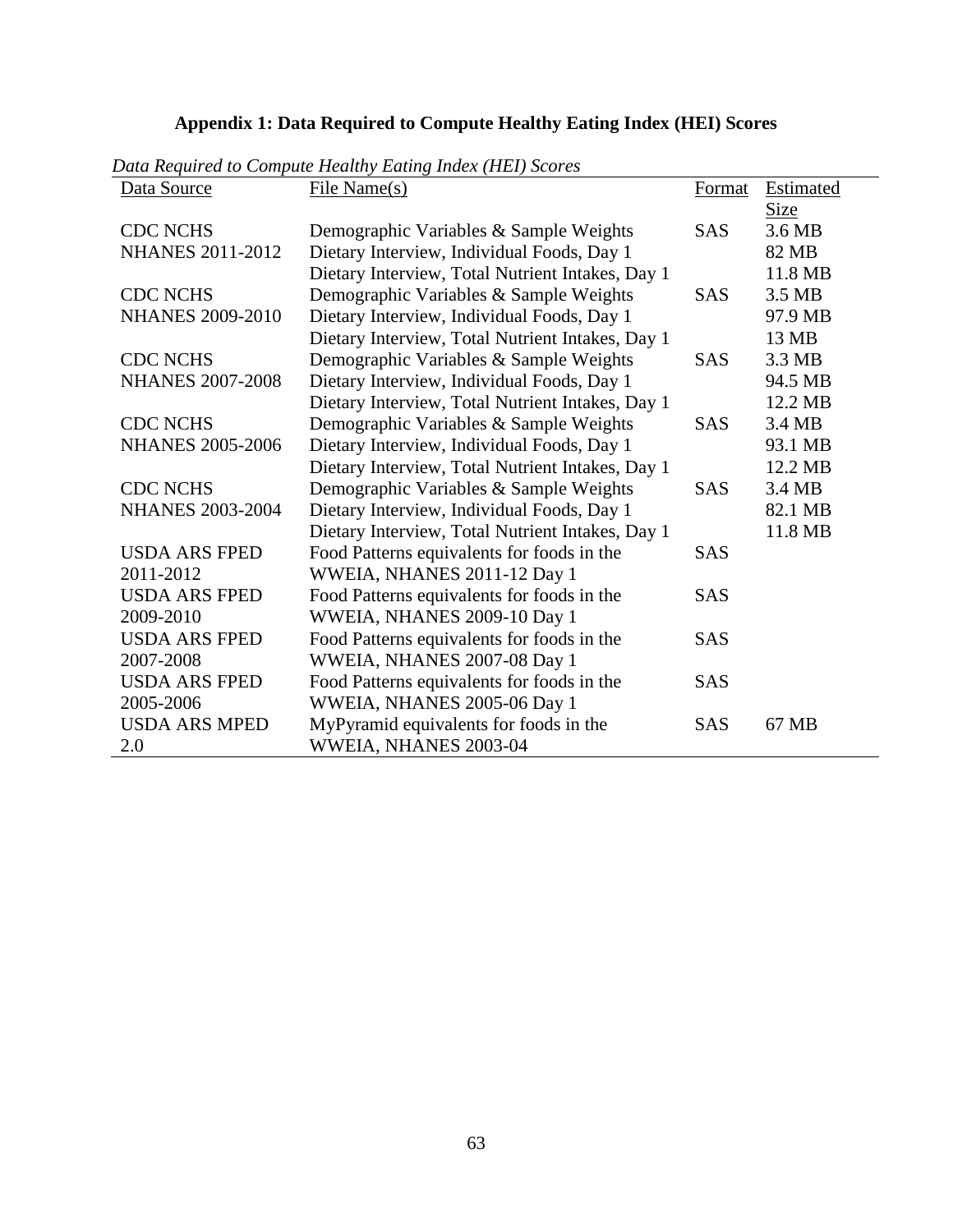**Appendix 1: Data Required to Compute Healthy Eating Index (HEI) Scores**

*Data Required to Compute Healthy Eating Index (HEI) Scores*

| Data Source | File Name(s) | Format | Estimated Size |
|---|---|---|---|
| CDC NCHS NHANES 2011-2012 | Demographic Variables & Sample Weights | SAS | 3.6 MB |
| | Dietary Interview, Individual Foods, Day 1 | | 82 MB |
| | Dietary Interview, Total Nutrient Intakes, Day 1 | | 11.8 MB |
| CDC NCHS NHANES 2009-2010 | Demographic Variables & Sample Weights | SAS | 3.5 MB |
| | Dietary Interview, Individual Foods, Day 1 | | 97.9 MB |
| | Dietary Interview, Total Nutrient Intakes, Day 1 | | 13 MB |
| CDC NCHS NHANES 2007-2008 | Demographic Variables & Sample Weights | SAS | 3.3 MB |
| | Dietary Interview, Individual Foods, Day 1 | | 94.5 MB |
| | Dietary Interview, Total Nutrient Intakes, Day 1 | | 12.2 MB |
| CDC NCHS NHANES 2005-2006 | Demographic Variables & Sample Weights | SAS | 3.4 MB |
| | Dietary Interview, Individual Foods, Day 1 | | 93.1 MB |
| | Dietary Interview, Total Nutrient Intakes, Day 1 | | 12.2 MB |
| CDC NCHS NHANES 2003-2004 | Demographic Variables & Sample Weights | SAS | 3.4 MB |
| | Dietary Interview, Individual Foods, Day 1 | | 82.1 MB |
| | Dietary Interview, Total Nutrient Intakes, Day 1 | | 11.8 MB |
| USDA ARS FPED 2011-2012 | Food Patterns equivalents for foods in the WWEIA, NHANES 2011-12 Day 1 | SAS | |
| USDA ARS FPED 2009-2010 | Food Patterns equivalents for foods in the WWEIA, NHANES 2009-10 Day 1 | SAS | |
| USDA ARS FPED 2007-2008 | Food Patterns equivalents for foods in the WWEIA, NHANES 2007-08 Day 1 | SAS | |
| USDA ARS FPED 2005-2006 | Food Patterns equivalents for foods in the WWEIA, NHANES 2005-06 Day 1 | SAS | |
| USDA ARS MPED 2.0 | MyPyramid equivalents for foods in the WWEIA, NHANES 2003-04 | SAS | 67 MB |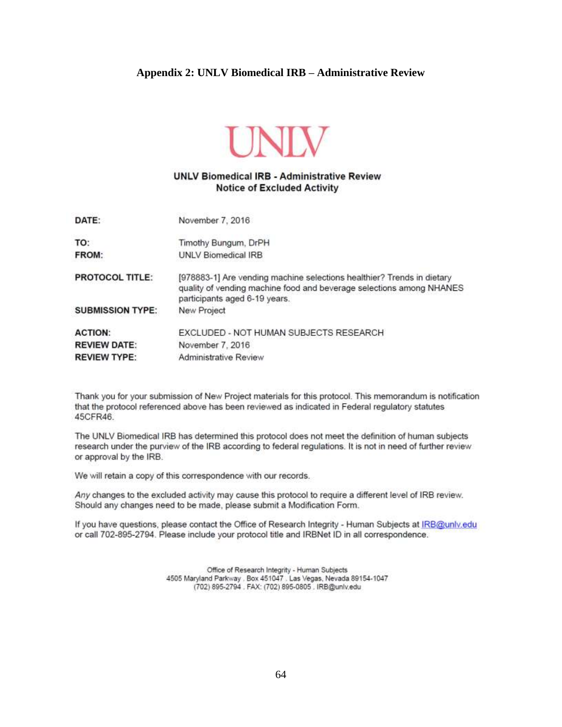## Appendix 2: UNLV Biomedical IRB – Administrative Review

UNLV

**UNLV Biomedical IRB - Administrative Review**
**Notice of Excluded Activity**

| | |
|---|---|
| **DATE:** | November 7, 2016 |
| **TO:** | Timothy Bungum, DrPH |
| **FROM:** | UNLV Biomedical IRB |
| **PROTOCOL TITLE:** | [978883-1] Are vending machine selections healthier? Trends in dietary quality of vending machine food and beverage selections among NHANES participants aged 6-19 years. |
| **SUBMISSION TYPE:** | New Project |
| **ACTION:** | EXCLUDED - NOT HUMAN SUBJECTS RESEARCH |
| **REVIEW DATE:** | November 7, 2016 |
| **REVIEW TYPE:** | Administrative Review |

Thank you for your submission of New Project materials for this protocol. This memorandum is notification that the protocol referenced above has been reviewed as indicated in Federal regulatory statutes 45CFR46.

The UNLV Biomedical IRB has determined this protocol does not meet the definition of human subjects research under the purview of the IRB according to federal regulations. It is not in need of further review or approval by the IRB.

We will retain a copy of this correspondence with our records.

*Any* changes to the excluded activity may cause this protocol to require a different level of IRB review. Should any changes need to be made, please submit a Modification Form.

If you have questions, please contact the Office of Research Integrity - Human Subjects at IRB@unlv.edu or call 702-895-2794. Please include your protocol title and IRBNet ID in all correspondence.

Office of Research Integrity - Human Subjects
4505 Maryland Parkway . Box 451047 . Las Vegas, Nevada 89154-1047
(702) 895-2794 . FAX: (702) 895-0805 . IRB@unlv.edu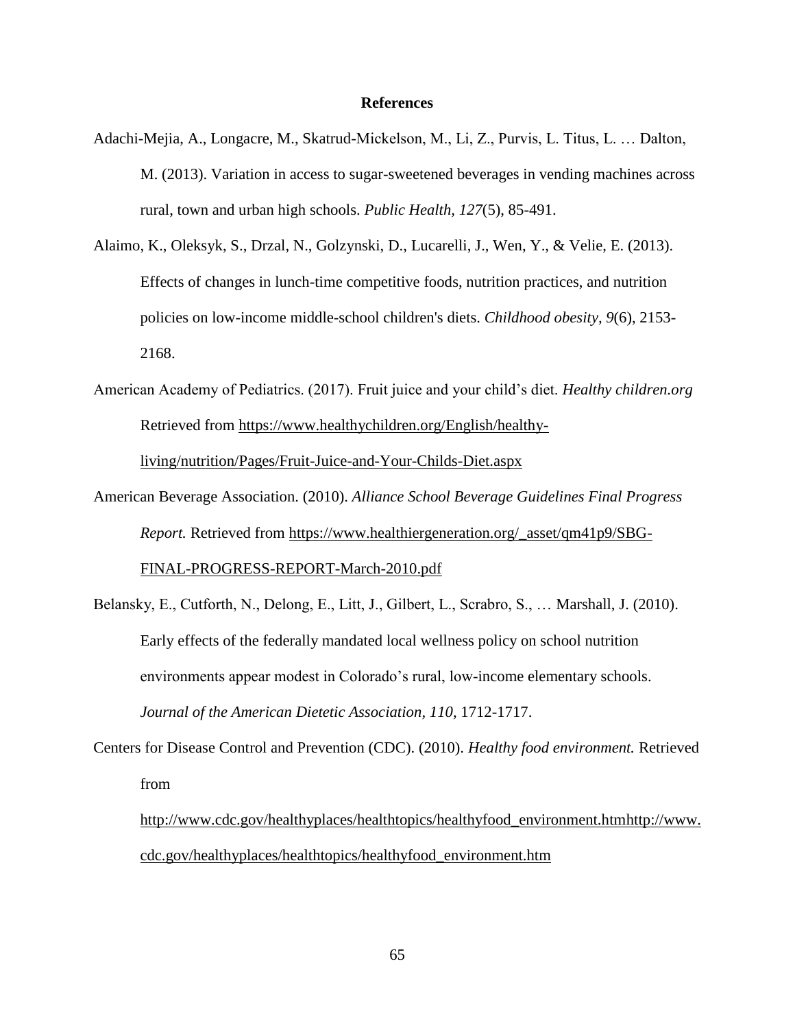# References

Adachi-Mejia, A., Longacre, M., Skatrud-Mickelson, M., Li, Z., Purvis, L. Titus, L. … Dalton, M. (2013). Variation in access to sugar-sweetened beverages in vending machines across rural, town and urban high schools. *Public Health, 127*(5), 85-491.

Alaimo, K., Oleksyk, S., Drzal, N., Golzynski, D., Lucarelli, J., Wen, Y., & Velie, E. (2013). Effects of changes in lunch-time competitive foods, nutrition practices, and nutrition policies on low-income middle-school children's diets. *Childhood obesity, 9*(6), 2153-2168.

American Academy of Pediatrics. (2017). Fruit juice and your child's diet. *Healthy children.org* Retrieved from https://www.healthychildren.org/English/healthy-living/nutrition/Pages/Fruit-Juice-and-Your-Childs-Diet.aspx

American Beverage Association. (2010). *Alliance School Beverage Guidelines Final Progress Report.* Retrieved from https://www.healthiergeneration.org/_asset/qm41p9/SBG-FINAL-PROGRESS-REPORT-March-2010.pdf

Belansky, E., Cutforth, N., Delong, E., Litt, J., Gilbert, L., Scrabro, S., … Marshall, J. (2010). Early effects of the federally mandated local wellness policy on school nutrition environments appear modest in Colorado's rural, low-income elementary schools. *Journal of the American Dietetic Association, 110*, 1712-1717.

Centers for Disease Control and Prevention (CDC). (2010). *Healthy food environment.* Retrieved from http://www.cdc.gov/healthyplaces/healthtopics/healthyfood_environment.htmhttp://www.cdc.gov/healthyplaces/healthtopics/healthyfood_environment.htm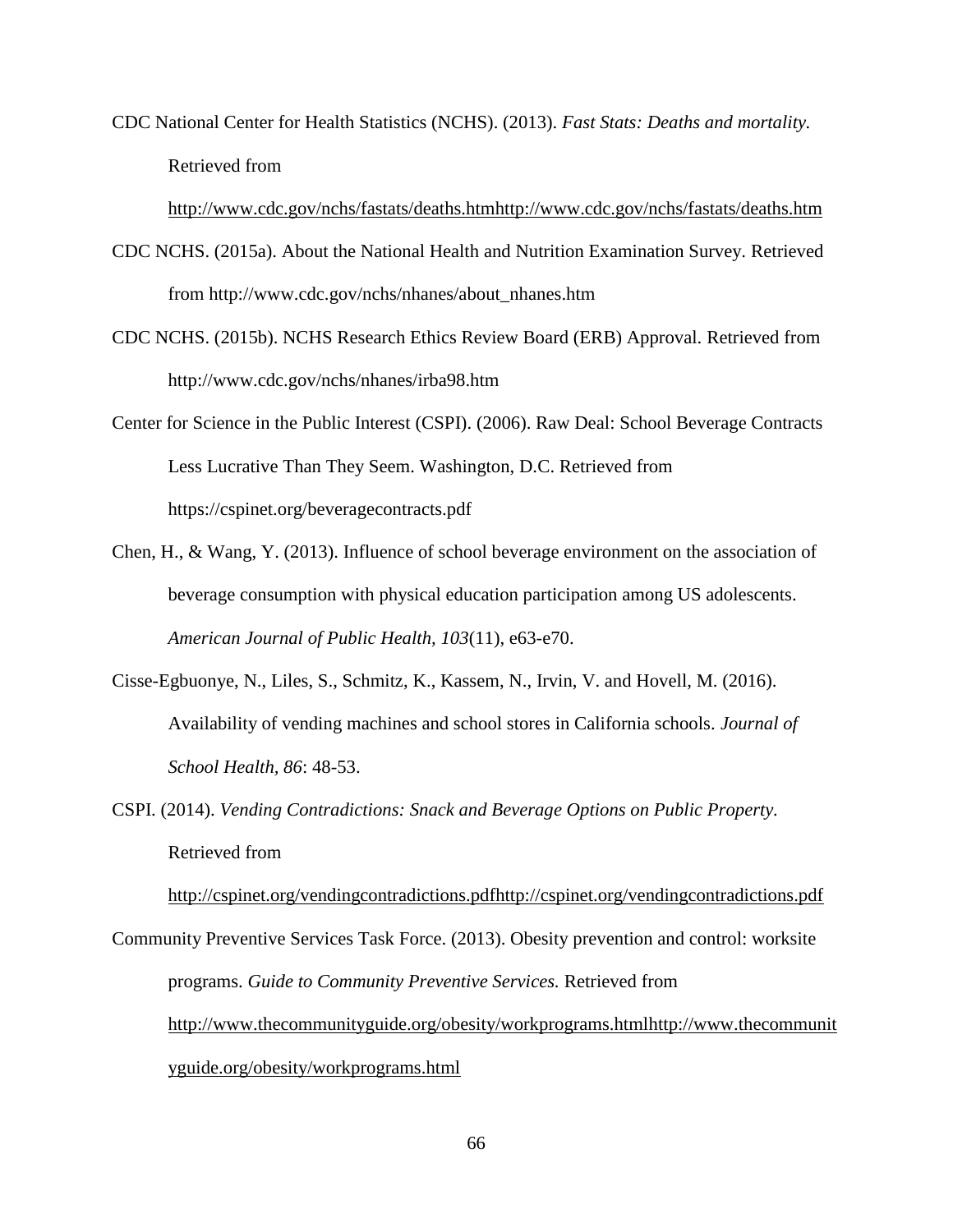CDC National Center for Health Statistics (NCHS). (2013). *Fast Stats: Deaths and mortality.* Retrieved from http://www.cdc.gov/nchs/fastats/deaths.htmhttp://www.cdc.gov/nchs/fastats/deaths.htm

CDC NCHS. (2015a). About the National Health and Nutrition Examination Survey. Retrieved from http://www.cdc.gov/nchs/nhanes/about_nhanes.htm

CDC NCHS. (2015b). NCHS Research Ethics Review Board (ERB) Approval. Retrieved from http://www.cdc.gov/nchs/nhanes/irba98.htm

Center for Science in the Public Interest (CSPI). (2006). Raw Deal: School Beverage Contracts Less Lucrative Than They Seem. Washington, D.C. Retrieved from https://cspinet.org/beveragecontracts.pdf

Chen, H., & Wang, Y. (2013). Influence of school beverage environment on the association of beverage consumption with physical education participation among US adolescents. *American Journal of Public Health, 103*(11), e63-e70.

Cisse-Egbuonye, N., Liles, S., Schmitz, K., Kassem, N., Irvin, V. and Hovell, M. (2016). Availability of vending machines and school stores in California schools. *Journal of School Health, 86*: 48-53.

CSPI. (2014). *Vending Contradictions: Snack and Beverage Options on Public Property.* Retrieved from http://cspinet.org/vendingcontradictions.pdfhttp://cspinet.org/vendingcontradictions.pdf

Community Preventive Services Task Force. (2013). Obesity prevention and control: worksite programs. *Guide to Community Preventive Services.* Retrieved from http://www.thecommunityguide.org/obesity/workprograms.htmlhttp://www.thecommunityguide.org/obesity/workprograms.html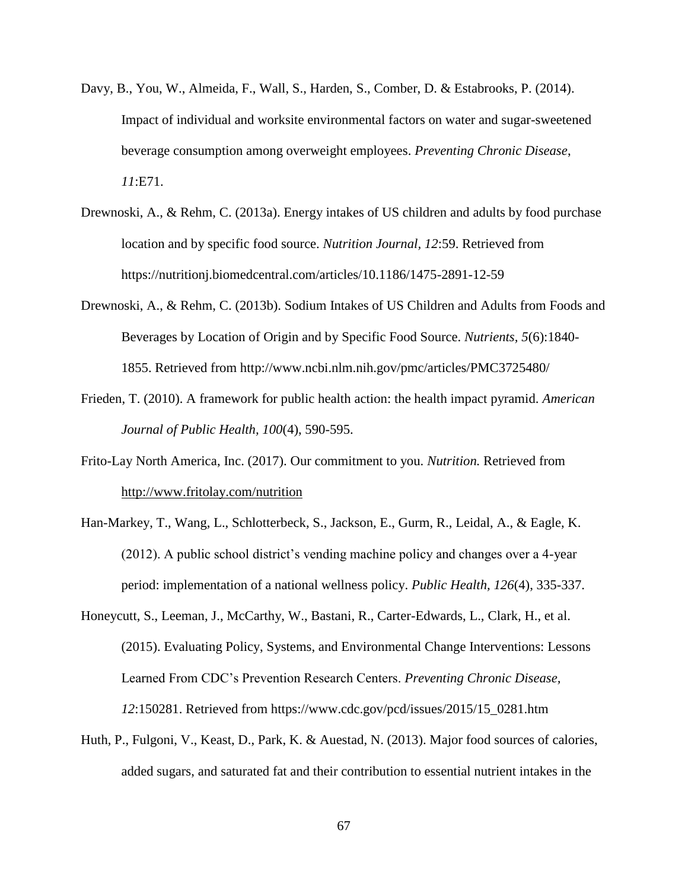Davy, B., You, W., Almeida, F., Wall, S., Harden, S., Comber, D. & Estabrooks, P. (2014). Impact of individual and worksite environmental factors on water and sugar-sweetened beverage consumption among overweight employees. *Preventing Chronic Disease*, *11*:E71.

Drewnoski, A., & Rehm, C. (2013a). Energy intakes of US children and adults by food purchase location and by specific food source. *Nutrition Journal, 12*:59. Retrieved from https://nutritionj.biomedcentral.com/articles/10.1186/1475-2891-12-59

Drewnoski, A., & Rehm, C. (2013b). Sodium Intakes of US Children and Adults from Foods and Beverages by Location of Origin and by Specific Food Source. *Nutrients, 5*(6):1840-1855. Retrieved from http://www.ncbi.nlm.nih.gov/pmc/articles/PMC3725480/

Frieden, T. (2010). A framework for public health action: the health impact pyramid. *American Journal of Public Health, 100*(4), 590-595.

Frito-Lay North America, Inc. (2017). Our commitment to you. *Nutrition.* Retrieved from http://www.fritolay.com/nutrition

Han-Markey, T., Wang, L., Schlotterbeck, S., Jackson, E., Gurm, R., Leidal, A., & Eagle, K. (2012). A public school district's vending machine policy and changes over a 4-year period: implementation of a national wellness policy. *Public Health, 126*(4), 335-337.

Honeycutt, S., Leeman, J., McCarthy, W., Bastani, R., Carter-Edwards, L., Clark, H., et al. (2015). Evaluating Policy, Systems, and Environmental Change Interventions: Lessons Learned From CDC's Prevention Research Centers. *Preventing Chronic Disease, 12*:150281. Retrieved from https://www.cdc.gov/pcd/issues/2015/15_0281.htm

Huth, P., Fulgoni, V., Keast, D., Park, K. & Auestad, N. (2013). Major food sources of calories, added sugars, and saturated fat and their contribution to essential nutrient intakes in the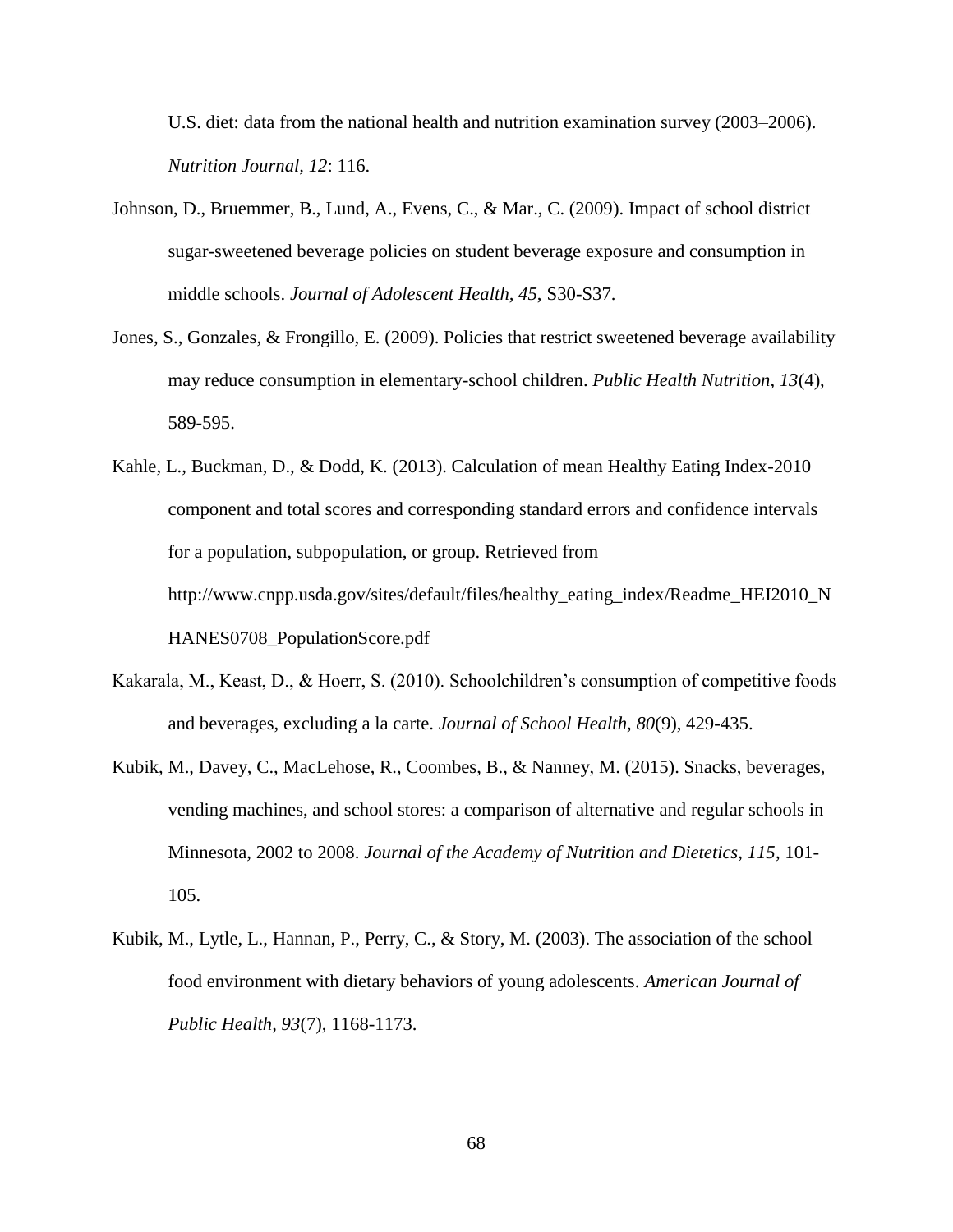U.S. diet: data from the national health and nutrition examination survey (2003–2006). *Nutrition Journal, 12*: 116.

Johnson, D., Bruemmer, B., Lund, A., Evens, C., & Mar., C. (2009). Impact of school district sugar-sweetened beverage policies on student beverage exposure and consumption in middle schools. *Journal of Adolescent Health, 45*, S30-S37.

Jones, S., Gonzales, & Frongillo, E. (2009). Policies that restrict sweetened beverage availability may reduce consumption in elementary-school children. *Public Health Nutrition, 13*(4), 589-595.

Kahle, L., Buckman, D., & Dodd, K. (2013). Calculation of mean Healthy Eating Index-2010 component and total scores and corresponding standard errors and confidence intervals for a population, subpopulation, or group. Retrieved from http://www.cnpp.usda.gov/sites/default/files/healthy_eating_index/Readme_HEI2010_NHANES0708_PopulationScore.pdf

Kakarala, M., Keast, D., & Hoerr, S. (2010). Schoolchildren's consumption of competitive foods and beverages, excluding a la carte. *Journal of School Health, 80*(9), 429-435.

Kubik, M., Davey, C., MacLehose, R., Coombes, B., & Nanney, M. (2015). Snacks, beverages, vending machines, and school stores: a comparison of alternative and regular schools in Minnesota, 2002 to 2008. *Journal of the Academy of Nutrition and Dietetics, 115*, 101-105.

Kubik, M., Lytle, L., Hannan, P., Perry, C., & Story, M. (2003). The association of the school food environment with dietary behaviors of young adolescents. *American Journal of Public Health, 93*(7), 1168-1173.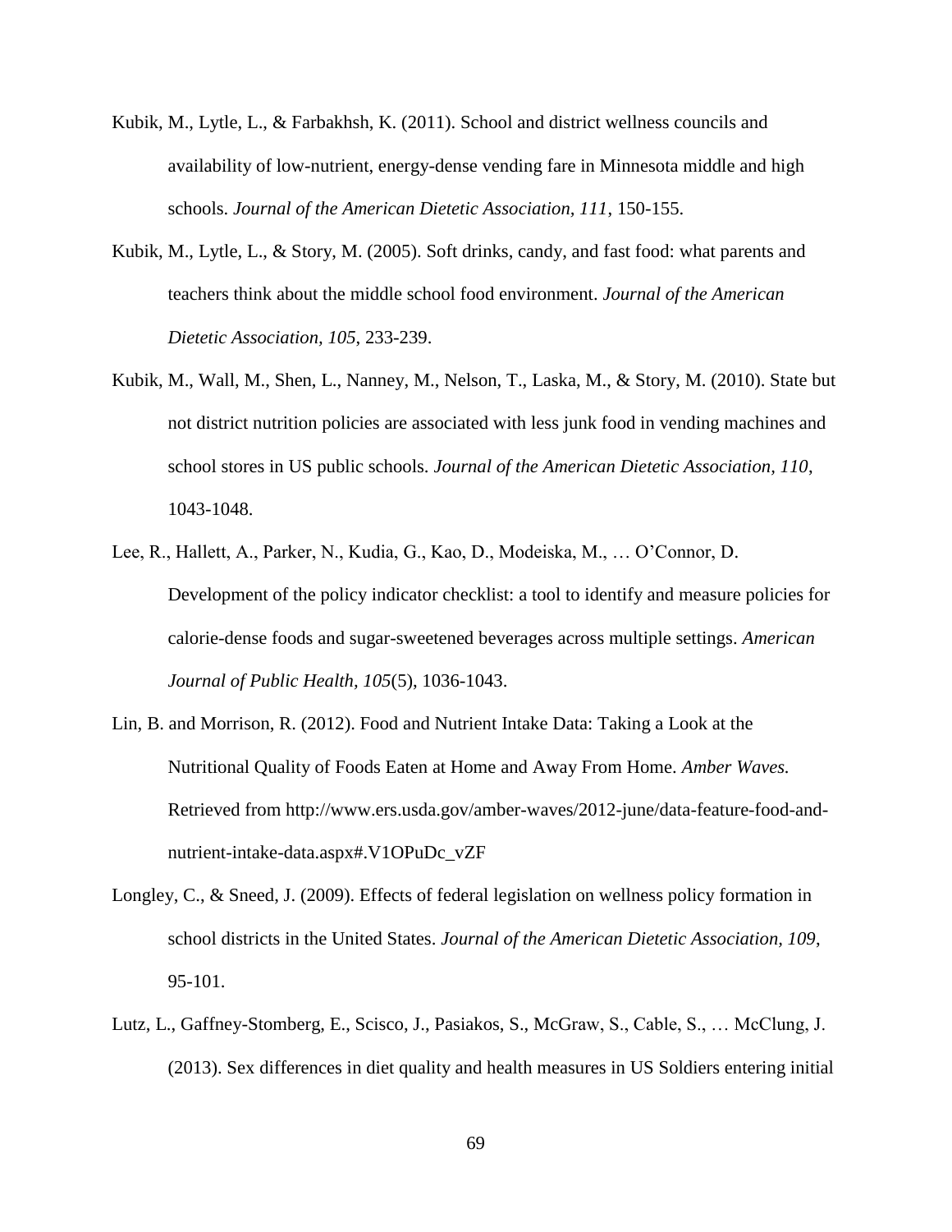Kubik, M., Lytle, L., & Farbakhsh, K. (2011). School and district wellness councils and availability of low-nutrient, energy-dense vending fare in Minnesota middle and high schools. *Journal of the American Dietetic Association, 111*, 150-155.

Kubik, M., Lytle, L., & Story, M. (2005). Soft drinks, candy, and fast food: what parents and teachers think about the middle school food environment. *Journal of the American Dietetic Association, 105*, 233-239.

Kubik, M., Wall, M., Shen, L., Nanney, M., Nelson, T., Laska, M., & Story, M. (2010). State but not district nutrition policies are associated with less junk food in vending machines and school stores in US public schools. *Journal of the American Dietetic Association, 110*, 1043-1048.

Lee, R., Hallett, A., Parker, N., Kudia, G., Kao, D., Modeiska, M., … O'Connor, D. Development of the policy indicator checklist: a tool to identify and measure policies for calorie-dense foods and sugar-sweetened beverages across multiple settings. *American Journal of Public Health, 105*(5), 1036-1043.

Lin, B. and Morrison, R. (2012). Food and Nutrient Intake Data: Taking a Look at the Nutritional Quality of Foods Eaten at Home and Away From Home. *Amber Waves.* Retrieved from http://www.ers.usda.gov/amber-waves/2012-june/data-feature-food-and-nutrient-intake-data.aspx#.V1OPuDc_vZF

Longley, C., & Sneed, J. (2009). Effects of federal legislation on wellness policy formation in school districts in the United States. *Journal of the American Dietetic Association, 109*, 95-101.

Lutz, L., Gaffney-Stomberg, E., Scisco, J., Pasiakos, S., McGraw, S., Cable, S., … McClung, J. (2013). Sex differences in diet quality and health measures in US Soldiers entering initial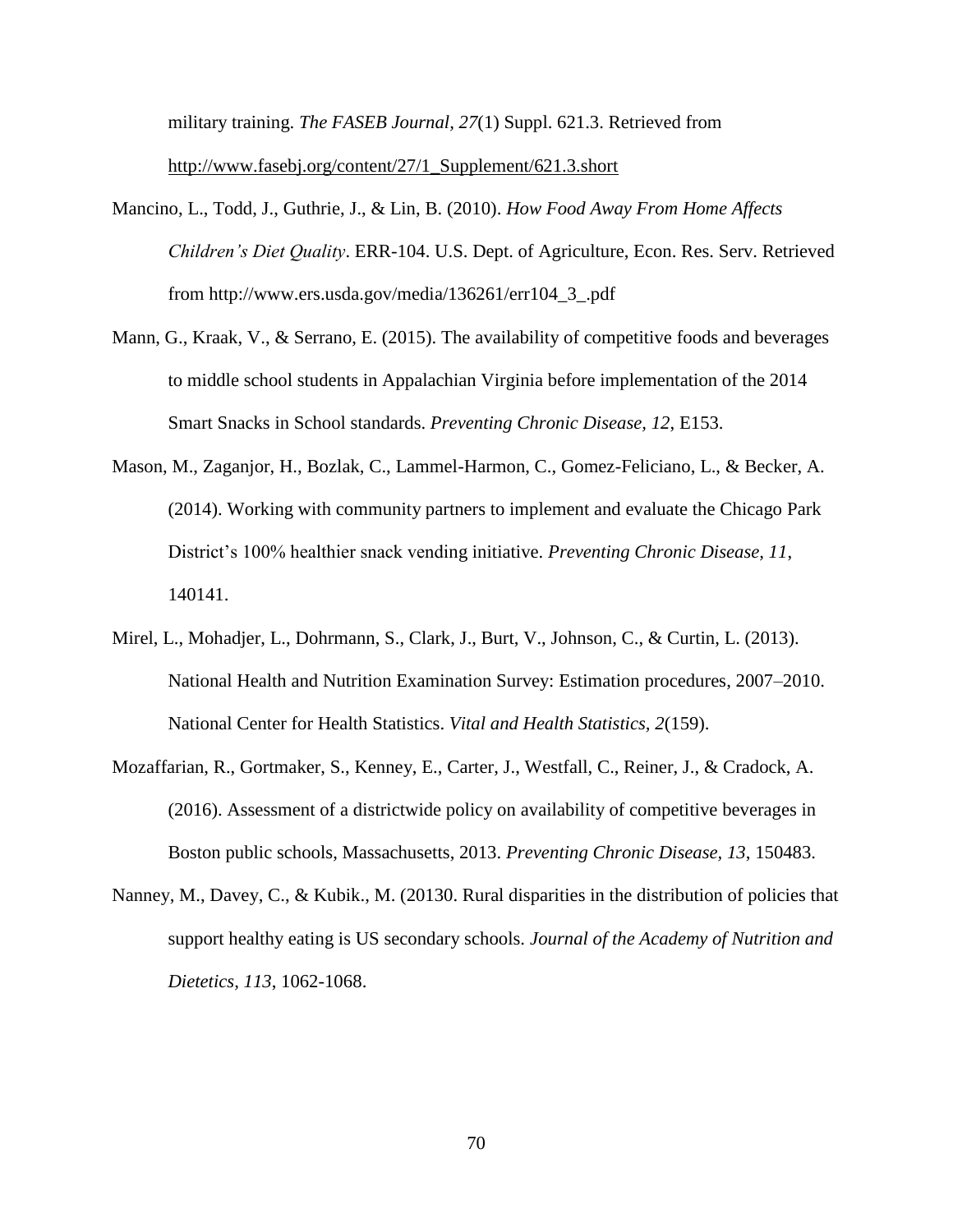military training. *The FASEB Journal, 27*(1) Suppl. 621.3. Retrieved from http://www.fasebj.org/content/27/1_Supplement/621.3.short

Mancino, L., Todd, J., Guthrie, J., & Lin, B. (2010). *How Food Away From Home Affects Children's Diet Quality*. ERR-104. U.S. Dept. of Agriculture, Econ. Res. Serv. Retrieved from http://www.ers.usda.gov/media/136261/err104_3_.pdf

Mann, G., Kraak, V., & Serrano, E. (2015). The availability of competitive foods and beverages to middle school students in Appalachian Virginia before implementation of the 2014 Smart Snacks in School standards. *Preventing Chronic Disease, 12*, E153.

Mason, M., Zaganjor, H., Bozlak, C., Lammel-Harmon, C., Gomez-Feliciano, L., & Becker, A. (2014). Working with community partners to implement and evaluate the Chicago Park District's 100% healthier snack vending initiative. *Preventing Chronic Disease, 11*, 140141.

Mirel, L., Mohadjer, L., Dohrmann, S., Clark, J., Burt, V., Johnson, C., & Curtin, L. (2013). National Health and Nutrition Examination Survey: Estimation procedures, 2007–2010. National Center for Health Statistics. *Vital and Health Statistics, 2*(159).

Mozaffarian, R., Gortmaker, S., Kenney, E., Carter, J., Westfall, C., Reiner, J., & Cradock, A. (2016). Assessment of a districtwide policy on availability of competitive beverages in Boston public schools, Massachusetts, 2013. *Preventing Chronic Disease, 13*, 150483.

Nanney, M., Davey, C., & Kubik., M. (20130. Rural disparities in the distribution of policies that support healthy eating is US secondary schools. *Journal of the Academy of Nutrition and Dietetics, 113*, 1062-1068.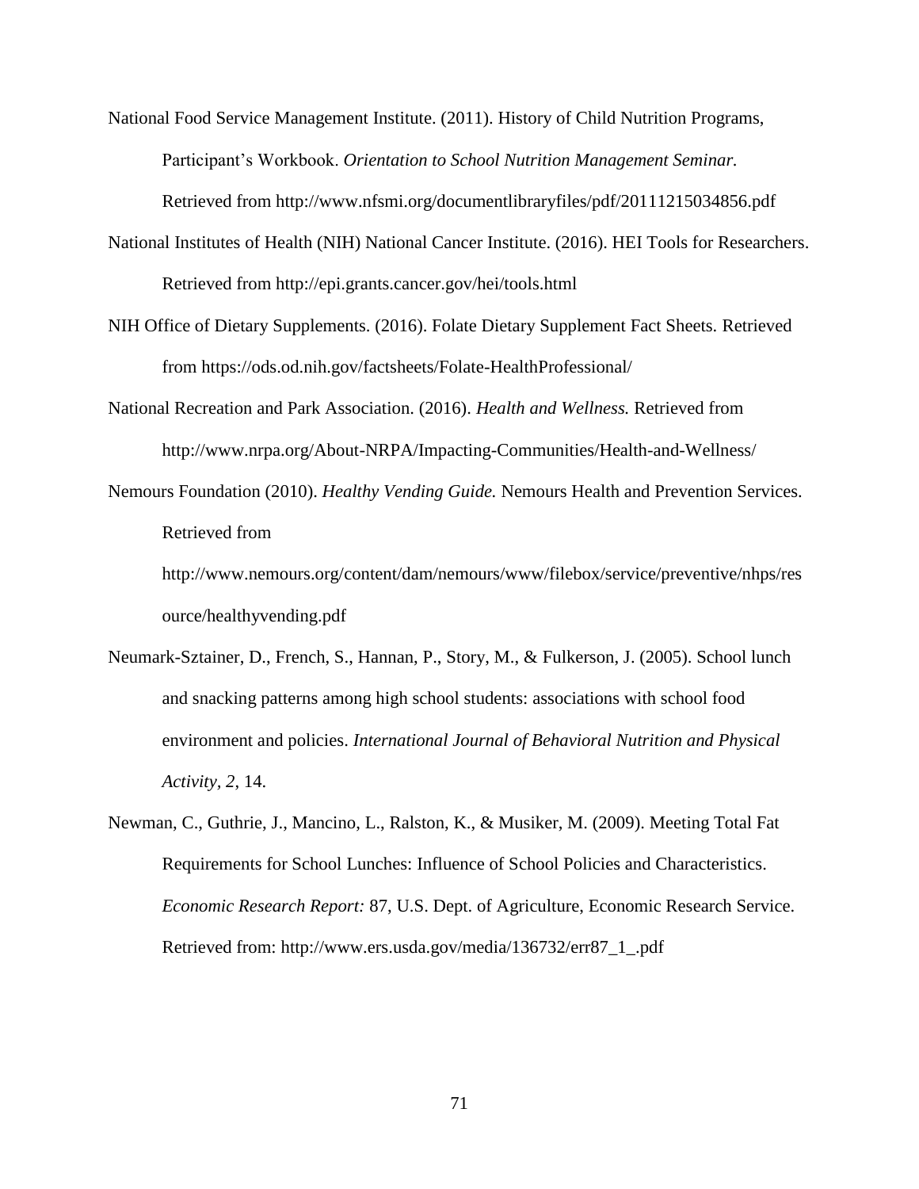National Food Service Management Institute. (2011). History of Child Nutrition Programs, Participant's Workbook. *Orientation to School Nutrition Management Seminar.* Retrieved from http://www.nfsmi.org/documentlibraryfiles/pdf/20111215034856.pdf

National Institutes of Health (NIH) National Cancer Institute. (2016). HEI Tools for Researchers. Retrieved from http://epi.grants.cancer.gov/hei/tools.html

NIH Office of Dietary Supplements. (2016). Folate Dietary Supplement Fact Sheets. Retrieved from https://ods.od.nih.gov/factsheets/Folate-HealthProfessional/

National Recreation and Park Association. (2016). *Health and Wellness.* Retrieved from http://www.nrpa.org/About-NRPA/Impacting-Communities/Health-and-Wellness/

Nemours Foundation (2010). *Healthy Vending Guide.* Nemours Health and Prevention Services. Retrieved from http://www.nemours.org/content/dam/nemours/www/filebox/service/preventive/nhps/resource/healthyvending.pdf

Neumark-Sztainer, D., French, S., Hannan, P., Story, M., & Fulkerson, J. (2005). School lunch and snacking patterns among high school students: associations with school food environment and policies. *International Journal of Behavioral Nutrition and Physical Activity, 2*, 14.

Newman, C., Guthrie, J., Mancino, L., Ralston, K., & Musiker, M. (2009). Meeting Total Fat Requirements for School Lunches: Influence of School Policies and Characteristics. *Economic Research Report:* 87, U.S. Dept. of Agriculture, Economic Research Service. Retrieved from: http://www.ers.usda.gov/media/136732/err87_1_.pdf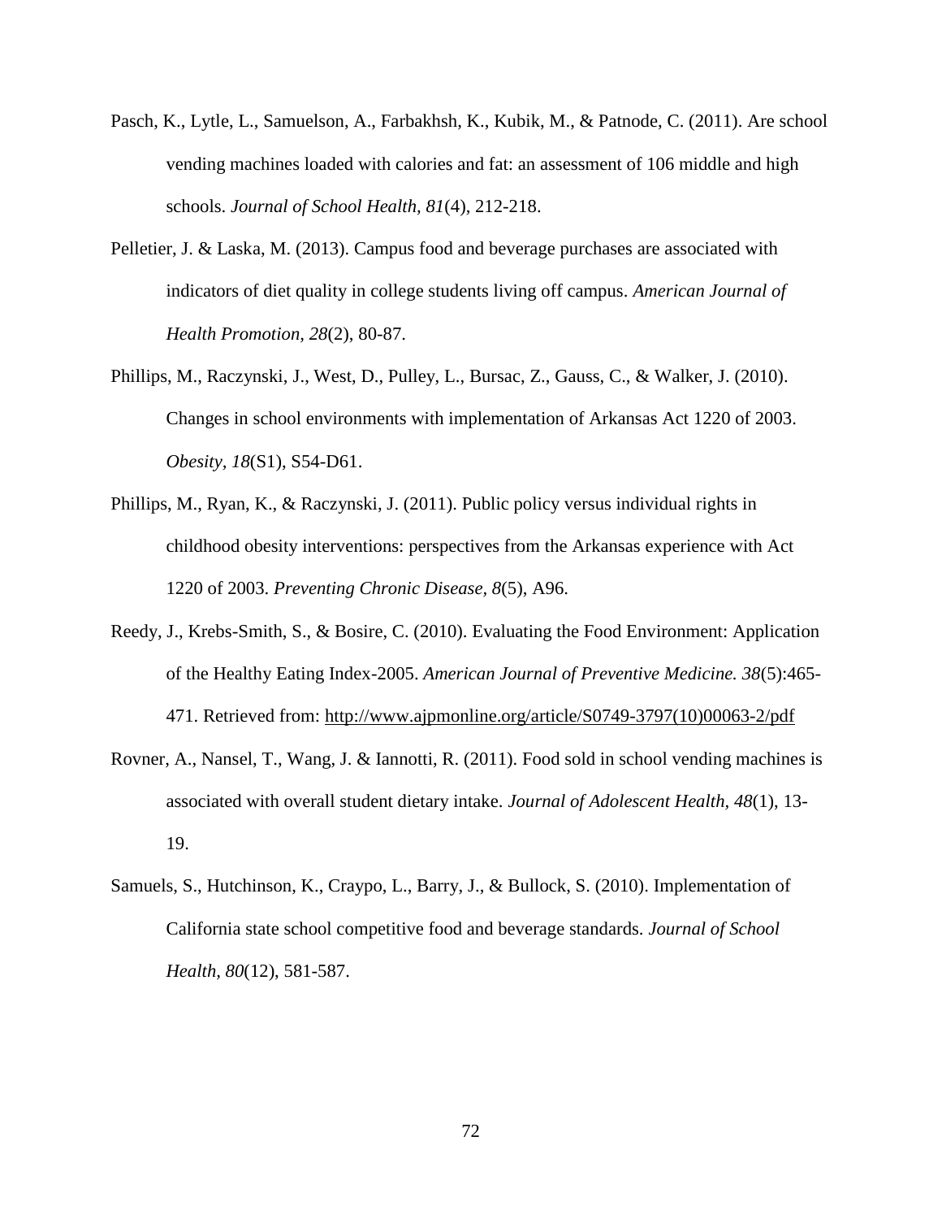Pasch, K., Lytle, L., Samuelson, A., Farbakhsh, K., Kubik, M., & Patnode, C. (2011). Are school vending machines loaded with calories and fat: an assessment of 106 middle and high schools. *Journal of School Health, 81*(4), 212-218.

Pelletier, J. & Laska, M. (2013). Campus food and beverage purchases are associated with indicators of diet quality in college students living off campus. *American Journal of Health Promotion*, *28*(2), 80-87.

Phillips, M., Raczynski, J., West, D., Pulley, L., Bursac, Z., Gauss, C., & Walker, J. (2010). Changes in school environments with implementation of Arkansas Act 1220 of 2003. *Obesity*, *18*(S1), S54-D61.

Phillips, M., Ryan, K., & Raczynski, J. (2011). Public policy versus individual rights in childhood obesity interventions: perspectives from the Arkansas experience with Act 1220 of 2003. *Preventing Chronic Disease, 8*(5), A96.

Reedy, J., Krebs-Smith, S., & Bosire, C. (2010). Evaluating the Food Environment: Application of the Healthy Eating Index-2005. *American Journal of Preventive Medicine. 38*(5):465-471. Retrieved from: http://www.ajpmonline.org/article/S0749-3797(10)00063-2/pdf

Rovner, A., Nansel, T., Wang, J. & Iannotti, R. (2011). Food sold in school vending machines is associated with overall student dietary intake. *Journal of Adolescent Health*, *48*(1), 13-19.

Samuels, S., Hutchinson, K., Craypo, L., Barry, J., & Bullock, S. (2010). Implementation of California state school competitive food and beverage standards. *Journal of School Health*, *80*(12), 581-587.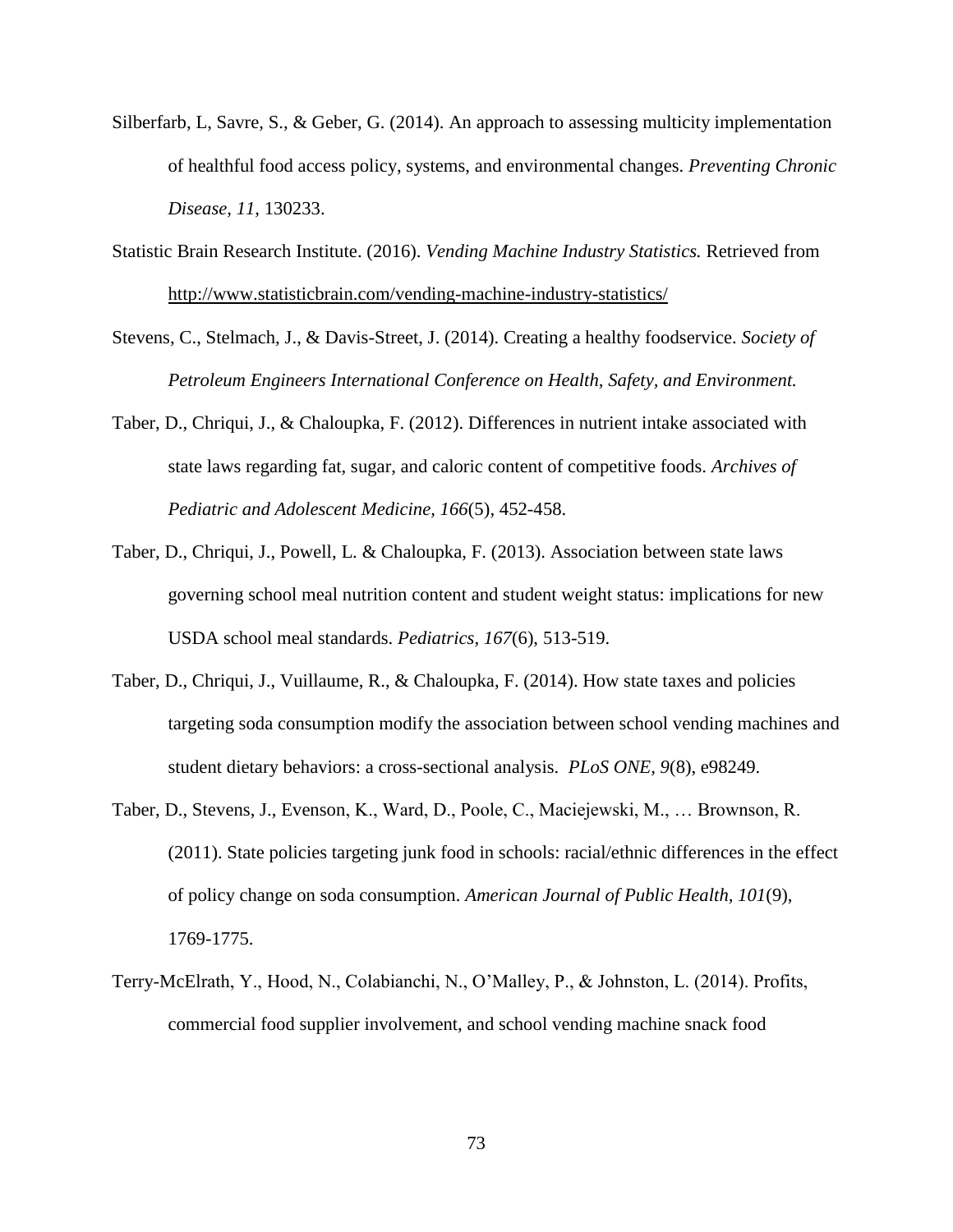Silberfarb, L, Savre, S., & Geber, G. (2014). An approach to assessing multicity implementation of healthful food access policy, systems, and environmental changes. *Preventing Chronic Disease, 11*, 130233.

Statistic Brain Research Institute. (2016). *Vending Machine Industry Statistics.* Retrieved from http://www.statisticbrain.com/vending-machine-industry-statistics/

Stevens, C., Stelmach, J., & Davis-Street, J. (2014). Creating a healthy foodservice. *Society of Petroleum Engineers International Conference on Health, Safety, and Environment.*

Taber, D., Chriqui, J., & Chaloupka, F. (2012). Differences in nutrient intake associated with state laws regarding fat, sugar, and caloric content of competitive foods. *Archives of Pediatric and Adolescent Medicine, 166*(5), 452-458.

Taber, D., Chriqui, J., Powell, L. & Chaloupka, F. (2013). Association between state laws governing school meal nutrition content and student weight status: implications for new USDA school meal standards. *Pediatrics, 167*(6), 513-519.

Taber, D., Chriqui, J., Vuillaume, R., & Chaloupka, F. (2014). How state taxes and policies targeting soda consumption modify the association between school vending machines and student dietary behaviors: a cross-sectional analysis. *PLoS ONE, 9*(8), e98249.

Taber, D., Stevens, J., Evenson, K., Ward, D., Poole, C., Maciejewski, M., … Brownson, R. (2011). State policies targeting junk food in schools: racial/ethnic differences in the effect of policy change on soda consumption. *American Journal of Public Health, 101*(9), 1769-1775.

Terry-McElrath, Y., Hood, N., Colabianchi, N., O'Malley, P., & Johnston, L. (2014). Profits, commercial food supplier involvement, and school vending machine snack food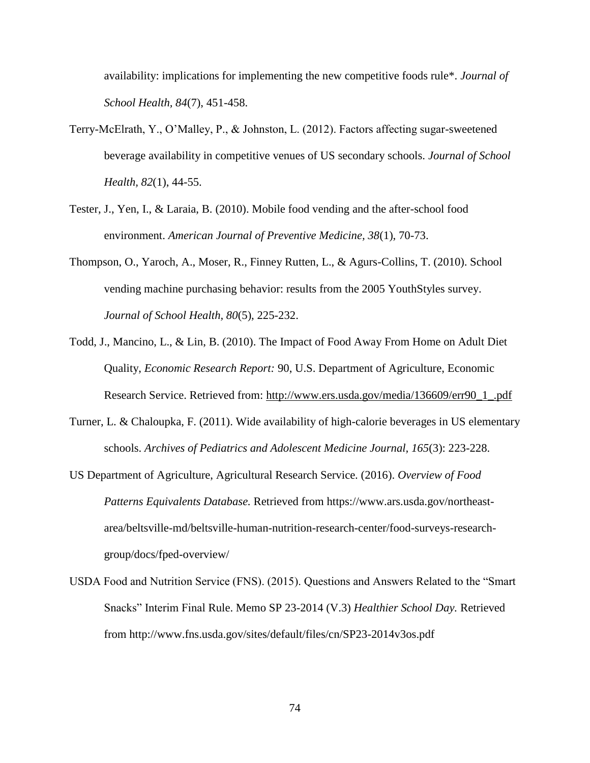availability: implications for implementing the new competitive foods rule*. *Journal of School Health, 84*(7), 451-458.

Terry-McElrath, Y., O'Malley, P., & Johnston, L. (2012). Factors affecting sugar-sweetened beverage availability in competitive venues of US secondary schools. *Journal of School Health, 82*(1), 44-55.

Tester, J., Yen, I., & Laraia, B. (2010). Mobile food vending and the after-school food environment. *American Journal of Preventive Medicine, 38*(1), 70-73.

Thompson, O., Yaroch, A., Moser, R., Finney Rutten, L., & Agurs-Collins, T. (2010). School vending machine purchasing behavior: results from the 2005 YouthStyles survey. *Journal of School Health, 80*(5), 225-232.

Todd, J., Mancino, L., & Lin, B. (2010). The Impact of Food Away From Home on Adult Diet Quality, *Economic Research Report:* 90, U.S. Department of Agriculture, Economic Research Service. Retrieved from: http://www.ers.usda.gov/media/136609/err90_1_.pdf

Turner, L. & Chaloupka, F. (2011). Wide availability of high-calorie beverages in US elementary schools. *Archives of Pediatrics and Adolescent Medicine Journal, 165*(3): 223-228.

US Department of Agriculture, Agricultural Research Service. (2016). *Overview of Food Patterns Equivalents Database.* Retrieved from https://www.ars.usda.gov/northeast-area/beltsville-md/beltsville-human-nutrition-research-center/food-surveys-research-group/docs/fped-overview/

USDA Food and Nutrition Service (FNS). (2015). Questions and Answers Related to the "Smart Snacks" Interim Final Rule. Memo SP 23-2014 (V.3) *Healthier School Day.* Retrieved from http://www.fns.usda.gov/sites/default/files/cn/SP23-2014v3os.pdf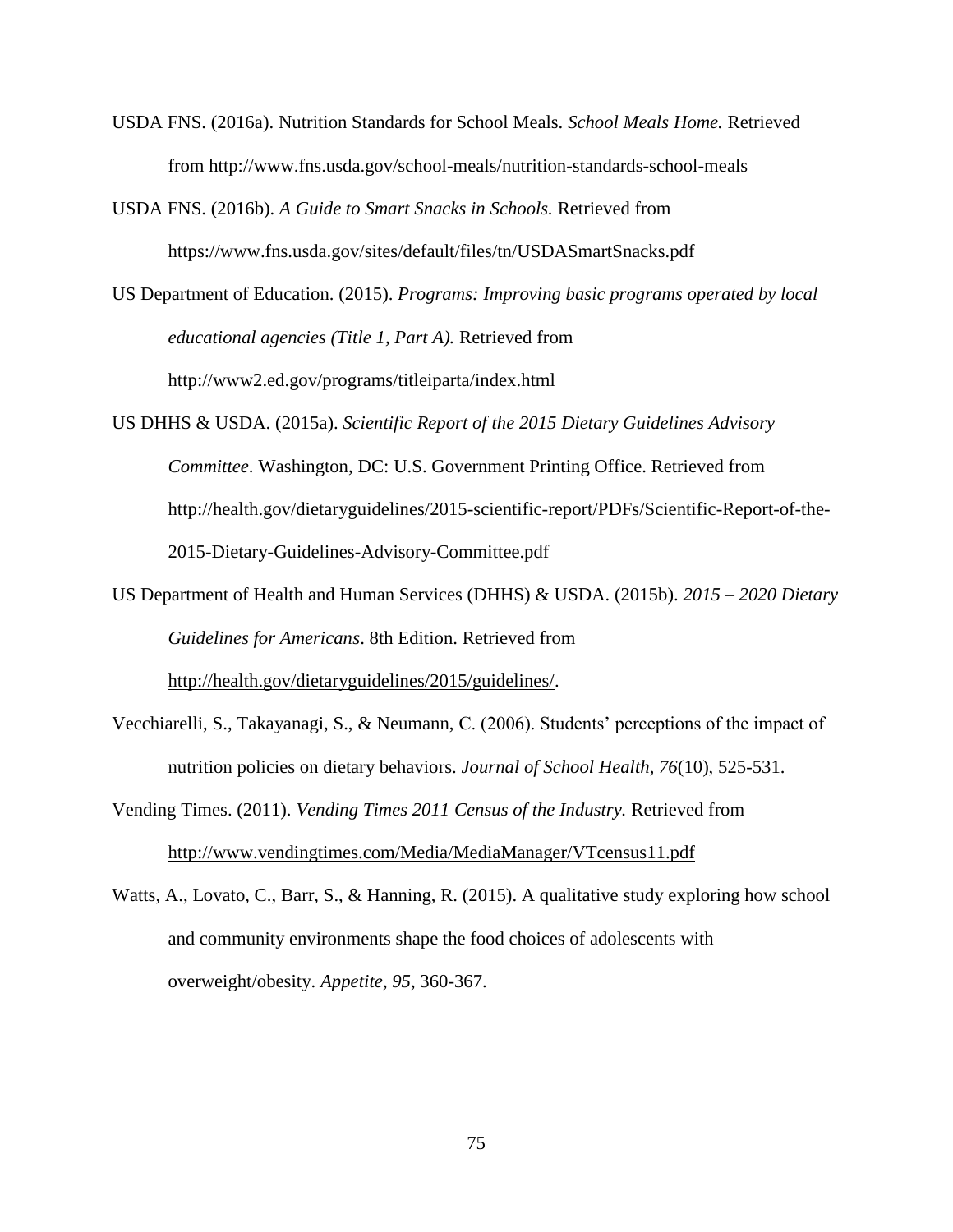USDA FNS. (2016a). Nutrition Standards for School Meals. *School Meals Home.* Retrieved from http://www.fns.usda.gov/school-meals/nutrition-standards-school-meals

USDA FNS. (2016b). *A Guide to Smart Snacks in Schools.* Retrieved from https://www.fns.usda.gov/sites/default/files/tn/USDASmartSnacks.pdf

US Department of Education. (2015). *Programs: Improving basic programs operated by local educational agencies (Title 1, Part A).* Retrieved from http://www2.ed.gov/programs/titleiparta/index.html

US DHHS & USDA. (2015a). *Scientific Report of the 2015 Dietary Guidelines Advisory Committee*. Washington, DC: U.S. Government Printing Office. Retrieved from http://health.gov/dietaryguidelines/2015-scientific-report/PDFs/Scientific-Report-of-the-2015-Dietary-Guidelines-Advisory-Committee.pdf

US Department of Health and Human Services (DHHS) & USDA. (2015b). *2015 – 2020 Dietary Guidelines for Americans*. 8th Edition. Retrieved from http://health.gov/dietaryguidelines/2015/guidelines/.

Vecchiarelli, S., Takayanagi, S., & Neumann, C. (2006). Students' perceptions of the impact of nutrition policies on dietary behaviors. *Journal of School Health*, *76*(10), 525-531.

Vending Times. (2011). *Vending Times 2011 Census of the Industry.* Retrieved from http://www.vendingtimes.com/Media/MediaManager/VTcensus11.pdf

Watts, A., Lovato, C., Barr, S., & Hanning, R. (2015). A qualitative study exploring how school and community environments shape the food choices of adolescents with overweight/obesity. *Appetite*, *95*, 360-367.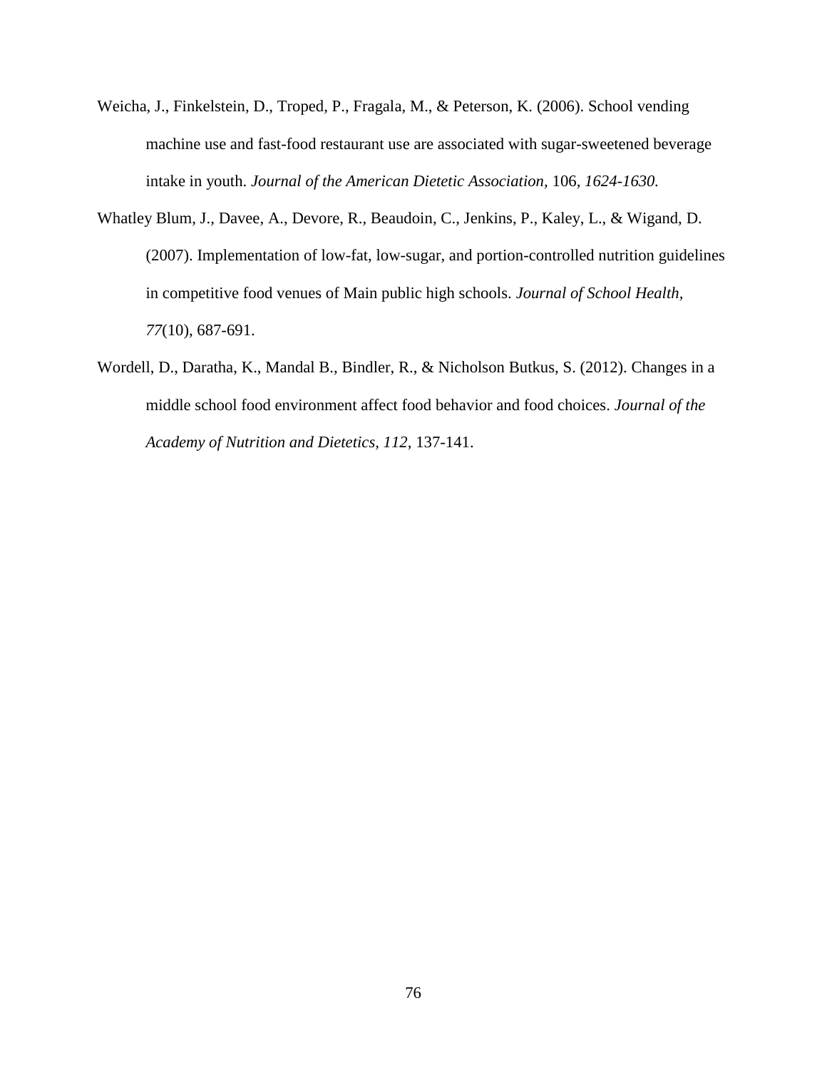Weicha, J., Finkelstein, D., Troped, P., Fragala, M., & Peterson, K. (2006). School vending machine use and fast-food restaurant use are associated with sugar-sweetened beverage intake in youth. *Journal of the American Dietetic Association,* 106, *1624-1630.*

Whatley Blum, J., Davee, A., Devore, R., Beaudoin, C., Jenkins, P., Kaley, L., & Wigand, D. (2007). Implementation of low-fat, low-sugar, and portion-controlled nutrition guidelines in competitive food venues of Main public high schools. *Journal of School Health, 77*(10), 687-691.

Wordell, D., Daratha, K., Mandal B., Bindler, R., & Nicholson Butkus, S. (2012). Changes in a middle school food environment affect food behavior and food choices. *Journal of the Academy of Nutrition and Dietetics, 112*, 137-141.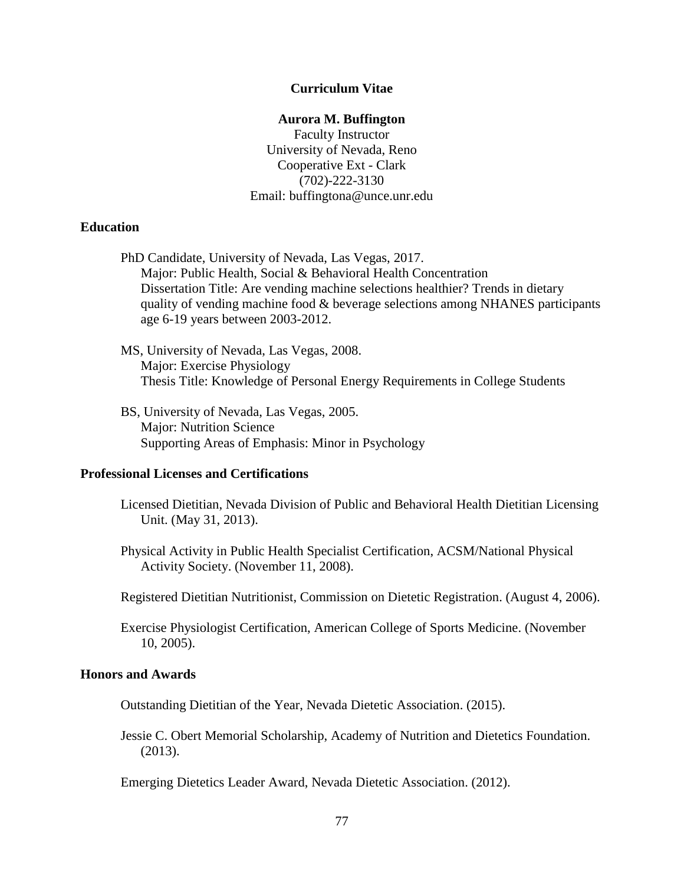**Curriculum Vitae**

**Aurora M. Buffington**
Faculty Instructor
University of Nevada, Reno
Cooperative Ext - Clark
(702)-222-3130
Email: buffingtona@unce.unr.edu

## Education

PhD Candidate, University of Nevada, Las Vegas, 2017.
Major: Public Health, Social & Behavioral Health Concentration
Dissertation Title: Are vending machine selections healthier? Trends in dietary quality of vending machine food & beverage selections among NHANES participants age 6-19 years between 2003-2012.

MS, University of Nevada, Las Vegas, 2008.
Major: Exercise Physiology
Thesis Title: Knowledge of Personal Energy Requirements in College Students

BS, University of Nevada, Las Vegas, 2005.
Major: Nutrition Science
Supporting Areas of Emphasis: Minor in Psychology

## Professional Licenses and Certifications

Licensed Dietitian, Nevada Division of Public and Behavioral Health Dietitian Licensing Unit. (May 31, 2013).

Physical Activity in Public Health Specialist Certification, ACSM/National Physical Activity Society. (November 11, 2008).

Registered Dietitian Nutritionist, Commission on Dietetic Registration. (August 4, 2006).

Exercise Physiologist Certification, American College of Sports Medicine. (November 10, 2005).

## Honors and Awards

Outstanding Dietitian of the Year, Nevada Dietetic Association. (2015).

Jessie C. Obert Memorial Scholarship, Academy of Nutrition and Dietetics Foundation. (2013).

Emerging Dietetics Leader Award, Nevada Dietetic Association. (2012).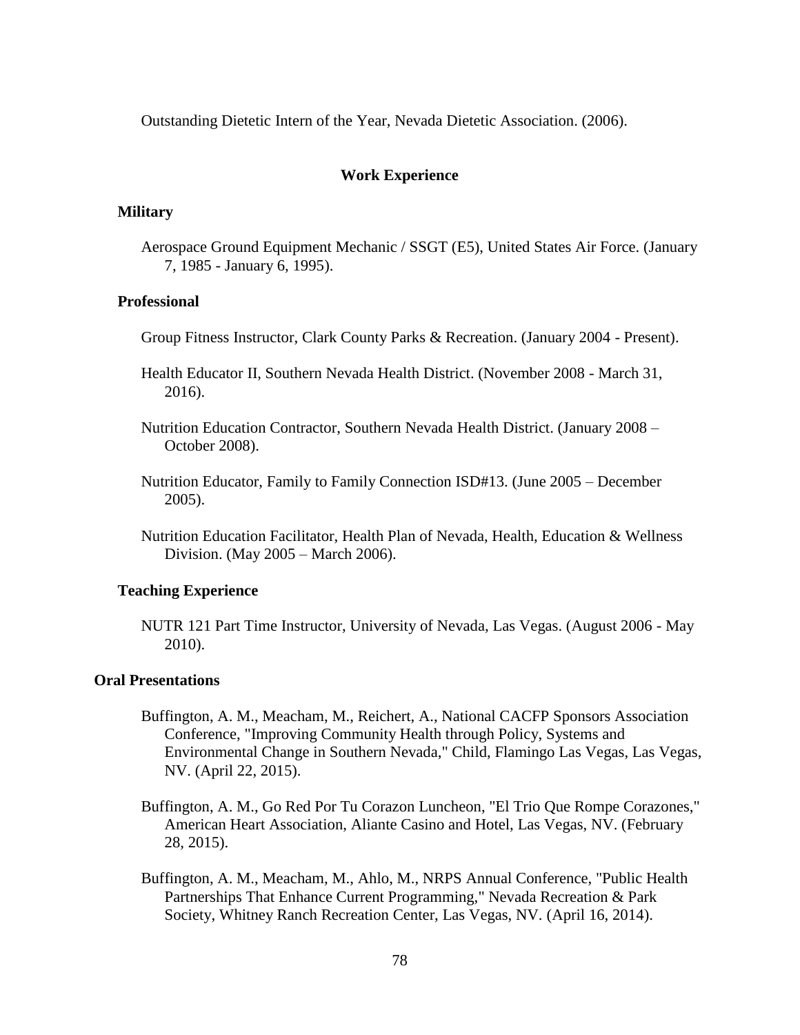Outstanding Dietetic Intern of the Year, Nevada Dietetic Association. (2006).

## Work Experience

### Military

Aerospace Ground Equipment Mechanic / SSGT (E5), United States Air Force. (January 7, 1985 - January 6, 1995).

### Professional

Group Fitness Instructor, Clark County Parks & Recreation. (January 2004 - Present).

Health Educator II, Southern Nevada Health District. (November 2008 - March 31, 2016).

Nutrition Education Contractor, Southern Nevada Health District. (January 2008 – October 2008).

Nutrition Educator, Family to Family Connection ISD#13. (June 2005 – December 2005).

Nutrition Education Facilitator, Health Plan of Nevada, Health, Education & Wellness Division. (May 2005 – March 2006).

### Teaching Experience

NUTR 121 Part Time Instructor, University of Nevada, Las Vegas. (August 2006 - May 2010).

## Oral Presentations

Buffington, A. M., Meacham, M., Reichert, A., National CACFP Sponsors Association Conference, "Improving Community Health through Policy, Systems and Environmental Change in Southern Nevada," Child, Flamingo Las Vegas, Las Vegas, NV. (April 22, 2015).

Buffington, A. M., Go Red Por Tu Corazon Luncheon, "El Trio Que Rompe Corazones," American Heart Association, Aliante Casino and Hotel, Las Vegas, NV. (February 28, 2015).

Buffington, A. M., Meacham, M., Ahlo, M., NRPS Annual Conference, "Public Health Partnerships That Enhance Current Programming," Nevada Recreation & Park Society, Whitney Ranch Recreation Center, Las Vegas, NV. (April 16, 2014).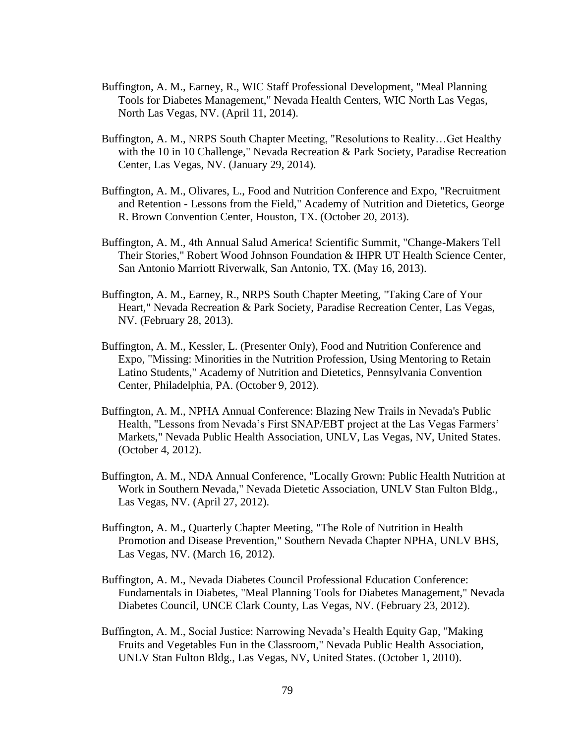Buffington, A. M., Earney, R., WIC Staff Professional Development, "Meal Planning Tools for Diabetes Management," Nevada Health Centers, WIC North Las Vegas, North Las Vegas, NV. (April 11, 2014).

Buffington, A. M., NRPS South Chapter Meeting, "Resolutions to Reality…Get Healthy with the 10 in 10 Challenge," Nevada Recreation & Park Society, Paradise Recreation Center, Las Vegas, NV. (January 29, 2014).

Buffington, A. M., Olivares, L., Food and Nutrition Conference and Expo, "Recruitment and Retention - Lessons from the Field," Academy of Nutrition and Dietetics, George R. Brown Convention Center, Houston, TX. (October 20, 2013).

Buffington, A. M., 4th Annual Salud America! Scientific Summit, "Change-Makers Tell Their Stories," Robert Wood Johnson Foundation & IHPR UT Health Science Center, San Antonio Marriott Riverwalk, San Antonio, TX. (May 16, 2013).

Buffington, A. M., Earney, R., NRPS South Chapter Meeting, "Taking Care of Your Heart," Nevada Recreation & Park Society, Paradise Recreation Center, Las Vegas, NV. (February 28, 2013).

Buffington, A. M., Kessler, L. (Presenter Only), Food and Nutrition Conference and Expo, "Missing: Minorities in the Nutrition Profession, Using Mentoring to Retain Latino Students," Academy of Nutrition and Dietetics, Pennsylvania Convention Center, Philadelphia, PA. (October 9, 2012).

Buffington, A. M., NPHA Annual Conference: Blazing New Trails in Nevada's Public Health, "Lessons from Nevada's First SNAP/EBT project at the Las Vegas Farmers' Markets," Nevada Public Health Association, UNLV, Las Vegas, NV, United States. (October 4, 2012).

Buffington, A. M., NDA Annual Conference, "Locally Grown: Public Health Nutrition at Work in Southern Nevada," Nevada Dietetic Association, UNLV Stan Fulton Bldg., Las Vegas, NV. (April 27, 2012).

Buffington, A. M., Quarterly Chapter Meeting, "The Role of Nutrition in Health Promotion and Disease Prevention," Southern Nevada Chapter NPHA, UNLV BHS, Las Vegas, NV. (March 16, 2012).

Buffington, A. M., Nevada Diabetes Council Professional Education Conference: Fundamentals in Diabetes, "Meal Planning Tools for Diabetes Management," Nevada Diabetes Council, UNCE Clark County, Las Vegas, NV. (February 23, 2012).

Buffington, A. M., Social Justice: Narrowing Nevada's Health Equity Gap, "Making Fruits and Vegetables Fun in the Classroom," Nevada Public Health Association, UNLV Stan Fulton Bldg., Las Vegas, NV, United States. (October 1, 2010).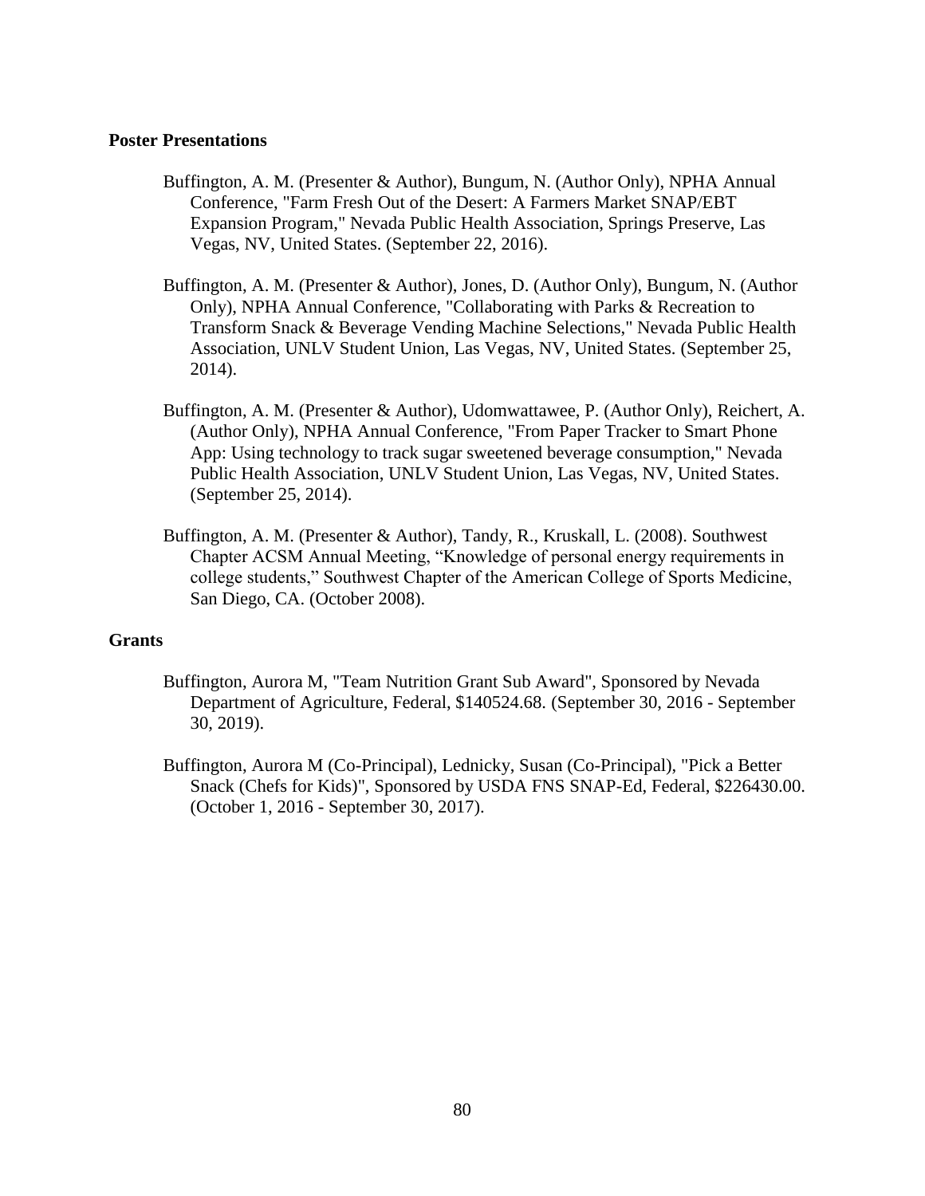**Poster Presentations**

Buffington, A. M. (Presenter & Author), Bungum, N. (Author Only), NPHA Annual Conference, "Farm Fresh Out of the Desert: A Farmers Market SNAP/EBT Expansion Program," Nevada Public Health Association, Springs Preserve, Las Vegas, NV, United States. (September 22, 2016).

Buffington, A. M. (Presenter & Author), Jones, D. (Author Only), Bungum, N. (Author Only), NPHA Annual Conference, "Collaborating with Parks & Recreation to Transform Snack & Beverage Vending Machine Selections," Nevada Public Health Association, UNLV Student Union, Las Vegas, NV, United States. (September 25, 2014).

Buffington, A. M. (Presenter & Author), Udomwattawee, P. (Author Only), Reichert, A. (Author Only), NPHA Annual Conference, "From Paper Tracker to Smart Phone App: Using technology to track sugar sweetened beverage consumption," Nevada Public Health Association, UNLV Student Union, Las Vegas, NV, United States. (September 25, 2014).

Buffington, A. M. (Presenter & Author), Tandy, R., Kruskall, L. (2008). Southwest Chapter ACSM Annual Meeting, "Knowledge of personal energy requirements in college students," Southwest Chapter of the American College of Sports Medicine, San Diego, CA. (October 2008).

**Grants**

Buffington, Aurora M, "Team Nutrition Grant Sub Award", Sponsored by Nevada Department of Agriculture, Federal, $140524.68. (September 30, 2016 - September 30, 2019).

Buffington, Aurora M (Co-Principal), Lednicky, Susan (Co-Principal), "Pick a Better Snack (Chefs for Kids)", Sponsored by USDA FNS SNAP-Ed, Federal, $226430.00. (October 1, 2016 - September 30, 2017).